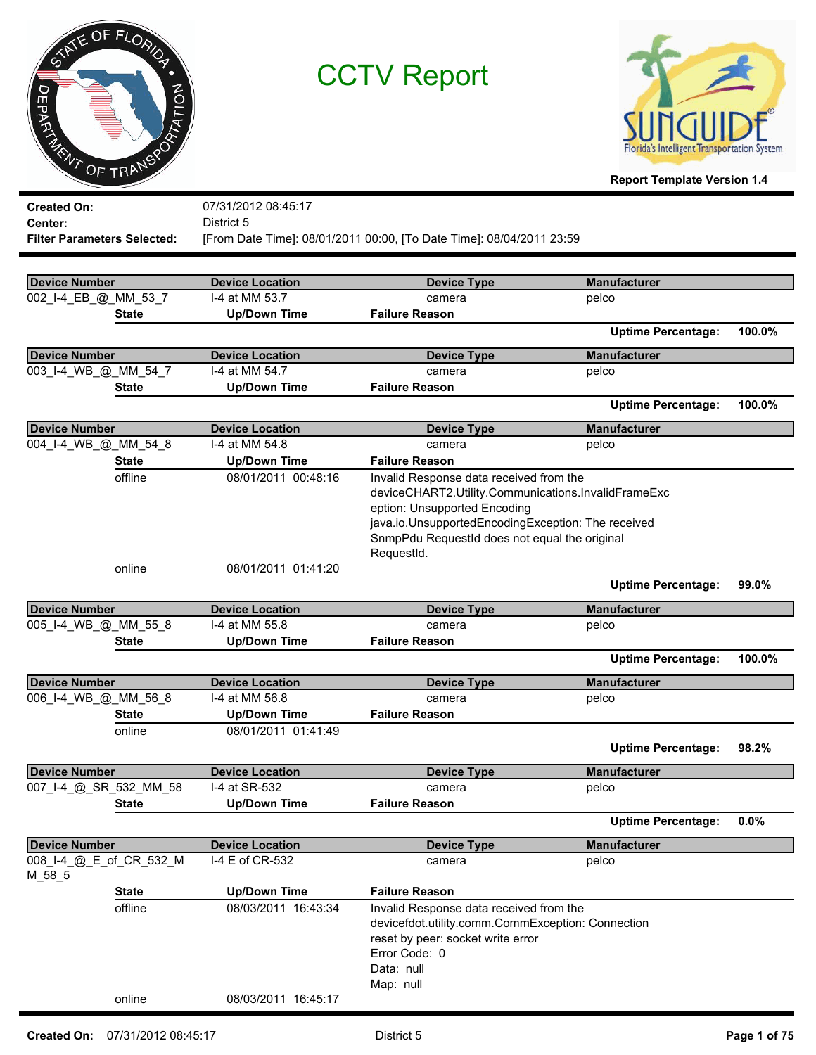# CCTV Report

**Report Template Version 1.4**

**Created On:** 07/31/2012 08:45:17
**Center:** District 5
**Filter Parameters Selected:** [From Date Time]: 08/01/2011 00:00, [To Date Time]: 08/04/2011 23:59

| Device Number | Device Location | Device Type | Manufacturer |
|---|---|---|---|
| 002_I-4_EB_@_MM_53_7 | I-4 at MM 53.7 | camera | pelco |

| State | Up/Down Time | Failure Reason |
|---|---|---|

**Uptime Percentage:** 100.0%

| Device Number | Device Location | Device Type | Manufacturer |
|---|---|---|---|
| 003_I-4_WB_@_MM_54_7 | I-4 at MM 54.7 | camera | pelco |

| State | Up/Down Time | Failure Reason |
|---|---|---|

**Uptime Percentage:** 100.0%

| Device Number | Device Location | Device Type | Manufacturer |
|---|---|---|---|
| 004_I-4_WB_@_MM_54_8 | I-4 at MM 54.8 | camera | pelco |

| State | Up/Down Time | Failure Reason |
|---|---|---|
| offline | 08/01/2011 00:48:16 | Invalid Response data received from the deviceCHART2.Utility.Communications.InvalidFrameException: Unsupported Encoding java.io.UnsupportedEncodingException: The received SnmpPdu RequestId does not equal the original RequestId. |
| online | 08/01/2011 01:41:20 | |

**Uptime Percentage:** 99.0%

| Device Number | Device Location | Device Type | Manufacturer |
|---|---|---|---|
| 005_I-4_WB_@_MM_55_8 | I-4 at MM 55.8 | camera | pelco |

| State | Up/Down Time | Failure Reason |
|---|---|---|

**Uptime Percentage:** 100.0%

| Device Number | Device Location | Device Type | Manufacturer |
|---|---|---|---|
| 006_I-4_WB_@_MM_56_8 | I-4 at MM 56.8 | camera | pelco |

| State | Up/Down Time | Failure Reason |
|---|---|---|
| online | 08/01/2011 01:41:49 | |

**Uptime Percentage:** 98.2%

| Device Number | Device Location | Device Type | Manufacturer |
|---|---|---|---|
| 007_I-4_@_SR_532_MM_58 | I-4 at SR-532 | camera | pelco |

| State | Up/Down Time | Failure Reason |
|---|---|---|

**Uptime Percentage:** 0.0%

| Device Number | Device Location | Device Type | Manufacturer |
|---|---|---|---|
| 008_I-4_@_E_of_CR_532_MM_58_5 | I-4 E of CR-532 | camera | pelco |

| State | Up/Down Time | Failure Reason |
|---|---|---|
| offline | 08/03/2011 16:43:34 | Invalid Response data received from the devicefdot.utility.comm.CommException: Connection reset by peer: socket write error<br>Error Code: 0<br>Data: null<br>Map: null |
| online | 08/03/2011 16:45:17 | |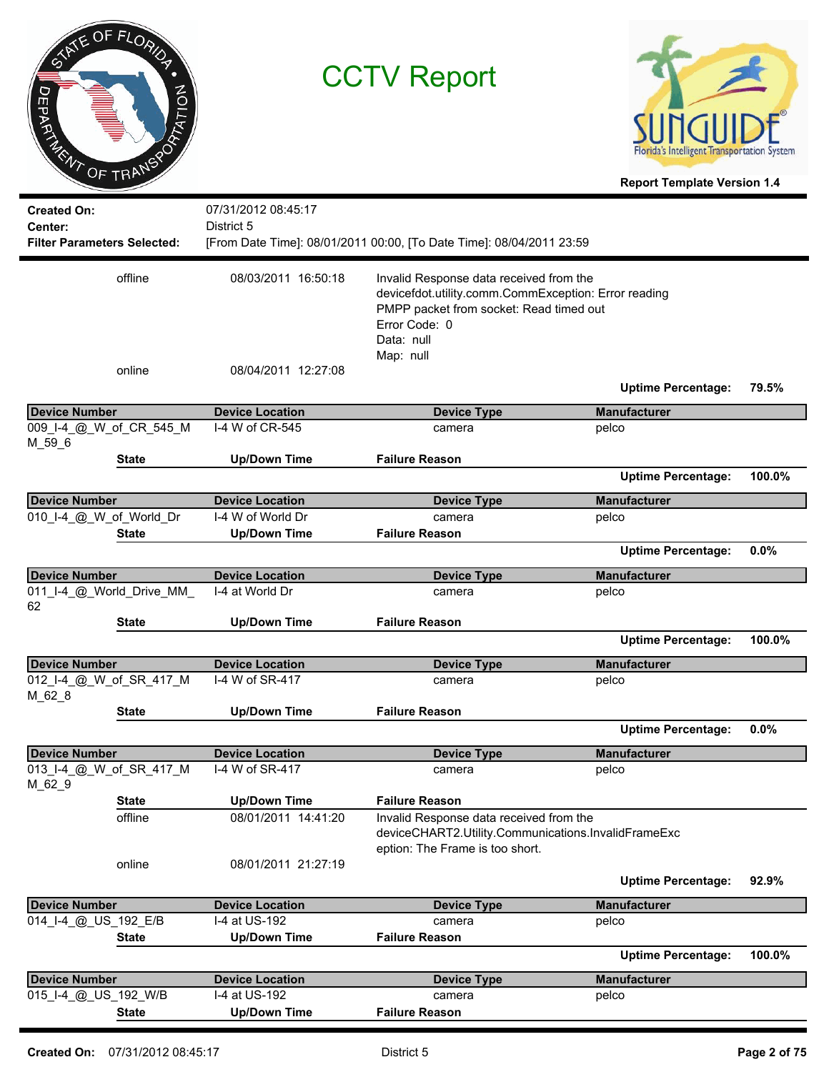# CCTV Report

**Report Template Version 1.4**

**Created On:** 07/31/2012 08:45:17
**Center:** District 5
**Filter Parameters Selected:** [From Date Time]: 08/01/2011 00:00, [To Date Time]: 08/04/2011 23:59

| | State | Up/Down Time | Failure Reason |
|---|---|---|---|
| | offline | 08/03/2011 16:50:18 | Invalid Response data received from the devicefdot.utility.comm.CommException: Error reading PMPP packet from socket: Read timed out<br>Error Code: 0<br>Data: null<br>Map: null |
| | online | 08/04/2011 12:27:08 | |

**Uptime Percentage: 79.5%**

| Device Number | Device Location | Device Type | Manufacturer |
|---|---|---|---|
| 009_I-4_@_W_of_CR_545_MM_59_6 | I-4 W of CR-545 | camera | pelco |

| State | Up/Down Time | Failure Reason |
|---|---|---|

**Uptime Percentage: 100.0%**

| Device Number | Device Location | Device Type | Manufacturer |
|---|---|---|---|
| 010_I-4_@_W_of_World_Dr | I-4 W of World Dr | camera | pelco |

| State | Up/Down Time | Failure Reason |
|---|---|---|

**Uptime Percentage: 0.0%**

| Device Number | Device Location | Device Type | Manufacturer |
|---|---|---|---|
| 011_I-4_@_World_Drive_MM_62 | I-4 at World Dr | camera | pelco |

| State | Up/Down Time | Failure Reason |
|---|---|---|

**Uptime Percentage: 100.0%**

| Device Number | Device Location | Device Type | Manufacturer |
|---|---|---|---|
| 012_I-4_@_W_of_SR_417_MM_62_8 | I-4 W of SR-417 | camera | pelco |

| State | Up/Down Time | Failure Reason |
|---|---|---|

**Uptime Percentage: 0.0%**

| Device Number | Device Location | Device Type | Manufacturer |
|---|---|---|---|
| 013_I-4_@_W_of_SR_417_MM_62_9 | I-4 W of SR-417 | camera | pelco |

| State | Up/Down Time | Failure Reason |
|---|---|---|
| offline | 08/01/2011 14:41:20 | Invalid Response data received from the deviceCHART2.Utility.Communications.InvalidFrameException: The Frame is too short. |
| online | 08/01/2011 21:27:19 | |

**Uptime Percentage: 92.9%**

| Device Number | Device Location | Device Type | Manufacturer |
|---|---|---|---|
| 014_I-4_@_US_192_E/B | I-4 at US-192 | camera | pelco |

| State | Up/Down Time | Failure Reason |
|---|---|---|

**Uptime Percentage: 100.0%**

| Device Number | Device Location | Device Type | Manufacturer |
|---|---|---|---|
| 015_I-4_@_US_192_W/B | I-4 at US-192 | camera | pelco |

| State | Up/Down Time | Failure Reason |
|---|---|---|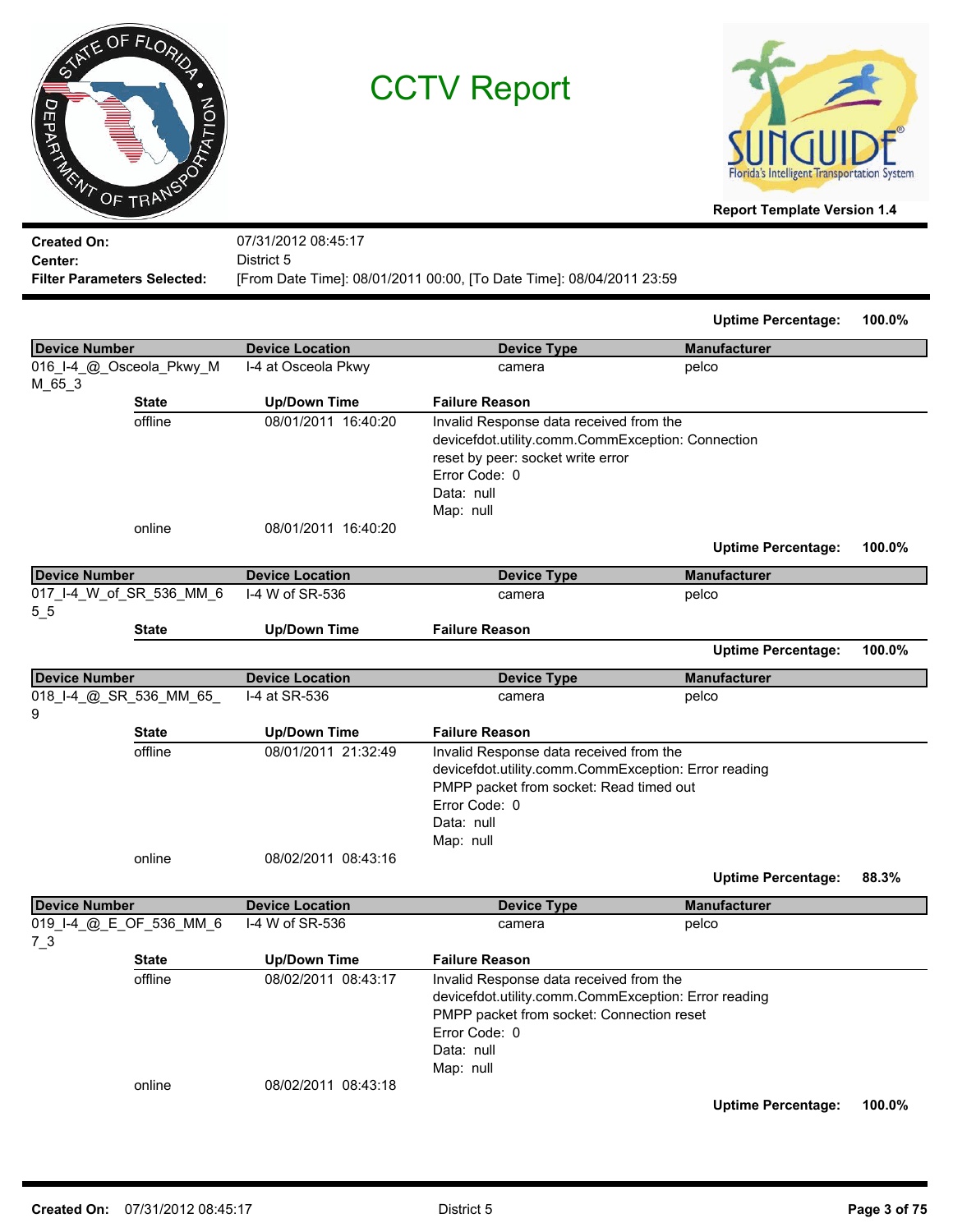# CCTV Report

**Report Template Version 1.4**

**Created On:** 07/31/2012 08:45:17
**Center:** District 5
**Filter Parameters Selected:** [From Date Time]: 08/01/2011 00:00, [To Date Time]: 08/04/2011 23:59

**Uptime Percentage:** 100.0%

| Device Number | Device Location | Device Type | Manufacturer |
|---|---|---|---|
| 016_I-4_@_Osceola_Pkwy_MM_65_3 | I-4 at Osceola Pkwy | camera | pelco |

| State | Up/Down Time | Failure Reason |
|---|---|---|
| offline | 08/01/2011 16:40:20 | Invalid Response data received from the devicefdot.utility.comm.CommException: Connection reset by peer: socket write error<br>Error Code: 0<br>Data: null<br>Map: null |
| online | 08/01/2011 16:40:20 | |

**Uptime Percentage:** 100.0%

| Device Number | Device Location | Device Type | Manufacturer |
|---|---|---|---|
| 017_I-4_W_of_SR_536_MM_65_5 | I-4 W of SR-536 | camera | pelco |

| State | Up/Down Time | Failure Reason |
|---|---|---|

**Uptime Percentage:** 100.0%

| Device Number | Device Location | Device Type | Manufacturer |
|---|---|---|---|
| 018_I-4_@_SR_536_MM_65_9 | I-4 at SR-536 | camera | pelco |

| State | Up/Down Time | Failure Reason |
|---|---|---|
| offline | 08/01/2011 21:32:49 | Invalid Response data received from the devicefdot.utility.comm.CommException: Error reading PMPP packet from socket: Read timed out<br>Error Code: 0<br>Data: null<br>Map: null |
| online | 08/02/2011 08:43:16 | |

**Uptime Percentage:** 88.3%

| Device Number | Device Location | Device Type | Manufacturer |
|---|---|---|---|
| 019_I-4_@_E_OF_536_MM_67_3 | I-4 W of SR-536 | camera | pelco |

| State | Up/Down Time | Failure Reason |
|---|---|---|
| offline | 08/02/2011 08:43:17 | Invalid Response data received from the devicefdot.utility.comm.CommException: Error reading PMPP packet from socket: Connection reset<br>Error Code: 0<br>Data: null<br>Map: null |
| online | 08/02/2011 08:43:18 | |

**Uptime Percentage:** 100.0%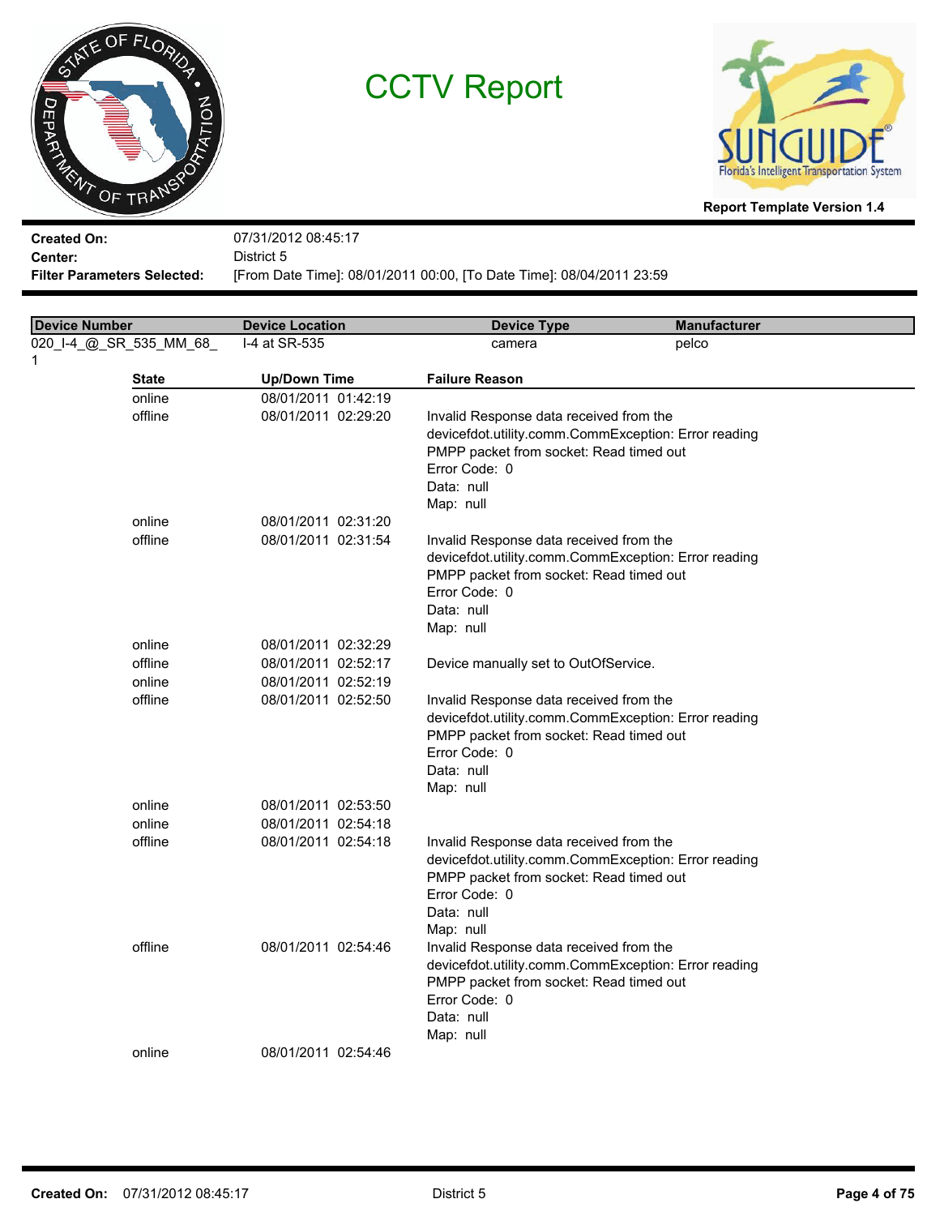# CCTV Report

**Report Template Version 1.4**

**Created On:** 07/31/2012 08:45:17
**Center:** District 5
**Filter Parameters Selected:** [From Date Time]: 08/01/2011 00:00, [To Date Time]: 08/04/2011 23:59

| Device Number | Device Location | Device Type | Manufacturer |
|---|---|---|---|
| 020_I-4_@_SR_535_MM_68_1 | I-4 at SR-535 | camera | pelco |

| State | Up/Down Time | Failure Reason |
|---|---|---|
| online | 08/01/2011 01:42:19 | |
| offline | 08/01/2011 02:29:20 | Invalid Response data received from the devicefdot.utility.comm.CommException: Error reading PMPP packet from socket: Read timed out Error Code: 0 Data: null Map: null |
| online | 08/01/2011 02:31:20 | |
| offline | 08/01/2011 02:31:54 | Invalid Response data received from the devicefdot.utility.comm.CommException: Error reading PMPP packet from socket: Read timed out Error Code: 0 Data: null Map: null |
| online | 08/01/2011 02:32:29 | |
| offline | 08/01/2011 02:52:17 | Device manually set to OutOfService. |
| online | 08/01/2011 02:52:19 | |
| offline | 08/01/2011 02:52:50 | Invalid Response data received from the devicefdot.utility.comm.CommException: Error reading PMPP packet from socket: Read timed out Error Code: 0 Data: null Map: null |
| online | 08/01/2011 02:53:50 | |
| online | 08/01/2011 02:54:18 | |
| offline | 08/01/2011 02:54:18 | Invalid Response data received from the devicefdot.utility.comm.CommException: Error reading PMPP packet from socket: Read timed out Error Code: 0 Data: null Map: null |
| offline | 08/01/2011 02:54:46 | Invalid Response data received from the devicefdot.utility.comm.CommException: Error reading PMPP packet from socket: Read timed out Error Code: 0 Data: null Map: null |
| online | 08/01/2011 02:54:46 | |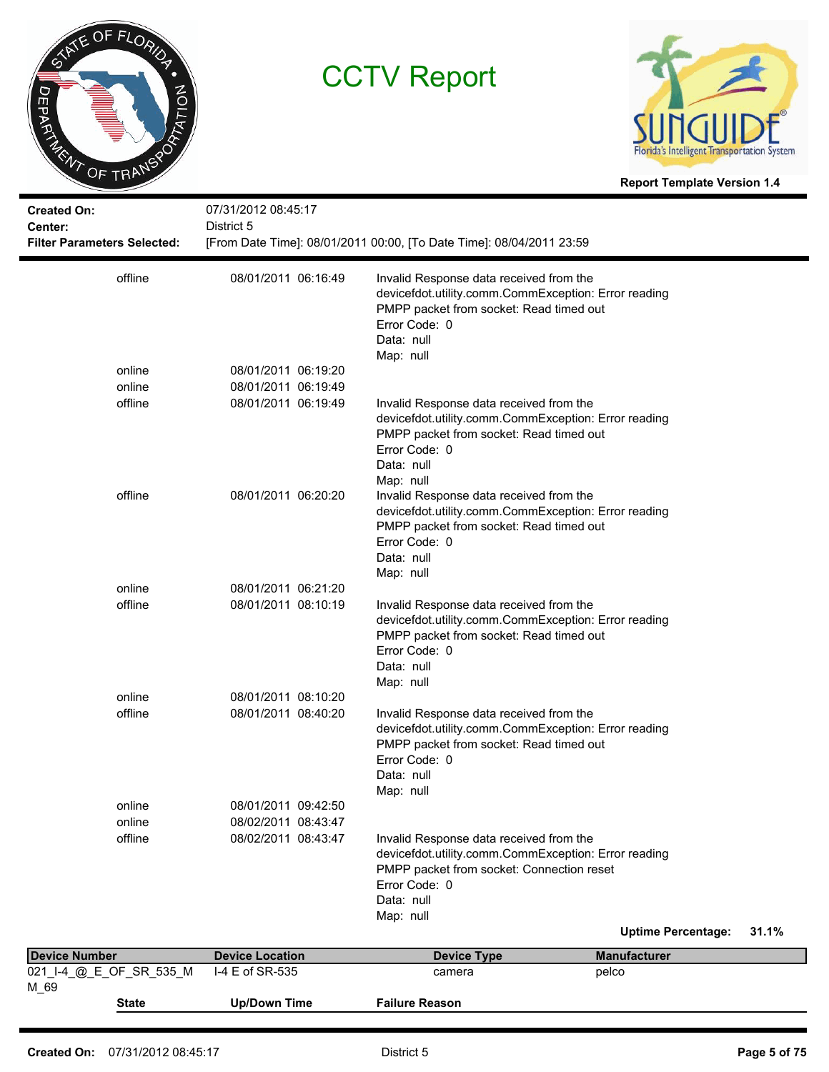# CCTV Report

**Report Template Version 1.4**

**Created On:** 07/31/2012 08:45:17
**Center:** District 5
**Filter Parameters Selected:** [From Date Time]: 08/01/2011 00:00, [To Date Time]: 08/04/2011 23:59

| State | Up/Down Time | Failure Reason |
|---|---|---|
| offline | 08/01/2011 06:16:49 | Invalid Response data received from the devicefdot.utility.comm.CommException: Error reading PMPP packet from socket: Read timed out<br>Error Code: 0<br>Data: null<br>Map: null |
| online | 08/01/2011 06:19:20 | |
| online | 08/01/2011 06:19:49 | |
| offline | 08/01/2011 06:19:49 | Invalid Response data received from the devicefdot.utility.comm.CommException: Error reading PMPP packet from socket: Read timed out<br>Error Code: 0<br>Data: null<br>Map: null |
| offline | 08/01/2011 06:20:20 | Invalid Response data received from the devicefdot.utility.comm.CommException: Error reading PMPP packet from socket: Read timed out<br>Error Code: 0<br>Data: null<br>Map: null |
| online | 08/01/2011 06:21:20 | |
| offline | 08/01/2011 08:10:19 | Invalid Response data received from the devicefdot.utility.comm.CommException: Error reading PMPP packet from socket: Read timed out<br>Error Code: 0<br>Data: null<br>Map: null |
| online | 08/01/2011 08:10:20 | |
| offline | 08/01/2011 08:40:20 | Invalid Response data received from the devicefdot.utility.comm.CommException: Error reading PMPP packet from socket: Read timed out<br>Error Code: 0<br>Data: null<br>Map: null |
| online | 08/01/2011 09:42:50 | |
| online | 08/02/2011 08:43:47 | |
| offline | 08/02/2011 08:43:47 | Invalid Response data received from the devicefdot.utility.comm.CommException: Error reading PMPP packet from socket: Connection reset<br>Error Code: 0<br>Data: null<br>Map: null |

**Uptime Percentage: 31.1%**

| Device Number | Device Location | Device Type | Manufacturer |
|---|---|---|---|
| 021_I-4_@_E_OF_SR_535_MM_69 | I-4 E of SR-535 | camera | pelco |

| State | Up/Down Time | Failure Reason |
|---|---|---|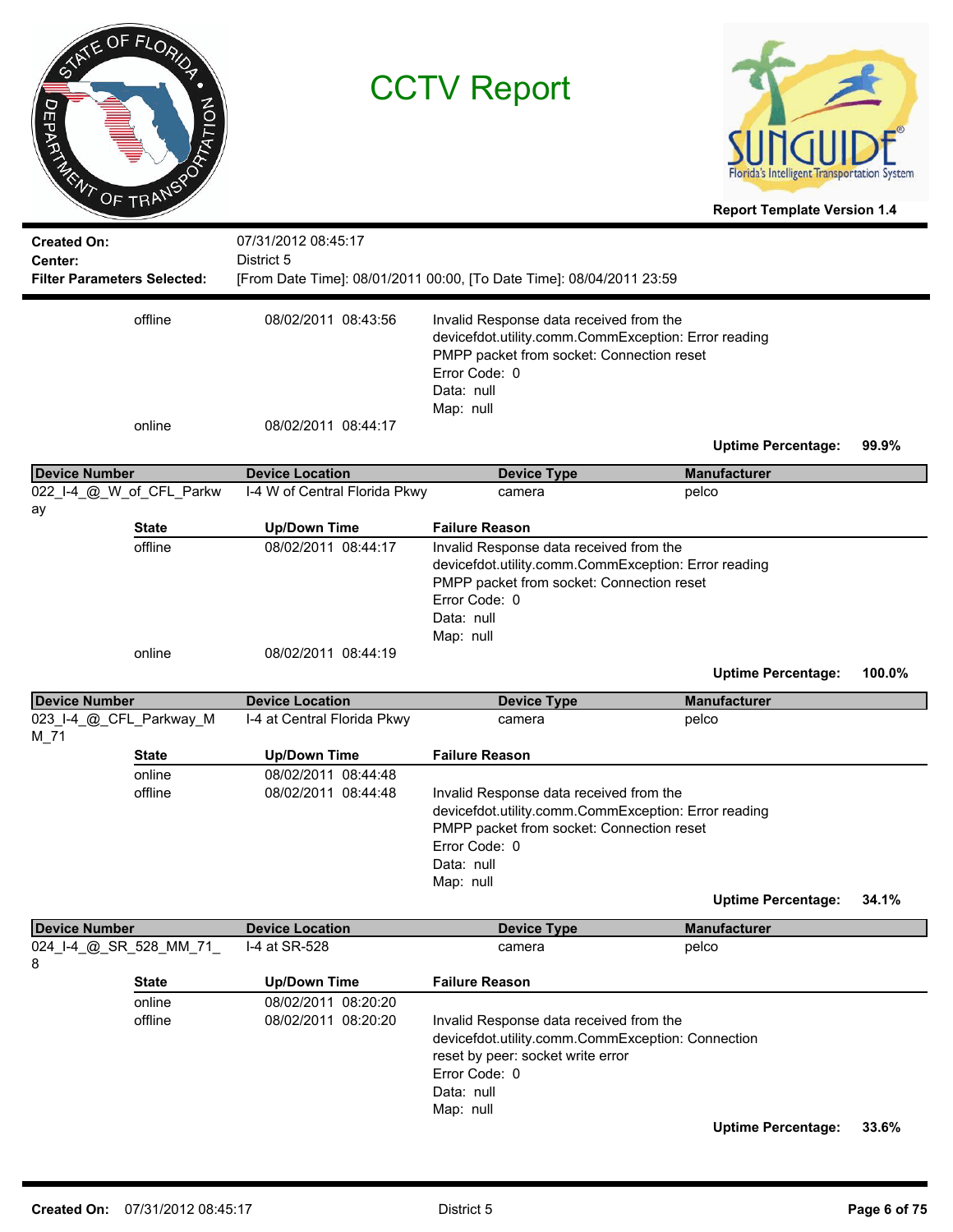# CCTV Report

Report Template Version 1.4

**Created On:** 07/31/2012 08:45:17
**Center:** District 5
**Filter Parameters Selected:** [From Date Time]: 08/01/2011 00:00, [To Date Time]: 08/04/2011 23:59

| State | Up/Down Time | Failure Reason |
|---|---|---|
| offline | 08/02/2011 08:43:56 | Invalid Response data received from the devicefdot.utility.comm.CommException: Error reading PMPP packet from socket: Connection reset Error Code: 0 Data: null Map: null |
| online | 08/02/2011 08:44:17 | |

**Uptime Percentage:** 99.9%

| Device Number | Device Location | Device Type | Manufacturer |
|---|---|---|---|
| 022_I-4_@_W_of_CFL_Parkway | I-4 W of Central Florida Pkwy | camera | pelco |

| State | Up/Down Time | Failure Reason |
|---|---|---|
| offline | 08/02/2011 08:44:17 | Invalid Response data received from the devicefdot.utility.comm.CommException: Error reading PMPP packet from socket: Connection reset Error Code: 0 Data: null Map: null |
| online | 08/02/2011 08:44:19 | |

**Uptime Percentage:** 100.0%

| Device Number | Device Location | Device Type | Manufacturer |
|---|---|---|---|
| 023_I-4_@_CFL_Parkway_MM_71 | I-4 at Central Florida Pkwy | camera | pelco |

| State | Up/Down Time | Failure Reason |
|---|---|---|
| online | 08/02/2011 08:44:48 | |
| offline | 08/02/2011 08:44:48 | Invalid Response data received from the devicefdot.utility.comm.CommException: Error reading PMPP packet from socket: Connection reset Error Code: 0 Data: null Map: null |

**Uptime Percentage:** 34.1%

| Device Number | Device Location | Device Type | Manufacturer |
|---|---|---|---|
| 024_I-4_@_SR_528_MM_71_8 | I-4 at SR-528 | camera | pelco |

| State | Up/Down Time | Failure Reason |
|---|---|---|
| online | 08/02/2011 08:20:20 | |
| offline | 08/02/2011 08:20:20 | Invalid Response data received from the devicefdot.utility.comm.CommException: Connection reset by peer: socket write error Error Code: 0 Data: null Map: null |

**Uptime Percentage:** 33.6%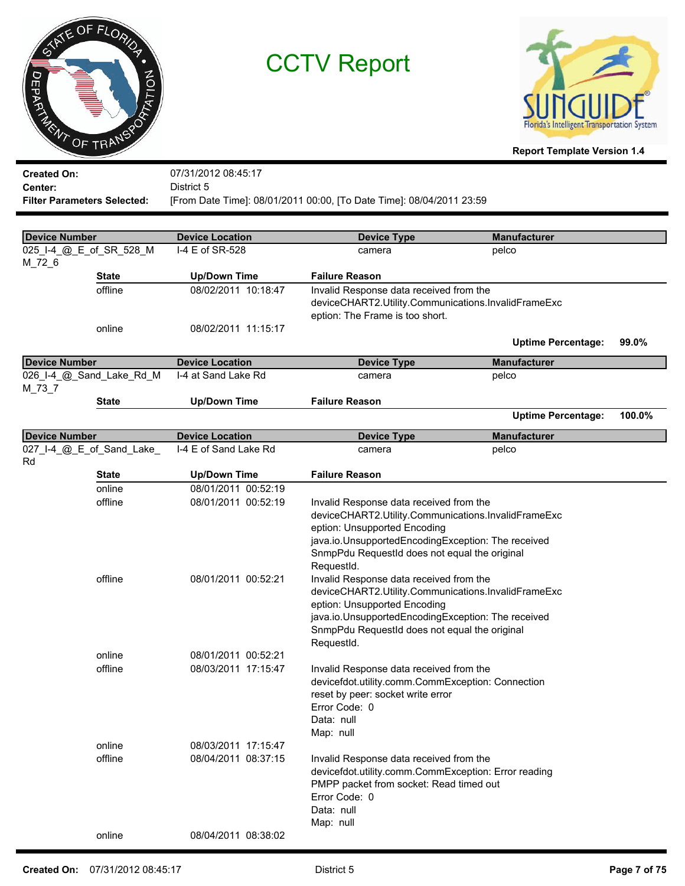# CCTV Report

**Report Template Version 1.4**

**Created On:** 07/31/2012 08:45:17
**Center:** District 5
**Filter Parameters Selected:** [From Date Time]: 08/01/2011 00:00, [To Date Time]: 08/04/2011 23:59

| Device Number | Device Location | Device Type | Manufacturer |
|---|---|---|---|
| 025_I-4_@_E_of_SR_528_MM_72_6 | I-4 E of SR-528 | camera | pelco |

| State | Up/Down Time | Failure Reason |
|---|---|---|
| offline | 08/02/2011 10:18:47 | Invalid Response data received from the deviceCHART2.Utility.Communications.InvalidFrameException: The Frame is too short. |
| online | 08/02/2011 11:15:17 | |

**Uptime Percentage:** 99.0%

| Device Number | Device Location | Device Type | Manufacturer |
|---|---|---|---|
| 026_I-4_@_Sand_Lake_Rd_MM_73_7 | I-4 at Sand Lake Rd | camera | pelco |

| State | Up/Down Time | Failure Reason |
|---|---|---|

**Uptime Percentage:** 100.0%

| Device Number | Device Location | Device Type | Manufacturer |
|---|---|---|---|
| 027_I-4_@_E_of_Sand_Lake_Rd | I-4 E of Sand Lake Rd | camera | pelco |

| State | Up/Down Time | Failure Reason |
|---|---|---|
| online | 08/01/2011 00:52:19 | |
| offline | 08/01/2011 00:52:19 | Invalid Response data received from the deviceCHART2.Utility.Communications.InvalidFrameException: Unsupported Encoding java.io.UnsupportedEncodingException: The received SnmpPdu RequestId does not equal the original RequestId. |
| offline | 08/01/2011 00:52:21 | Invalid Response data received from the deviceCHART2.Utility.Communications.InvalidFrameException: Unsupported Encoding java.io.UnsupportedEncodingException: The received SnmpPdu RequestId does not equal the original RequestId. |
| online | 08/01/2011 00:52:21 | |
| offline | 08/03/2011 17:15:47 | Invalid Response data received from the devicefdot.utility.comm.CommException: Connection reset by peer: socket write error Error Code: 0 Data: null Map: null |
| online | 08/03/2011 17:15:47 | |
| offline | 08/04/2011 08:37:15 | Invalid Response data received from the devicefdot.utility.comm.CommException: Error reading PMPP packet from socket: Read timed out Error Code: 0 Data: null Map: null |
| online | 08/04/2011 08:38:02 | |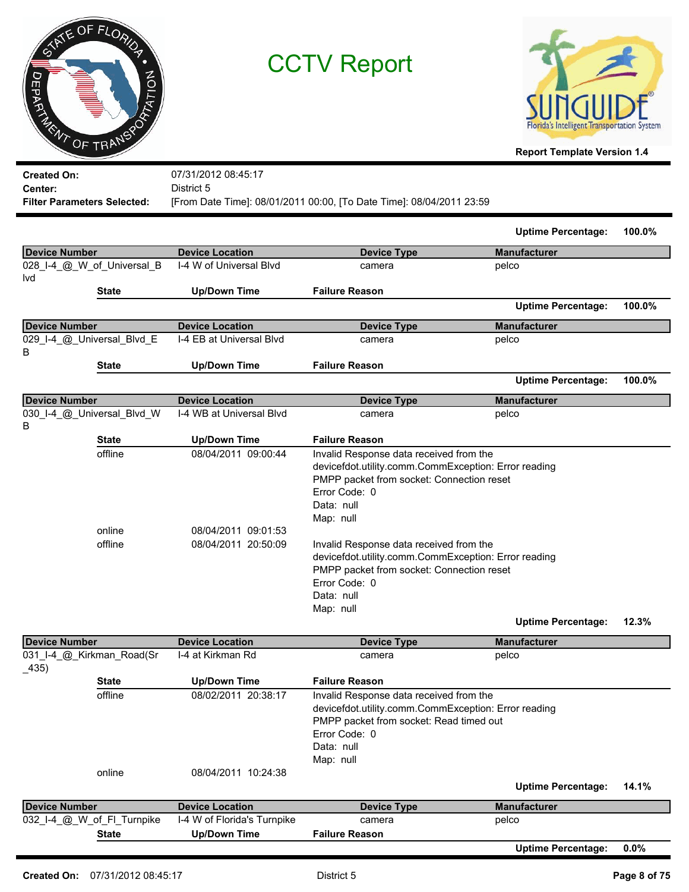# CCTV Report

**Report Template Version 1.4**

**Created On:** 07/31/2012 08:45:17
**Center:** District 5
**Filter Parameters Selected:** [From Date Time]: 08/01/2011 00:00, [To Date Time]: 08/04/2011 23:59

**Uptime Percentage:** 100.0%

| Device Number | Device Location | Device Type | Manufacturer |
|---|---|---|---|
| 028_I-4_@_W_of_Universal_Blvd | I-4 W of Universal Blvd | camera | pelco |

| State | Up/Down Time | Failure Reason |
|---|---|---|

**Uptime Percentage:** 100.0%

| Device Number | Device Location | Device Type | Manufacturer |
|---|---|---|---|
| 029_I-4_@_Universal_Blvd_EB | I-4 EB at Universal Blvd | camera | pelco |

| State | Up/Down Time | Failure Reason |
|---|---|---|

**Uptime Percentage:** 100.0%

| Device Number | Device Location | Device Type | Manufacturer |
|---|---|---|---|
| 030_I-4_@_Universal_Blvd_WB | I-4 WB at Universal Blvd | camera | pelco |

| State | Up/Down Time | Failure Reason |
|---|---|---|
| offline | 08/04/2011 09:00:44 | Invalid Response data received from the devicefdot.utility.comm.CommException: Error reading PMPP packet from socket: Connection reset<br>Error Code: 0<br>Data: null<br>Map: null |
| online | 08/04/2011 09:01:53 | |
| offline | 08/04/2011 20:50:09 | Invalid Response data received from the devicefdot.utility.comm.CommException: Error reading PMPP packet from socket: Connection reset<br>Error Code: 0<br>Data: null<br>Map: null |

**Uptime Percentage:** 12.3%

| Device Number | Device Location | Device Type | Manufacturer |
|---|---|---|---|
| 031_I-4_@_Kirkman_Road(Sr_435) | I-4 at Kirkman Rd | camera | pelco |

| State | Up/Down Time | Failure Reason |
|---|---|---|
| offline | 08/02/2011 20:38:17 | Invalid Response data received from the devicefdot.utility.comm.CommException: Error reading PMPP packet from socket: Read timed out<br>Error Code: 0<br>Data: null<br>Map: null |
| online | 08/04/2011 10:24:38 | |

**Uptime Percentage:** 14.1%

| Device Number | Device Location | Device Type | Manufacturer |
|---|---|---|---|
| 032_I-4_@_W_of_Fl_Turnpike | I-4 W of Florida's Turnpike | camera | pelco |

| State | Up/Down Time | Failure Reason |
|---|---|---|

**Uptime Percentage:** 0.0%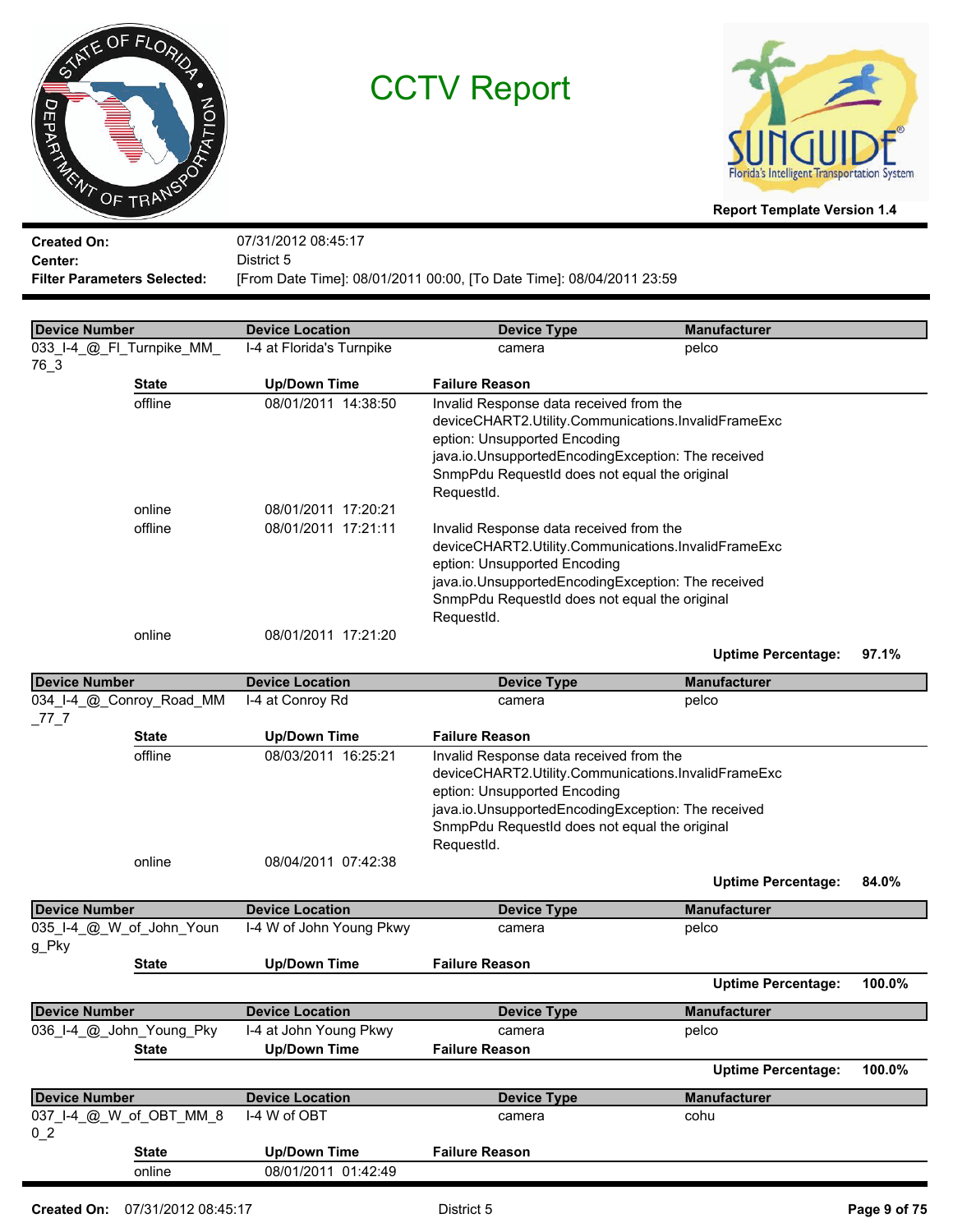# CCTV Report

Report Template Version 1.4

**Created On:** 07/31/2012 08:45:17
**Center:** District 5
**Filter Parameters Selected:** [From Date Time]: 08/01/2011 00:00, [To Date Time]: 08/04/2011 23:59

| Device Number | Device Location | Device Type | Manufacturer |
|---|---|---|---|
| 033_I-4_@_Fl_Turnpike_MM_76_3 | I-4 at Florida's Turnpike | camera | pelco |

| State | Up/Down Time | Failure Reason |
|---|---|---|
| offline | 08/01/2011 14:38:50 | Invalid Response data received from the deviceCHART2.Utility.Communications.InvalidFrameException: Unsupported Encoding java.io.UnsupportedEncodingException: The received SnmpPdu RequestId does not equal the original RequestId. |
| online | 08/01/2011 17:20:21 | |
| offline | 08/01/2011 17:21:11 | Invalid Response data received from the deviceCHART2.Utility.Communications.InvalidFrameException: Unsupported Encoding java.io.UnsupportedEncodingException: The received SnmpPdu RequestId does not equal the original RequestId. |
| online | 08/01/2011 17:21:20 | |

**Uptime Percentage:** 97.1%

| Device Number | Device Location | Device Type | Manufacturer |
|---|---|---|---|
| 034_I-4_@_Conroy_Road_MM_77_7 | I-4 at Conroy Rd | camera | pelco |

| State | Up/Down Time | Failure Reason |
|---|---|---|
| offline | 08/03/2011 16:25:21 | Invalid Response data received from the deviceCHART2.Utility.Communications.InvalidFrameException: Unsupported Encoding java.io.UnsupportedEncodingException: The received SnmpPdu RequestId does not equal the original RequestId. |
| online | 08/04/2011 07:42:38 | |

**Uptime Percentage:** 84.0%

| Device Number | Device Location | Device Type | Manufacturer |
|---|---|---|---|
| 035_I-4_@_W_of_John_Young_Pky | I-4 W of John Young Pkwy | camera | pelco |

| State | Up/Down Time | Failure Reason |
|---|---|---|

**Uptime Percentage:** 100.0%

| Device Number | Device Location | Device Type | Manufacturer |
|---|---|---|---|
| 036_I-4_@_John_Young_Pky | I-4 at John Young Pkwy | camera | pelco |

| State | Up/Down Time | Failure Reason |
|---|---|---|

**Uptime Percentage:** 100.0%

| Device Number | Device Location | Device Type | Manufacturer |
|---|---|---|---|
| 037_I-4_@_W_of_OBT_MM_80_2 | I-4 W of OBT | camera | cohu |

| State | Up/Down Time | Failure Reason |
|---|---|---|
| online | 08/01/2011 01:42:49 | |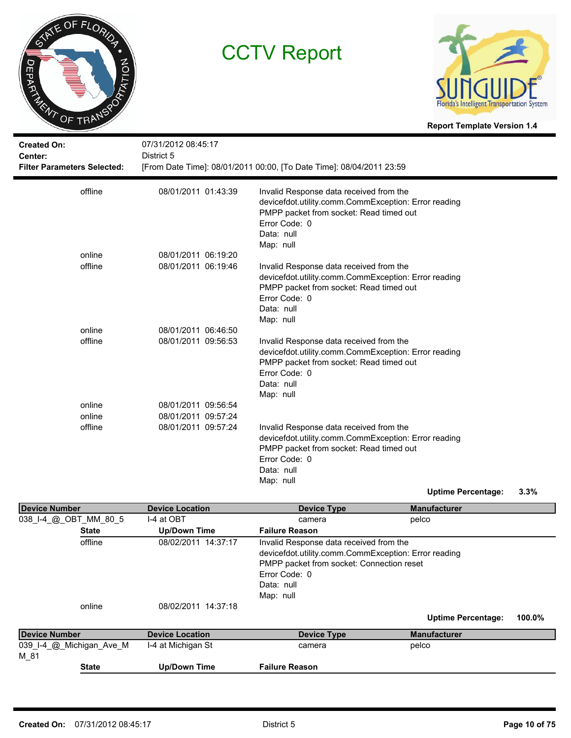# CCTV Report

**Report Template Version 1.4**

**Created On:** 07/31/2012 08:45:17
**Center:** District 5
**Filter Parameters Selected:** [From Date Time]: 08/01/2011 00:00, [To Date Time]: 08/04/2011 23:59

| State | Up/Down Time | Failure Reason |
|---|---|---|
| offline | 08/01/2011 01:43:39 | Invalid Response data received from the devicefdot.utility.comm.CommException: Error reading PMPP packet from socket: Read timed out<br>Error Code: 0<br>Data: null<br>Map: null |
| online | 08/01/2011 06:19:20 | |
| offline | 08/01/2011 06:19:46 | Invalid Response data received from the devicefdot.utility.comm.CommException: Error reading PMPP packet from socket: Read timed out<br>Error Code: 0<br>Data: null<br>Map: null |
| online | 08/01/2011 06:46:50 | |
| offline | 08/01/2011 09:56:53 | Invalid Response data received from the devicefdot.utility.comm.CommException: Error reading PMPP packet from socket: Read timed out<br>Error Code: 0<br>Data: null<br>Map: null |
| online | 08/01/2011 09:56:54 | |
| online | 08/01/2011 09:57:24 | |
| offline | 08/01/2011 09:57:24 | Invalid Response data received from the devicefdot.utility.comm.CommException: Error reading PMPP packet from socket: Read timed out<br>Error Code: 0<br>Data: null<br>Map: null |

**Uptime Percentage: 3.3%**

| Device Number | Device Location | Device Type | Manufacturer |
|---|---|---|---|
| 038_I-4_@_OBT_MM_80_5 | I-4 at OBT | camera | pelco |

| State | Up/Down Time | Failure Reason |
|---|---|---|
| offline | 08/02/2011 14:37:17 | Invalid Response data received from the devicefdot.utility.comm.CommException: Error reading PMPP packet from socket: Connection reset<br>Error Code: 0<br>Data: null<br>Map: null |
| online | 08/02/2011 14:37:18 | |

**Uptime Percentage: 100.0%**

| Device Number | Device Location | Device Type | Manufacturer |
|---|---|---|---|
| 039_I-4_@_Michigan_Ave_MM_81 | I-4 at Michigan St | camera | pelco |

| State | Up/Down Time | Failure Reason |
|---|---|---|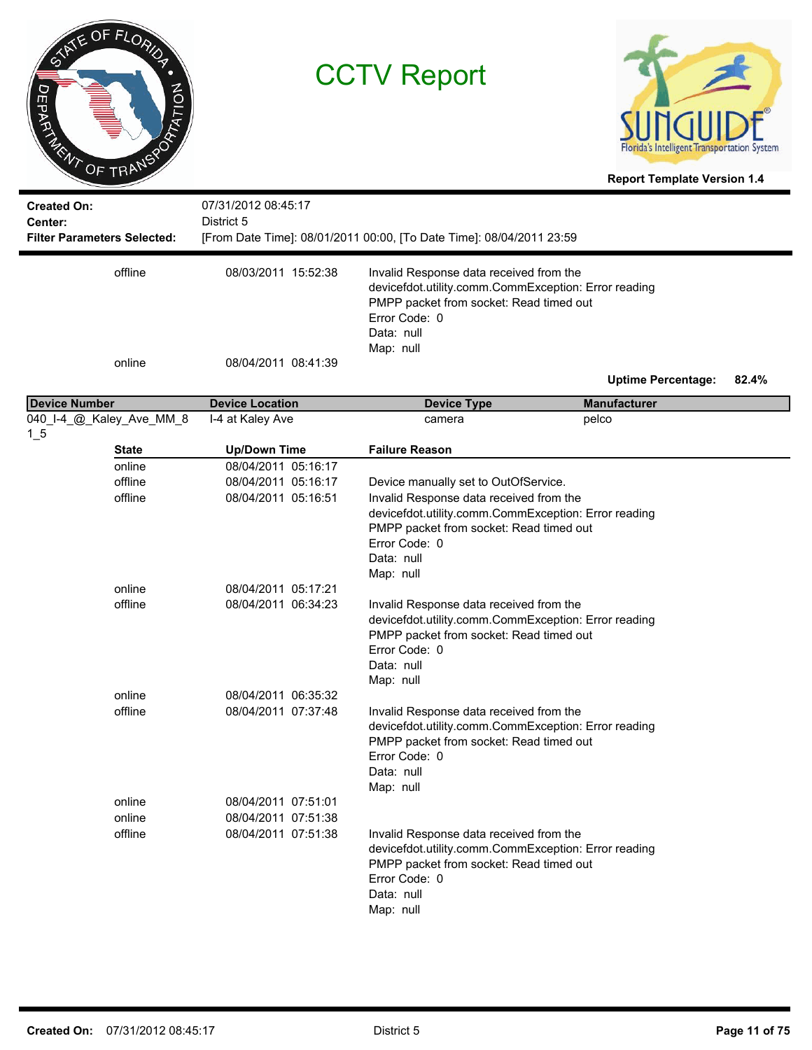# CCTV Report

Report Template Version 1.4

**Created On:** 07/31/2012 08:45:17
**Center:** District 5
**Filter Parameters Selected:** [From Date Time]: 08/01/2011 00:00, [To Date Time]: 08/04/2011 23:59

| State | Up/Down Time | Failure Reason |
|---|---|---|
| offline | 08/03/2011 15:52:38 | Invalid Response data received from the devicefdot.utility.comm.CommException: Error reading PMPP packet from socket: Read timed out<br>Error Code: 0<br>Data: null<br>Map: null |
| online | 08/04/2011 08:41:39 | |

**Uptime Percentage:** **82.4%**

| Device Number | Device Location | Device Type | Manufacturer |
|---|---|---|---|
| 040_I-4_@_Kaley_Ave_MM_81_5 | I-4 at Kaley Ave | camera | pelco |

| State | Up/Down Time | Failure Reason |
|---|---|---|
| online | 08/04/2011 05:16:17 | |
| offline | 08/04/2011 05:16:17 | Device manually set to OutOfService. |
| offline | 08/04/2011 05:16:51 | Invalid Response data received from the devicefdot.utility.comm.CommException: Error reading PMPP packet from socket: Read timed out<br>Error Code: 0<br>Data: null<br>Map: null |
| online | 08/04/2011 05:17:21 | |
| offline | 08/04/2011 06:34:23 | Invalid Response data received from the devicefdot.utility.comm.CommException: Error reading PMPP packet from socket: Read timed out<br>Error Code: 0<br>Data: null<br>Map: null |
| online | 08/04/2011 06:35:32 | |
| offline | 08/04/2011 07:37:48 | Invalid Response data received from the devicefdot.utility.comm.CommException: Error reading PMPP packet from socket: Read timed out<br>Error Code: 0<br>Data: null<br>Map: null |
| online | 08/04/2011 07:51:01 | |
| online | 08/04/2011 07:51:38 | |
| offline | 08/04/2011 07:51:38 | Invalid Response data received from the devicefdot.utility.comm.CommException: Error reading PMPP packet from socket: Read timed out<br>Error Code: 0<br>Data: null<br>Map: null |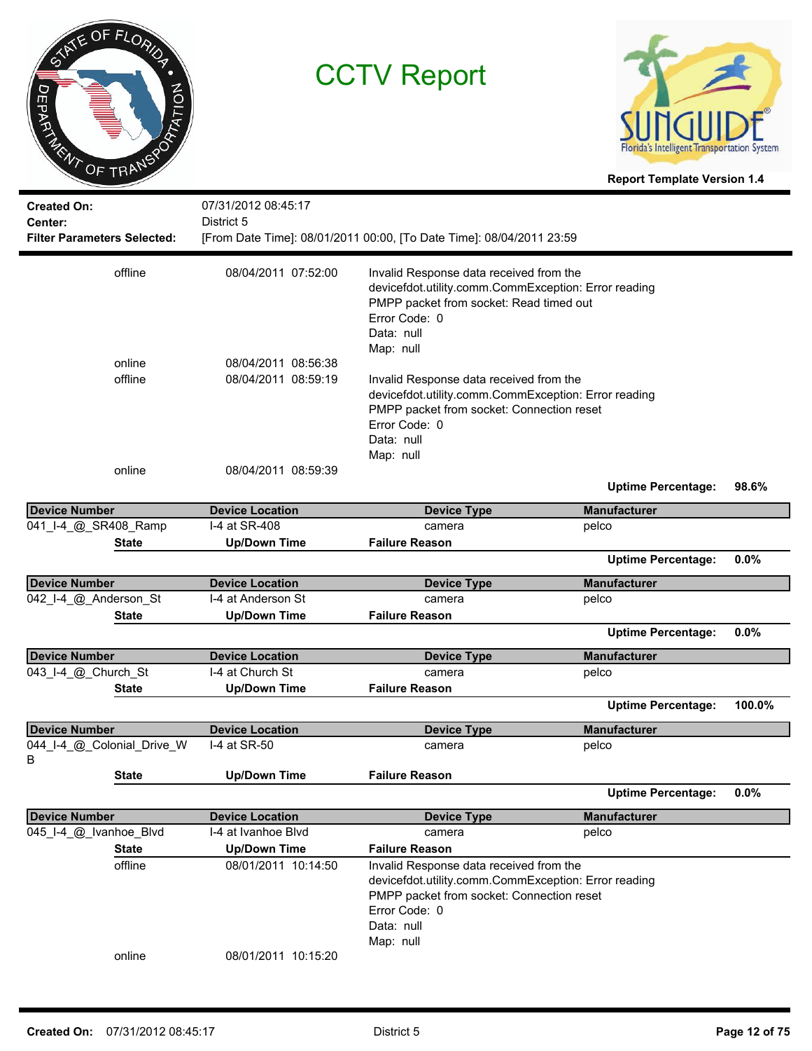# CCTV Report

**Report Template Version 1.4**

**Created On:** 07/31/2012 08:45:17
**Center:** District 5
**Filter Parameters Selected:** [From Date Time]: 08/01/2011 00:00, [To Date Time]: 08/04/2011 23:59

| State | Up/Down Time | Failure Reason |
|---|---|---|
| offline | 08/04/2011 07:52:00 | Invalid Response data received from the devicefdot.utility.comm.CommException: Error reading PMPP packet from socket: Read timed out Error Code: 0 Data: null Map: null |
| online | 08/04/2011 08:56:38 | |
| offline | 08/04/2011 08:59:19 | Invalid Response data received from the devicefdot.utility.comm.CommException: Error reading PMPP packet from socket: Connection reset Error Code: 0 Data: null Map: null |
| online | 08/04/2011 08:59:39 | |

**Uptime Percentage: 98.6%**

| Device Number | Device Location | Device Type | Manufacturer |
|---|---|---|---|
| 041_I-4_@_SR408_Ramp | I-4 at SR-408 | camera | pelco |

| State | Up/Down Time | Failure Reason |
|---|---|---|

**Uptime Percentage: 0.0%**

| Device Number | Device Location | Device Type | Manufacturer |
|---|---|---|---|
| 042_I-4_@_Anderson_St | I-4 at Anderson St | camera | pelco |

| State | Up/Down Time | Failure Reason |
|---|---|---|

**Uptime Percentage: 0.0%**

| Device Number | Device Location | Device Type | Manufacturer |
|---|---|---|---|
| 043_I-4_@_Church_St | I-4 at Church St | camera | pelco |

| State | Up/Down Time | Failure Reason |
|---|---|---|

**Uptime Percentage: 100.0%**

| Device Number | Device Location | Device Type | Manufacturer |
|---|---|---|---|
| 044_I-4_@_Colonial_Drive_WB | I-4 at SR-50 | camera | pelco |

| State | Up/Down Time | Failure Reason |
|---|---|---|

**Uptime Percentage: 0.0%**

| Device Number | Device Location | Device Type | Manufacturer |
|---|---|---|---|
| 045_I-4_@_Ivanhoe_Blvd | I-4 at Ivanhoe Blvd | camera | pelco |

| State | Up/Down Time | Failure Reason |
|---|---|---|
| offline | 08/01/2011 10:14:50 | Invalid Response data received from the devicefdot.utility.comm.CommException: Error reading PMPP packet from socket: Connection reset Error Code: 0 Data: null Map: null |
| online | 08/01/2011 10:15:20 | |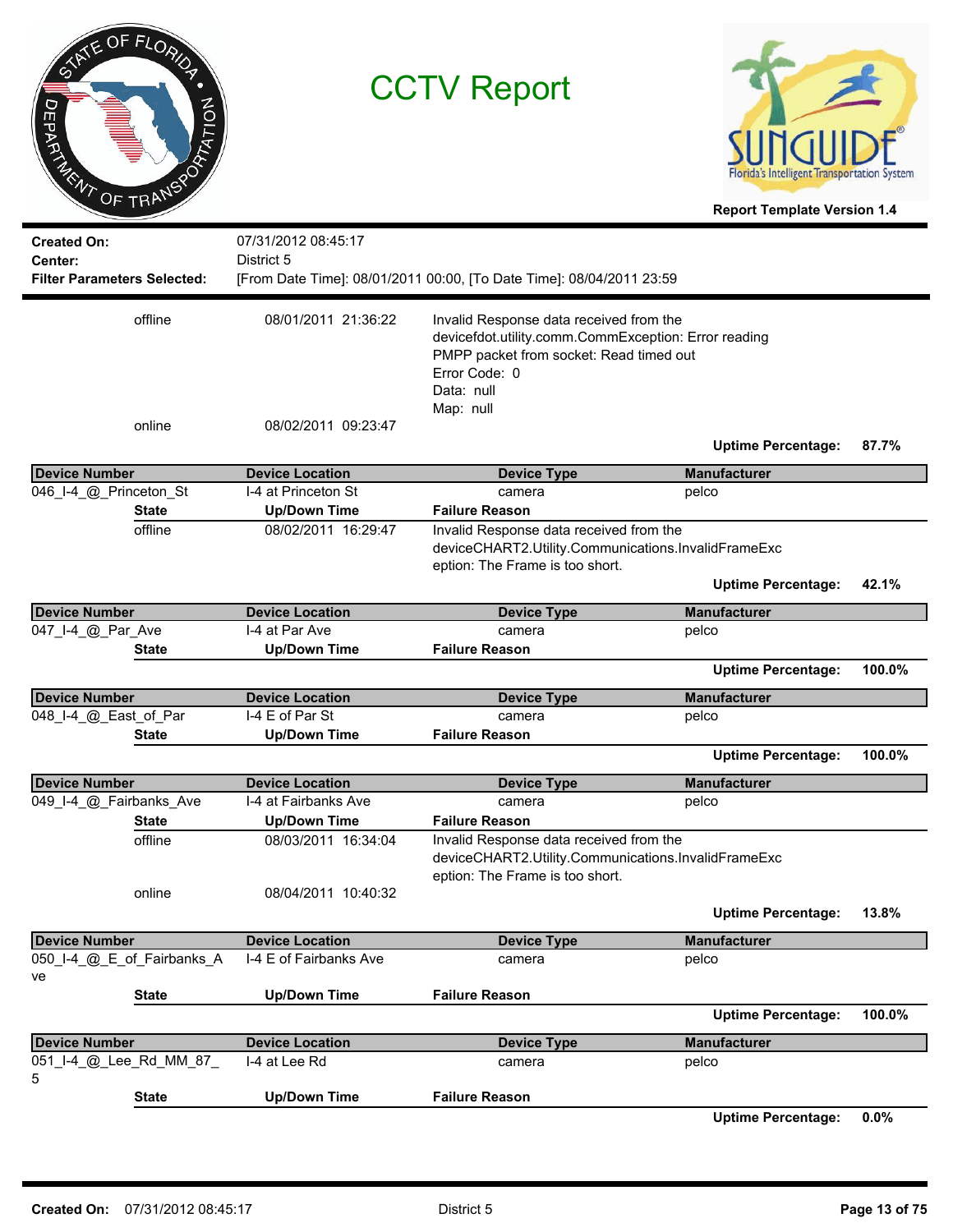# CCTV Report

**Report Template Version 1.4**

**Created On:** 07/31/2012 08:45:17
**Center:** District 5
**Filter Parameters Selected:** [From Date Time]: 08/01/2011 00:00, [To Date Time]: 08/04/2011 23:59

| State | Up/Down Time | Failure Reason |
|---|---|---|
| offline | 08/01/2011 21:36:22 | Invalid Response data received from the devicefdot.utility.comm.CommException: Error reading PMPP packet from socket: Read timed out<br>Error Code: 0<br>Data: null<br>Map: null |
| online | 08/02/2011 09:23:47 | |

**Uptime Percentage: 87.7%**

| Device Number | Device Location | Device Type | Manufacturer |
|---|---|---|---|
| 046_I-4_@_Princeton_St | I-4 at Princeton St | camera | pelco |

| State | Up/Down Time | Failure Reason |
|---|---|---|
| offline | 08/02/2011 16:29:47 | Invalid Response data received from the deviceCHART2.Utility.Communications.InvalidFrameException: The Frame is too short. |

**Uptime Percentage: 42.1%**

| Device Number | Device Location | Device Type | Manufacturer |
|---|---|---|---|
| 047_I-4_@_Par_Ave | I-4 at Par Ave | camera | pelco |

| State | Up/Down Time | Failure Reason |
|---|---|---|

**Uptime Percentage: 100.0%**

| Device Number | Device Location | Device Type | Manufacturer |
|---|---|---|---|
| 048_I-4_@_East_of_Par | I-4 E of Par St | camera | pelco |

| State | Up/Down Time | Failure Reason |
|---|---|---|

**Uptime Percentage: 100.0%**

| Device Number | Device Location | Device Type | Manufacturer |
|---|---|---|---|
| 049_I-4_@_Fairbanks_Ave | I-4 at Fairbanks Ave | camera | pelco |

| State | Up/Down Time | Failure Reason |
|---|---|---|
| offline | 08/03/2011 16:34:04 | Invalid Response data received from the deviceCHART2.Utility.Communications.InvalidFrameException: The Frame is too short. |
| online | 08/04/2011 10:40:32 | |

**Uptime Percentage: 13.8%**

| Device Number | Device Location | Device Type | Manufacturer |
|---|---|---|---|
| 050_I-4_@_E_of_Fairbanks_Ave | I-4 E of Fairbanks Ave | camera | pelco |

| State | Up/Down Time | Failure Reason |
|---|---|---|

**Uptime Percentage: 100.0%**

| Device Number | Device Location | Device Type | Manufacturer |
|---|---|---|---|
| 051_I-4_@_Lee_Rd_MM_87_5 | I-4 at Lee Rd | camera | pelco |

| State | Up/Down Time | Failure Reason |
|---|---|---|

**Uptime Percentage: 0.0%**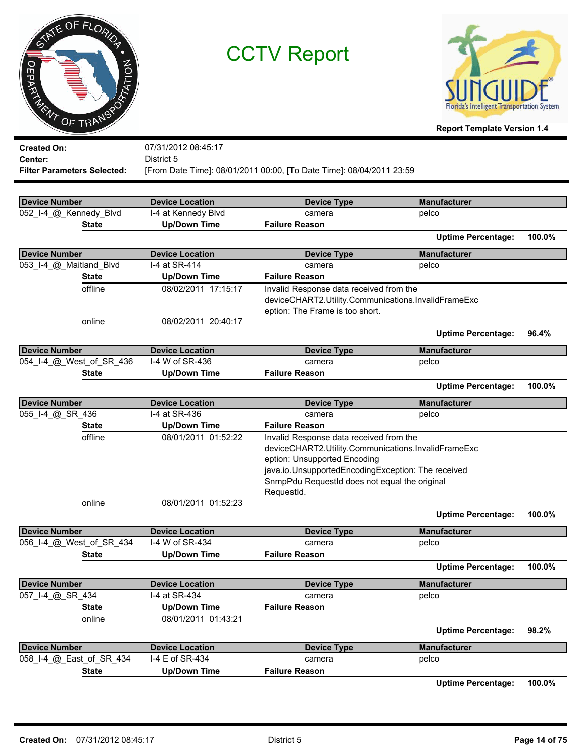# CCTV Report

Report Template Version 1.4

**Created On:** 07/31/2012 08:45:17
**Center:** District 5
**Filter Parameters Selected:** [From Date Time]: 08/01/2011 00:00, [To Date Time]: 08/04/2011 23:59

| Device Number | Device Location | Device Type | Manufacturer |
|---|---|---|---|
| 052_I-4_@_Kennedy_Blvd | I-4 at Kennedy Blvd | camera | pelco |

| State | Up/Down Time | Failure Reason |
|---|---|---|

**Uptime Percentage:** 100.0%

| Device Number | Device Location | Device Type | Manufacturer |
|---|---|---|---|
| 053_I-4_@_Maitland_Blvd | I-4 at SR-414 | camera | pelco |

| State | Up/Down Time | Failure Reason |
|---|---|---|
| offline | 08/02/2011 17:15:17 | Invalid Response data received from the deviceCHART2.Utility.Communications.InvalidFrameException: The Frame is too short. |
| online | 08/02/2011 20:40:17 | |

**Uptime Percentage:** 96.4%

| Device Number | Device Location | Device Type | Manufacturer |
|---|---|---|---|
| 054_I-4_@_West_of_SR_436 | I-4 W of SR-436 | camera | pelco |

| State | Up/Down Time | Failure Reason |
|---|---|---|

**Uptime Percentage:** 100.0%

| Device Number | Device Location | Device Type | Manufacturer |
|---|---|---|---|
| 055_I-4_@_SR_436 | I-4 at SR-436 | camera | pelco |

| State | Up/Down Time | Failure Reason |
|---|---|---|
| offline | 08/01/2011 01:52:22 | Invalid Response data received from the deviceCHART2.Utility.Communications.InvalidFrameException: Unsupported Encoding java.io.UnsupportedEncodingException: The received SnmpPdu RequestId does not equal the original RequestId. |
| online | 08/01/2011 01:52:23 | |

**Uptime Percentage:** 100.0%

| Device Number | Device Location | Device Type | Manufacturer |
|---|---|---|---|
| 056_I-4_@_West_of_SR_434 | I-4 W of SR-434 | camera | pelco |

| State | Up/Down Time | Failure Reason |
|---|---|---|

**Uptime Percentage:** 100.0%

| Device Number | Device Location | Device Type | Manufacturer |
|---|---|---|---|
| 057_I-4_@_SR_434 | I-4 at SR-434 | camera | pelco |

| State | Up/Down Time | Failure Reason |
|---|---|---|
| online | 08/01/2011 01:43:21 | |

**Uptime Percentage:** 98.2%

| Device Number | Device Location | Device Type | Manufacturer |
|---|---|---|---|
| 058_I-4_@_East_of_SR_434 | I-4 E of SR-434 | camera | pelco |

| State | Up/Down Time | Failure Reason |
|---|---|---|

**Uptime Percentage:** 100.0%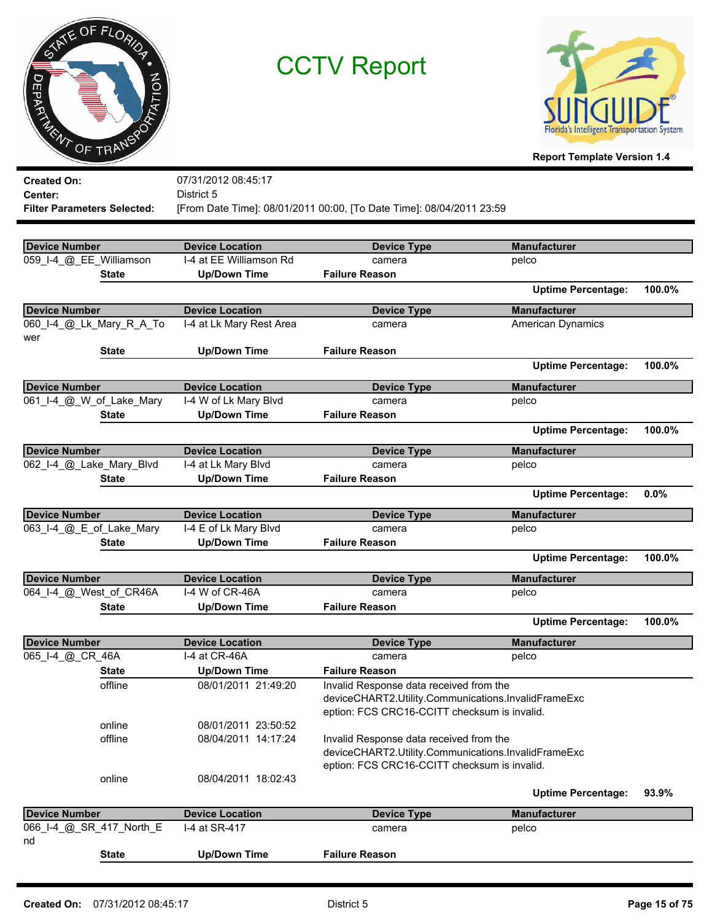# CCTV Report

**Report Template Version 1.4**

**Created On:** 07/31/2012 08:45:17
**Center:** District 5
**Filter Parameters Selected:** [From Date Time]: 08/01/2011 00:00, [To Date Time]: 08/04/2011 23:59

| Device Number | Device Location | Device Type | Manufacturer |
|---|---|---|---|
| 059_I-4_@_EE_Williamson | I-4 at EE Williamson Rd | camera | pelco |

| State | Up/Down Time | Failure Reason |
|---|---|---|

**Uptime Percentage:** 100.0%

| Device Number | Device Location | Device Type | Manufacturer |
|---|---|---|---|
| 060_I-4_@_Lk_Mary_R_A_Tower | I-4 at Lk Mary Rest Area | camera | American Dynamics |

| State | Up/Down Time | Failure Reason |
|---|---|---|

**Uptime Percentage:** 100.0%

| Device Number | Device Location | Device Type | Manufacturer |
|---|---|---|---|
| 061_I-4_@_W_of_Lake_Mary | I-4 W of Lk Mary Blvd | camera | pelco |

| State | Up/Down Time | Failure Reason |
|---|---|---|

**Uptime Percentage:** 100.0%

| Device Number | Device Location | Device Type | Manufacturer |
|---|---|---|---|
| 062_I-4_@_Lake_Mary_Blvd | I-4 at Lk Mary Blvd | camera | pelco |

| State | Up/Down Time | Failure Reason |
|---|---|---|

**Uptime Percentage:** 0.0%

| Device Number | Device Location | Device Type | Manufacturer |
|---|---|---|---|
| 063_I-4_@_E_of_Lake_Mary | I-4 E of Lk Mary Blvd | camera | pelco |

| State | Up/Down Time | Failure Reason |
|---|---|---|

**Uptime Percentage:** 100.0%

| Device Number | Device Location | Device Type | Manufacturer |
|---|---|---|---|
| 064_I-4_@_West_of_CR46A | I-4 W of CR-46A | camera | pelco |

| State | Up/Down Time | Failure Reason |
|---|---|---|

**Uptime Percentage:** 100.0%

| Device Number | Device Location | Device Type | Manufacturer |
|---|---|---|---|
| 065_I-4_@_CR_46A | I-4 at CR-46A | camera | pelco |

| State | Up/Down Time | Failure Reason |
|---|---|---|
| offline | 08/01/2011 21:49:20 | Invalid Response data received from the deviceCHART2.Utility.Communications.InvalidFrameException: FCS CRC16-CCITT checksum is invalid. |
| online | 08/01/2011 23:50:52 | |
| offline | 08/04/2011 14:17:24 | Invalid Response data received from the deviceCHART2.Utility.Communications.InvalidFrameException: FCS CRC16-CCITT checksum is invalid. |
| online | 08/04/2011 18:02:43 | |

**Uptime Percentage:** 93.9%

| Device Number | Device Location | Device Type | Manufacturer |
|---|---|---|---|
| 066_I-4_@_SR_417_North_End | I-4 at SR-417 | camera | pelco |

| State | Up/Down Time | Failure Reason |
|---|---|---|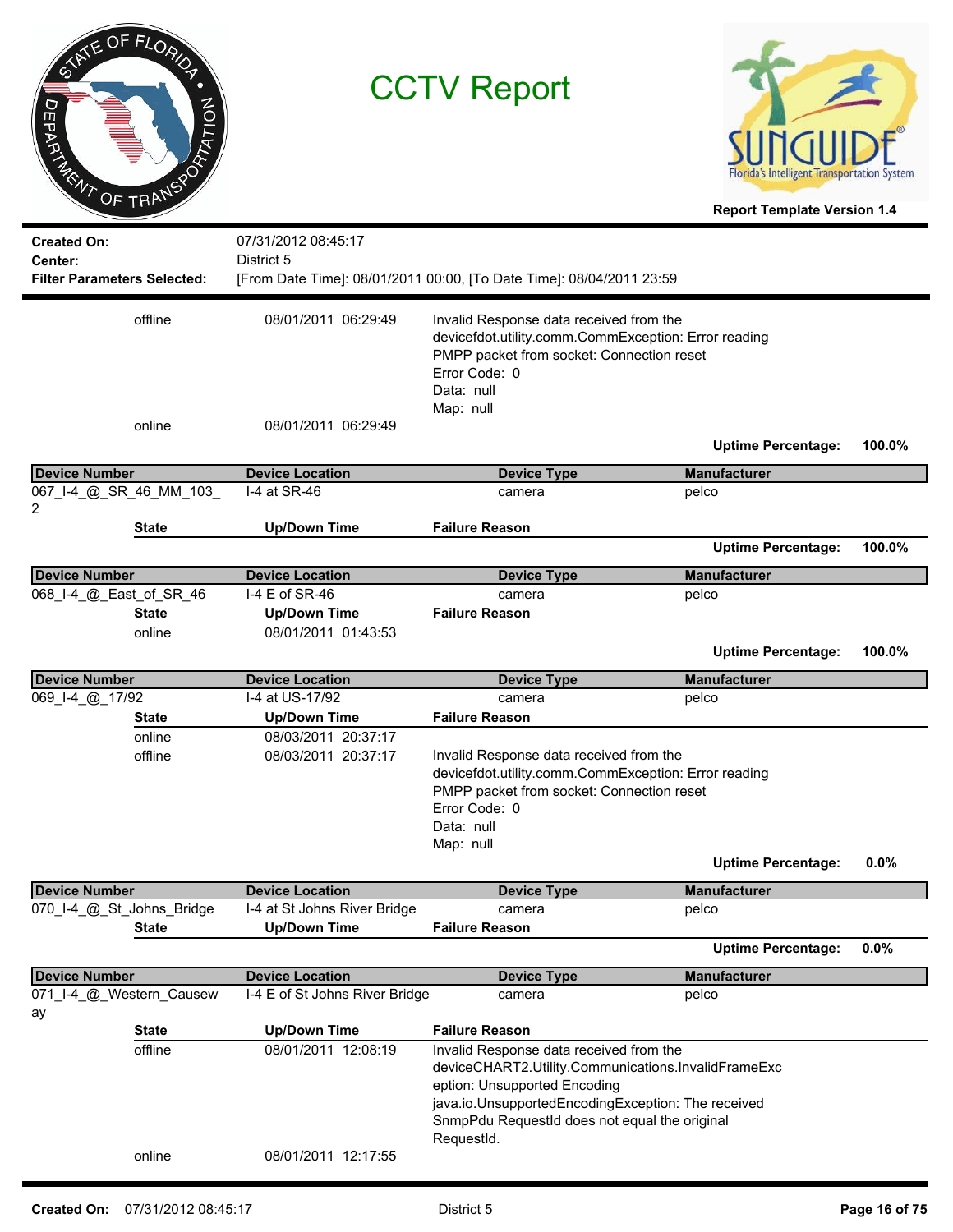# CCTV Report

Report Template Version 1.4

**Created On:** 07/31/2012 08:45:17
**Center:** District 5
**Filter Parameters Selected:** [From Date Time]: 08/01/2011 00:00, [To Date Time]: 08/04/2011 23:59

| State | Up/Down Time | Failure Reason |
|---|---|---|
| offline | 08/01/2011 06:29:49 | Invalid Response data received from the devicefdot.utility.comm.CommException: Error reading PMPP packet from socket: Connection reset Error Code: 0 Data: null Map: null |
| online | 08/01/2011 06:29:49 | |

**Uptime Percentage: 100.0%**

| Device Number | Device Location | Device Type | Manufacturer |
|---|---|---|---|
| 067_I-4_@_SR_46_MM_103_2 | I-4 at SR-46 | camera | pelco |

| State | Up/Down Time | Failure Reason |
|---|---|---|

**Uptime Percentage: 100.0%**

| Device Number | Device Location | Device Type | Manufacturer |
|---|---|---|---|
| 068_I-4_@_East_of_SR_46 | I-4 E of SR-46 | camera | pelco |

| State | Up/Down Time | Failure Reason |
|---|---|---|
| online | 08/01/2011 01:43:53 | |

**Uptime Percentage: 100.0%**

| Device Number | Device Location | Device Type | Manufacturer |
|---|---|---|---|
| 069_I-4_@_17/92 | I-4 at US-17/92 | camera | pelco |

| State | Up/Down Time | Failure Reason |
|---|---|---|
| online | 08/03/2011 20:37:17 | |
| offline | 08/03/2011 20:37:17 | Invalid Response data received from the devicefdot.utility.comm.CommException: Error reading PMPP packet from socket: Connection reset Error Code: 0 Data: null Map: null |

**Uptime Percentage: 0.0%**

| Device Number | Device Location | Device Type | Manufacturer |
|---|---|---|---|
| 070_I-4_@_St_Johns_Bridge | I-4 at St Johns River Bridge | camera | pelco |

| State | Up/Down Time | Failure Reason |
|---|---|---|

**Uptime Percentage: 0.0%**

| Device Number | Device Location | Device Type | Manufacturer |
|---|---|---|---|
| 071_I-4_@_Western_Causeway | I-4 E of St Johns River Bridge | camera | pelco |

| State | Up/Down Time | Failure Reason |
|---|---|---|
| offline | 08/01/2011 12:08:19 | Invalid Response data received from the deviceCHART2.Utility.Communications.InvalidFrameException: Unsupported Encoding java.io.UnsupportedEncodingException: The received SnmpPdu RequestId does not equal the original RequestId. |
| online | 08/01/2011 12:17:55 | |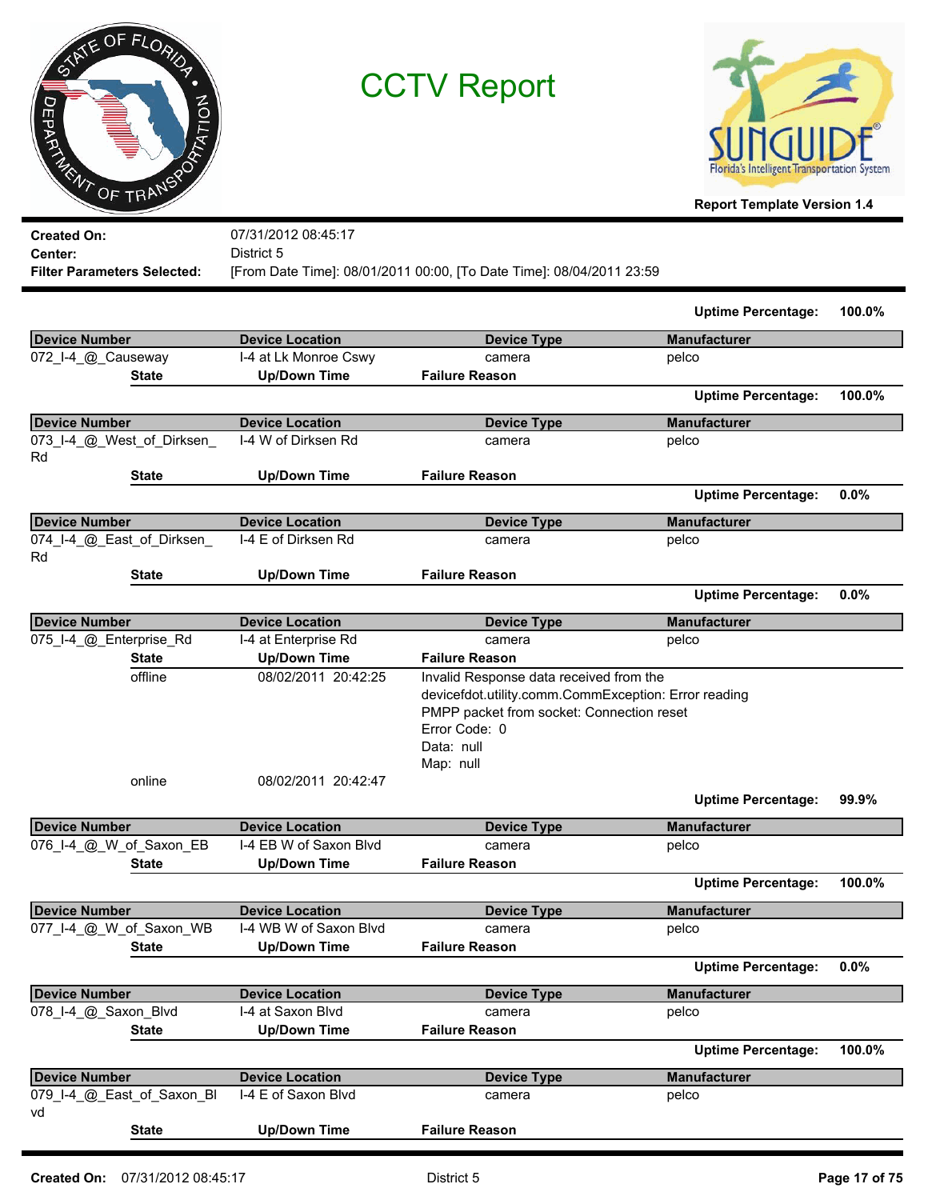# CCTV Report

Report Template Version 1.4

**Created On:** 07/31/2012 08:45:17
**Center:** District 5
**Filter Parameters Selected:** [From Date Time]: 08/01/2011 00:00, [To Date Time]: 08/04/2011 23:59

**Uptime Percentage:** 100.0%

| Device Number | Device Location | Device Type | Manufacturer |
|---|---|---|---|
| 072_I-4_@_Causeway | I-4 at Lk Monroe Cswy | camera | pelco |

| State | Up/Down Time | Failure Reason |
|---|---|---|

**Uptime Percentage:** 100.0%

| Device Number | Device Location | Device Type | Manufacturer |
|---|---|---|---|
| 073_I-4_@_West_of_Dirksen_Rd | I-4 W of Dirksen Rd | camera | pelco |

| State | Up/Down Time | Failure Reason |
|---|---|---|

**Uptime Percentage:** 0.0%

| Device Number | Device Location | Device Type | Manufacturer |
|---|---|---|---|
| 074_I-4_@_East_of_Dirksen_Rd | I-4 E of Dirksen Rd | camera | pelco |

| State | Up/Down Time | Failure Reason |
|---|---|---|

**Uptime Percentage:** 0.0%

| Device Number | Device Location | Device Type | Manufacturer |
|---|---|---|---|
| 075_I-4_@_Enterprise_Rd | I-4 at Enterprise Rd | camera | pelco |

| State | Up/Down Time | Failure Reason |
|---|---|---|
| offline | 08/02/2011 20:42:25 | Invalid Response data received from the devicefdot.utility.comm.CommException: Error reading PMPP packet from socket: Connection reset<br>Error Code: 0<br>Data: null<br>Map: null |
| online | 08/02/2011 20:42:47 | |

**Uptime Percentage:** 99.9%

| Device Number | Device Location | Device Type | Manufacturer |
|---|---|---|---|
| 076_I-4_@_W_of_Saxon_EB | I-4 EB W of Saxon Blvd | camera | pelco |

| State | Up/Down Time | Failure Reason |
|---|---|---|

**Uptime Percentage:** 100.0%

| Device Number | Device Location | Device Type | Manufacturer |
|---|---|---|---|
| 077_I-4_@_W_of_Saxon_WB | I-4 WB W of Saxon Blvd | camera | pelco |

| State | Up/Down Time | Failure Reason |
|---|---|---|

**Uptime Percentage:** 0.0%

| Device Number | Device Location | Device Type | Manufacturer |
|---|---|---|---|
| 078_I-4_@_Saxon_Blvd | I-4 at Saxon Blvd | camera | pelco |

| State | Up/Down Time | Failure Reason |
|---|---|---|

**Uptime Percentage:** 100.0%

| Device Number | Device Location | Device Type | Manufacturer |
|---|---|---|---|
| 079_I-4_@_East_of_Saxon_Blvd | I-4 E of Saxon Blvd | camera | pelco |

| State | Up/Down Time | Failure Reason |
|---|---|---|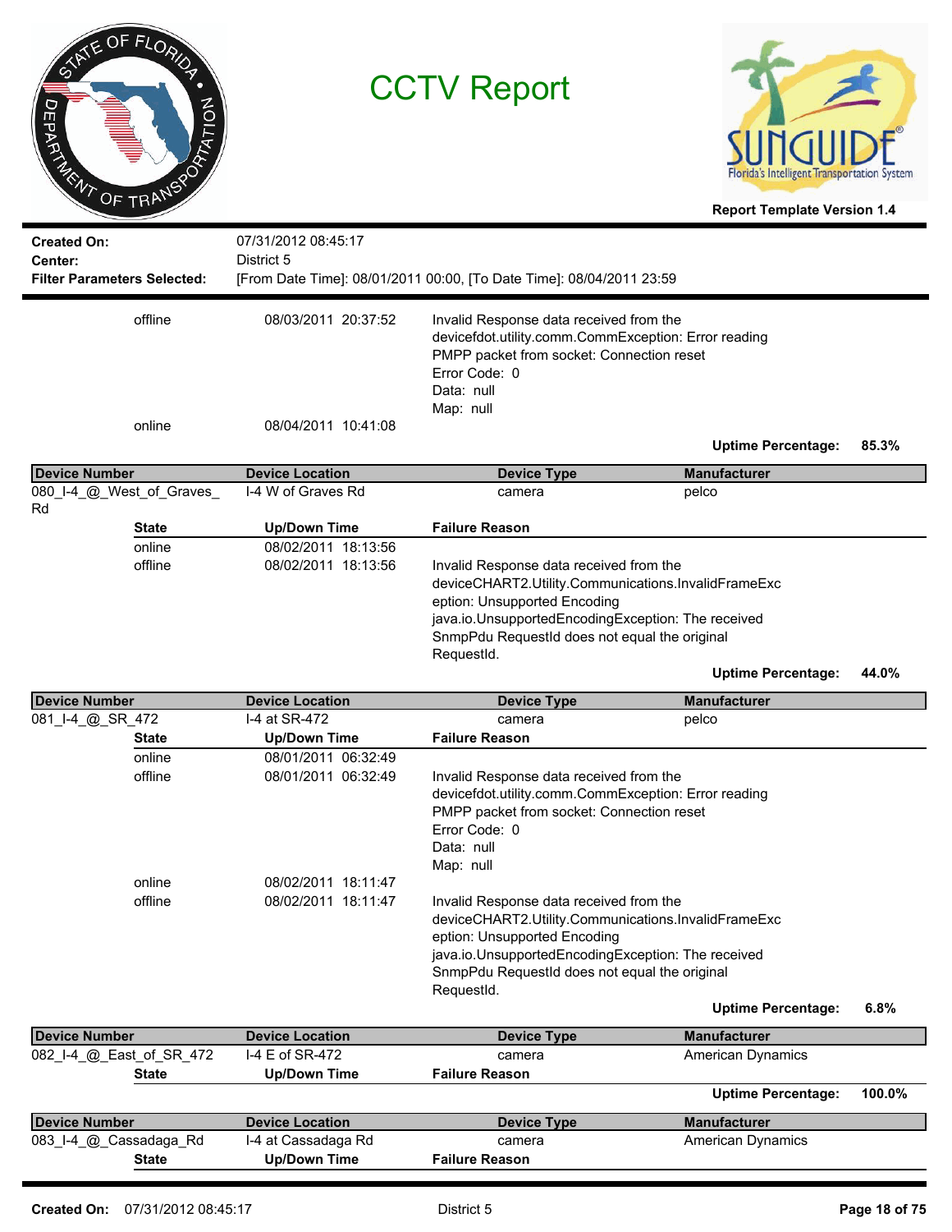# CCTV Report

**Report Template Version 1.4**

**Created On:** 07/31/2012 08:45:17
**Center:** District 5
**Filter Parameters Selected:** [From Date Time]: 08/01/2011 00:00, [To Date Time]: 08/04/2011 23:59

| State | Up/Down Time | Failure Reason |
|---|---|---|
| offline | 08/03/2011 20:37:52 | Invalid Response data received from the devicefdot.utility.comm.CommException: Error reading PMPP packet from socket: Connection reset Error Code: 0 Data: null Map: null |
| online | 08/04/2011 10:41:08 | |

**Uptime Percentage: 85.3%**

| Device Number | Device Location | Device Type | Manufacturer |
|---|---|---|---|
| 080_I-4_@_West_of_Graves_Rd | I-4 W of Graves Rd | camera | pelco |

| State | Up/Down Time | Failure Reason |
|---|---|---|
| online | 08/02/2011 18:13:56 | |
| offline | 08/02/2011 18:13:56 | Invalid Response data received from the deviceCHART2.Utility.Communications.InvalidFrameException: Unsupported Encoding java.io.UnsupportedEncodingException: The received SnmpPdu RequestId does not equal the original RequestId. |

**Uptime Percentage: 44.0%**

| Device Number | Device Location | Device Type | Manufacturer |
|---|---|---|---|
| 081_I-4_@_SR_472 | I-4 at SR-472 | camera | pelco |

| State | Up/Down Time | Failure Reason |
|---|---|---|
| online | 08/01/2011 06:32:49 | |
| offline | 08/01/2011 06:32:49 | Invalid Response data received from the devicefdot.utility.comm.CommException: Error reading PMPP packet from socket: Connection reset Error Code: 0 Data: null Map: null |
| online | 08/02/2011 18:11:47 | |
| offline | 08/02/2011 18:11:47 | Invalid Response data received from the deviceCHART2.Utility.Communications.InvalidFrameException: Unsupported Encoding java.io.UnsupportedEncodingException: The received SnmpPdu RequestId does not equal the original RequestId. |

**Uptime Percentage: 6.8%**

| Device Number | Device Location | Device Type | Manufacturer |
|---|---|---|---|
| 082_I-4_@_East_of_SR_472 | I-4 E of SR-472 | camera | American Dynamics |

| State | Up/Down Time | Failure Reason |
|---|---|---|

**Uptime Percentage: 100.0%**

| Device Number | Device Location | Device Type | Manufacturer |
|---|---|---|---|
| 083_I-4_@_Cassadaga_Rd | I-4 at Cassadaga Rd | camera | American Dynamics |

| State | Up/Down Time | Failure Reason |
|---|---|---|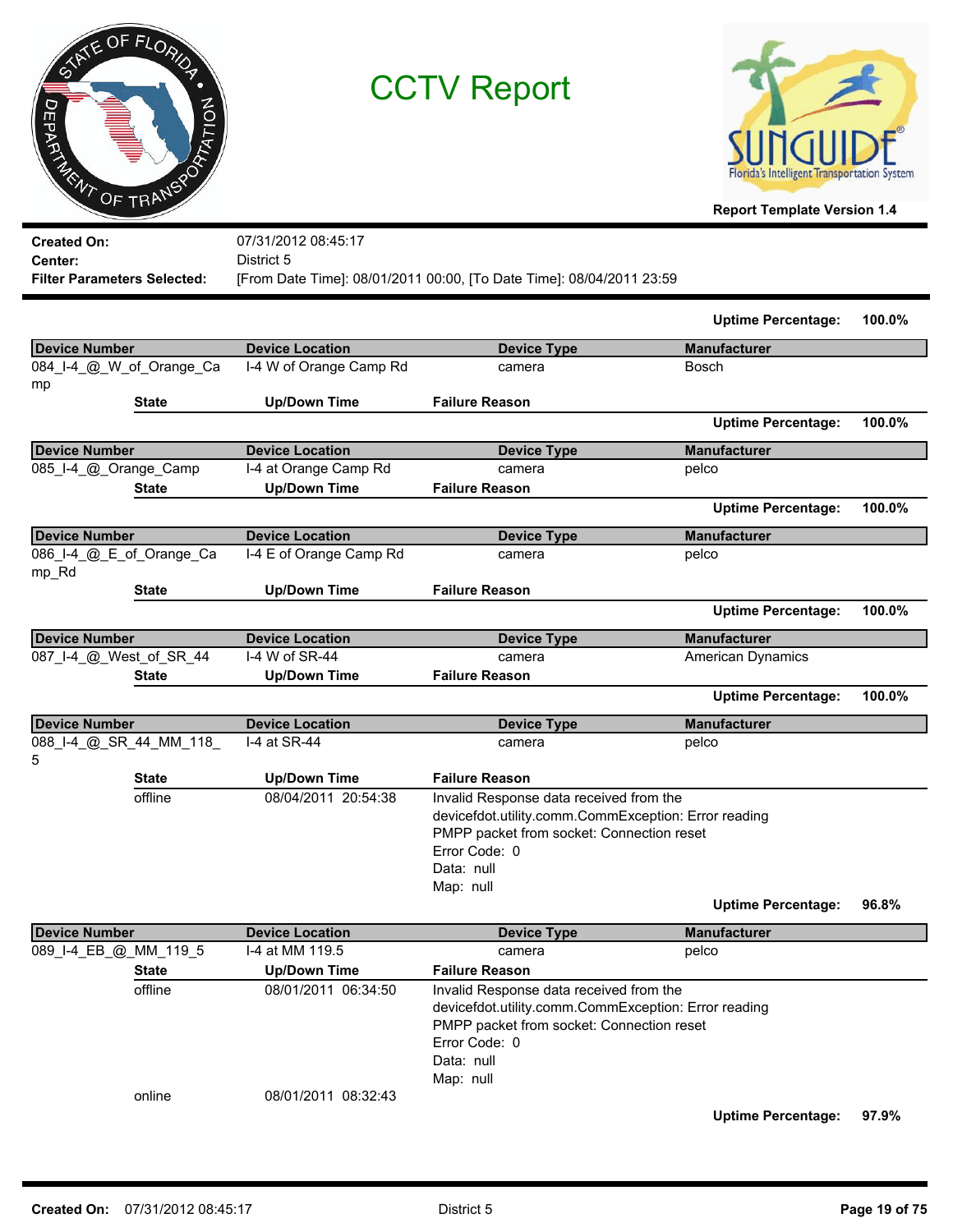# CCTV Report

**Report Template Version 1.4**

**Created On:** 07/31/2012 08:45:17
**Center:** District 5
**Filter Parameters Selected:** [From Date Time]: 08/01/2011 00:00, [To Date Time]: 08/04/2011 23:59

**Uptime Percentage:** 100.0%

| Device Number | Device Location | Device Type | Manufacturer |
|---|---|---|---|
| 084_I-4_@_W_of_Orange_Camp | I-4 W of Orange Camp Rd | camera | Bosch |

| State | Up/Down Time | Failure Reason |
|---|---|---|

**Uptime Percentage:** 100.0%

| Device Number | Device Location | Device Type | Manufacturer |
|---|---|---|---|
| 085_I-4_@_Orange_Camp | I-4 at Orange Camp Rd | camera | pelco |

| State | Up/Down Time | Failure Reason |
|---|---|---|

**Uptime Percentage:** 100.0%

| Device Number | Device Location | Device Type | Manufacturer |
|---|---|---|---|
| 086_I-4_@_E_of_Orange_Camp_Rd | I-4 E of Orange Camp Rd | camera | pelco |

| State | Up/Down Time | Failure Reason |
|---|---|---|

**Uptime Percentage:** 100.0%

| Device Number | Device Location | Device Type | Manufacturer |
|---|---|---|---|
| 087_I-4_@_West_of_SR_44 | I-4 W of SR-44 | camera | American Dynamics |

| State | Up/Down Time | Failure Reason |
|---|---|---|

**Uptime Percentage:** 100.0%

| Device Number | Device Location | Device Type | Manufacturer |
|---|---|---|---|
| 088_I-4_@_SR_44_MM_118_5 | I-4 at SR-44 | camera | pelco |

| State | Up/Down Time | Failure Reason |
|---|---|---|
| offline | 08/04/2011 20:54:38 | Invalid Response data received from the devicefdot.utility.comm.CommException: Error reading PMPP packet from socket: Connection reset Error Code: 0 Data: null Map: null |

**Uptime Percentage:** 96.8%

| Device Number | Device Location | Device Type | Manufacturer |
|---|---|---|---|
| 089_I-4_EB_@_MM_119_5 | I-4 at MM 119.5 | camera | pelco |

| State | Up/Down Time | Failure Reason |
|---|---|---|
| offline | 08/01/2011 06:34:50 | Invalid Response data received from the devicefdot.utility.comm.CommException: Error reading PMPP packet from socket: Connection reset Error Code: 0 Data: null Map: null |
| online | 08/01/2011 08:32:43 | |

**Uptime Percentage:** 97.9%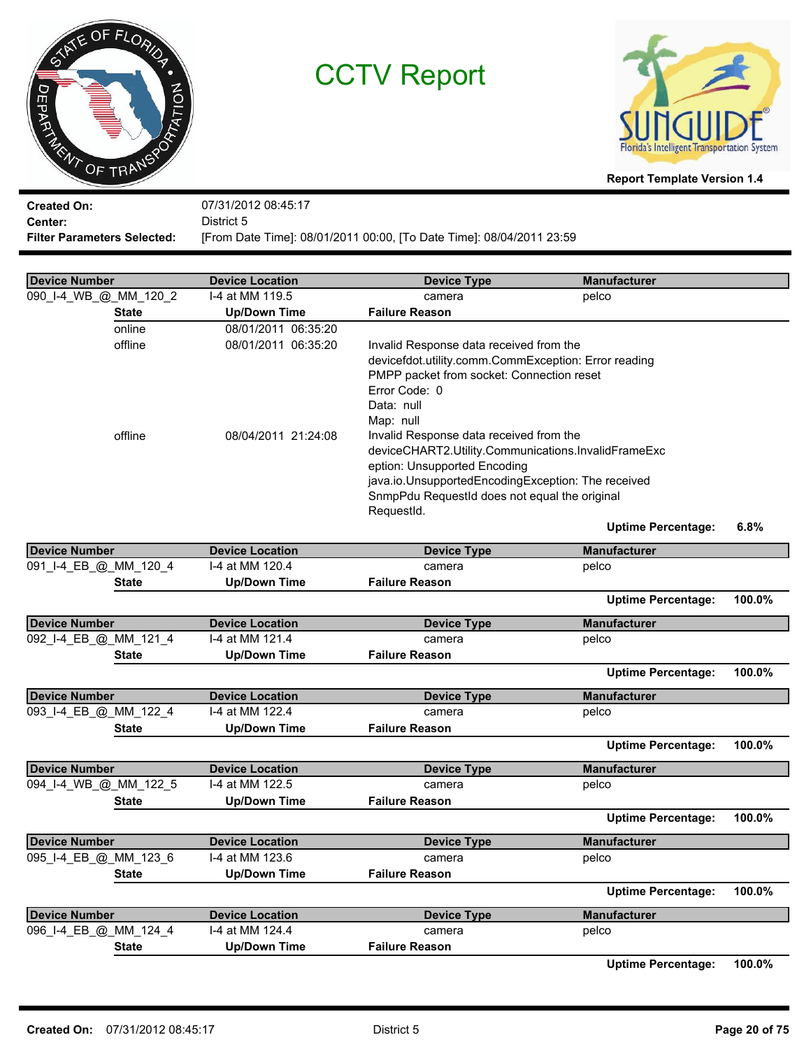# CCTV Report

**Report Template Version 1.4**

**Created On:** 07/31/2012 08:45:17
**Center:** District 5
**Filter Parameters Selected:** [From Date Time]: 08/01/2011 00:00, [To Date Time]: 08/04/2011 23:59

| Device Number | Device Location | Device Type | Manufacturer |
|---|---|---|---|
| 090_I-4_WB_@_MM_120_2 | I-4 at MM 119.5 | camera | pelco |

| State | Up/Down Time | Failure Reason |
|---|---|---|
| online | 08/01/2011 06:35:20 | |
| offline | 08/01/2011 06:35:20 | Invalid Response data received from the devicefdot.utility.comm.CommException: Error reading PMPP packet from socket: Connection reset Error Code: 0 Data: null Map: null |
| offline | 08/04/2011 21:24:08 | Invalid Response data received from the deviceCHART2.Utility.Communications.InvalidFrameException: Unsupported Encoding java.io.UnsupportedEncodingException: The received SnmpPdu RequestId does not equal the original RequestId. |

**Uptime Percentage:** 6.8%

| Device Number | Device Location | Device Type | Manufacturer |
|---|---|---|---|
| 091_I-4_EB_@_MM_120_4 | I-4 at MM 120.4 | camera | pelco |

| State | Up/Down Time | Failure Reason |
|---|---|---|

**Uptime Percentage:** 100.0%

| Device Number | Device Location | Device Type | Manufacturer |
|---|---|---|---|
| 092_I-4_EB_@_MM_121_4 | I-4 at MM 121.4 | camera | pelco |

| State | Up/Down Time | Failure Reason |
|---|---|---|

**Uptime Percentage:** 100.0%

| Device Number | Device Location | Device Type | Manufacturer |
|---|---|---|---|
| 093_I-4_EB_@_MM_122_4 | I-4 at MM 122.4 | camera | pelco |

| State | Up/Down Time | Failure Reason |
|---|---|---|

**Uptime Percentage:** 100.0%

| Device Number | Device Location | Device Type | Manufacturer |
|---|---|---|---|
| 094_I-4_WB_@_MM_122_5 | I-4 at MM 122.5 | camera | pelco |

| State | Up/Down Time | Failure Reason |
|---|---|---|

**Uptime Percentage:** 100.0%

| Device Number | Device Location | Device Type | Manufacturer |
|---|---|---|---|
| 095_I-4_EB_@_MM_123_6 | I-4 at MM 123.6 | camera | pelco |

| State | Up/Down Time | Failure Reason |
|---|---|---|

**Uptime Percentage:** 100.0%

| Device Number | Device Location | Device Type | Manufacturer |
|---|---|---|---|
| 096_I-4_EB_@_MM_124_4 | I-4 at MM 124.4 | camera | pelco |

| State | Up/Down Time | Failure Reason |
|---|---|---|

**Uptime Percentage:** 100.0%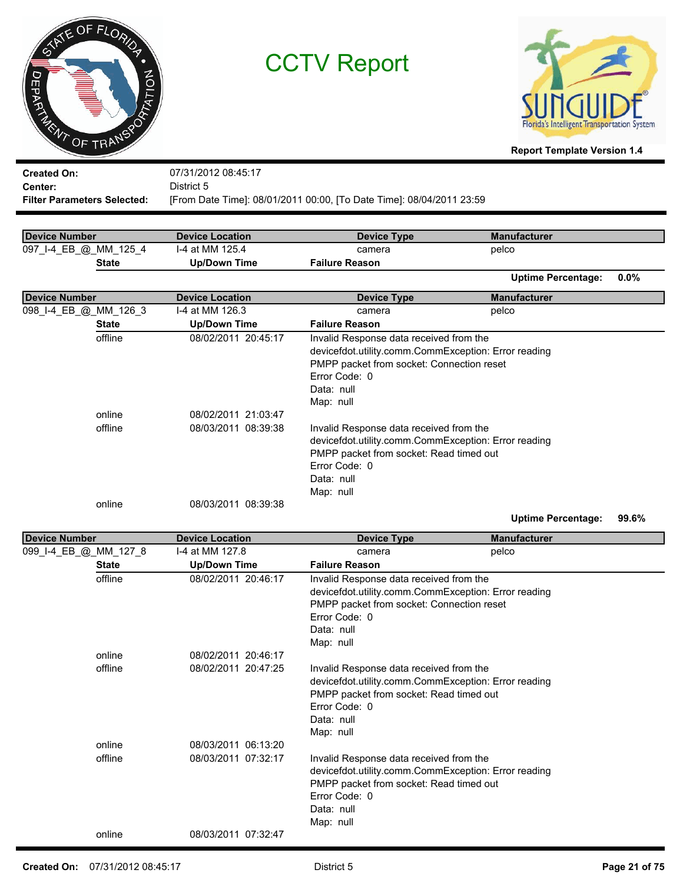# CCTV Report

**Report Template Version 1.4**

**Created On:** 07/31/2012 08:45:17
**Center:** District 5
**Filter Parameters Selected:** [From Date Time]: 08/01/2011 00:00, [To Date Time]: 08/04/2011 23:59

| Device Number | Device Location | Device Type | Manufacturer |
|---|---|---|---|
| 097_I-4_EB_@_MM_125_4 | I-4 at MM 125.4 | camera | pelco |

| State | Up/Down Time | Failure Reason |
|---|---|---|

**Uptime Percentage:** 0.0%

| Device Number | Device Location | Device Type | Manufacturer |
|---|---|---|---|
| 098_I-4_EB_@_MM_126_3 | I-4 at MM 126.3 | camera | pelco |

| State | Up/Down Time | Failure Reason |
|---|---|---|
| offline | 08/02/2011 20:45:17 | Invalid Response data received from the devicefdot.utility.comm.CommException: Error reading PMPP packet from socket: Connection reset<br>Error Code: 0<br>Data: null<br>Map: null |
| online | 08/02/2011 21:03:47 | |
| offline | 08/03/2011 08:39:38 | Invalid Response data received from the devicefdot.utility.comm.CommException: Error reading PMPP packet from socket: Read timed out<br>Error Code: 0<br>Data: null<br>Map: null |
| online | 08/03/2011 08:39:38 | |

**Uptime Percentage:** 99.6%

| Device Number | Device Location | Device Type | Manufacturer |
|---|---|---|---|
| 099_I-4_EB_@_MM_127_8 | I-4 at MM 127.8 | camera | pelco |

| State | Up/Down Time | Failure Reason |
|---|---|---|
| offline | 08/02/2011 20:46:17 | Invalid Response data received from the devicefdot.utility.comm.CommException: Error reading PMPP packet from socket: Connection reset<br>Error Code: 0<br>Data: null<br>Map: null |
| online | 08/02/2011 20:46:17 | |
| offline | 08/02/2011 20:47:25 | Invalid Response data received from the devicefdot.utility.comm.CommException: Error reading PMPP packet from socket: Read timed out<br>Error Code: 0<br>Data: null<br>Map: null |
| online | 08/03/2011 06:13:20 | |
| offline | 08/03/2011 07:32:17 | Invalid Response data received from the devicefdot.utility.comm.CommException: Error reading PMPP packet from socket: Read timed out<br>Error Code: 0<br>Data: null<br>Map: null |
| online | 08/03/2011 07:32:47 | |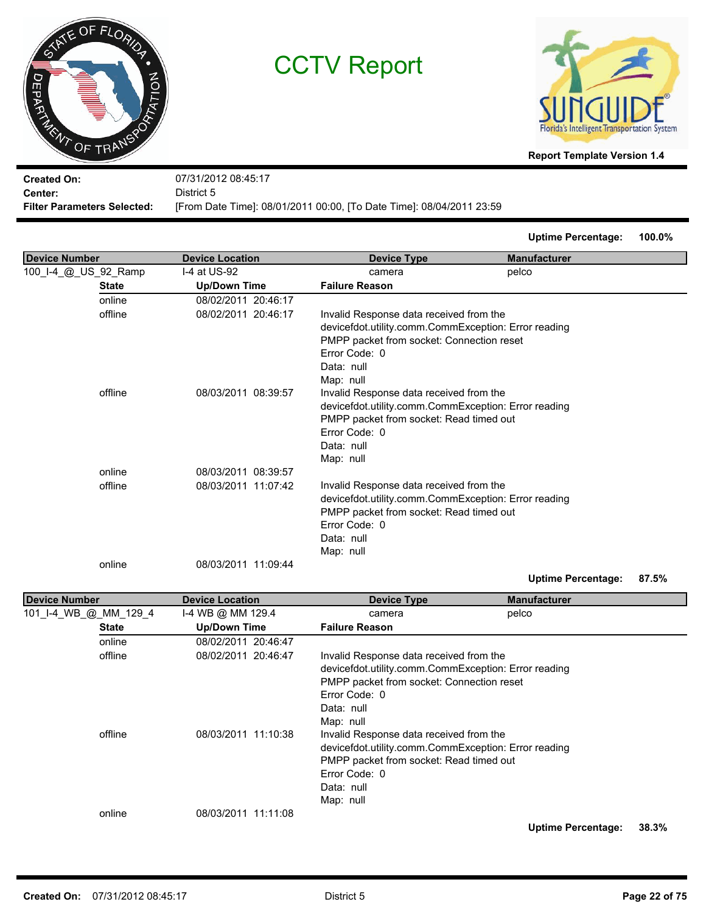# CCTV Report

**Report Template Version 1.4**

**Created On:** 07/31/2012 08:45:17
**Center:** District 5
**Filter Parameters Selected:** [From Date Time]: 08/01/2011 00:00, [To Date Time]: 08/04/2011 23:59

**Uptime Percentage:** 100.0%

| Device Number | Device Location | Device Type | Manufacturer |
|---|---|---|---|
| 100_I-4_@_US_92_Ramp | I-4 at US-92 | camera | pelco |

| State | Up/Down Time | Failure Reason |
|---|---|---|
| online | 08/02/2011 20:46:17 | |
| offline | 08/02/2011 20:46:17 | Invalid Response data received from the devicefdot.utility.comm.CommException: Error reading PMPP packet from socket: Connection reset Error Code: 0 Data: null Map: null |
| offline | 08/03/2011 08:39:57 | Invalid Response data received from the devicefdot.utility.comm.CommException: Error reading PMPP packet from socket: Read timed out Error Code: 0 Data: null Map: null |
| online | 08/03/2011 08:39:57 | |
| offline | 08/03/2011 11:07:42 | Invalid Response data received from the devicefdot.utility.comm.CommException: Error reading PMPP packet from socket: Read timed out Error Code: 0 Data: null Map: null |
| online | 08/03/2011 11:09:44 | |

**Uptime Percentage:** 87.5%

| Device Number | Device Location | Device Type | Manufacturer |
|---|---|---|---|
| 101_I-4_WB_@_MM_129_4 | I-4 WB @ MM 129.4 | camera | pelco |

| State | Up/Down Time | Failure Reason |
|---|---|---|
| online | 08/02/2011 20:46:47 | |
| offline | 08/02/2011 20:46:47 | Invalid Response data received from the devicefdot.utility.comm.CommException: Error reading PMPP packet from socket: Connection reset Error Code: 0 Data: null Map: null |
| offline | 08/03/2011 11:10:38 | Invalid Response data received from the devicefdot.utility.comm.CommException: Error reading PMPP packet from socket: Read timed out Error Code: 0 Data: null Map: null |
| online | 08/03/2011 11:11:08 | |

**Uptime Percentage:** 38.3%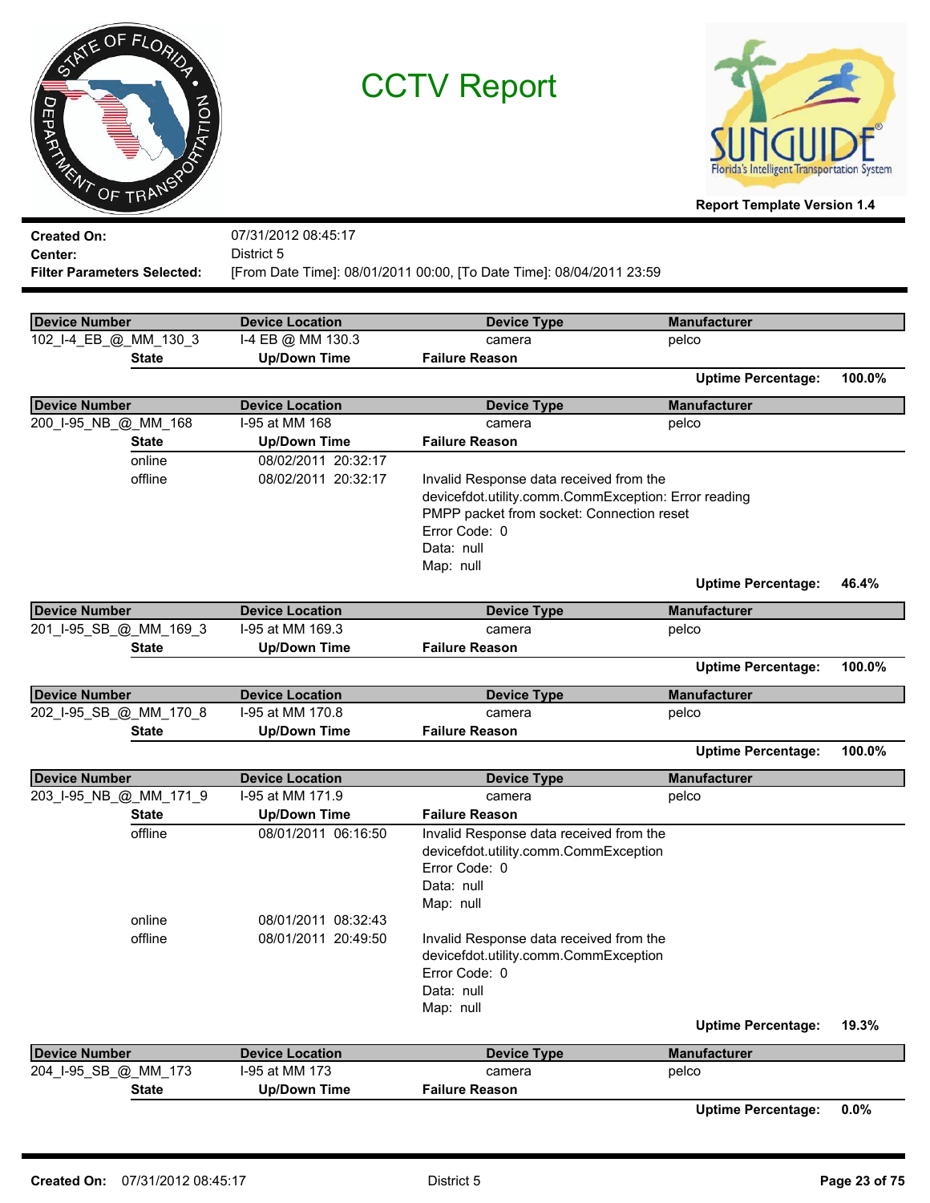# CCTV Report

**Report Template Version 1.4**

**Created On:** 07/31/2012 08:45:17
**Center:** District 5
**Filter Parameters Selected:** [From Date Time]: 08/01/2011 00:00, [To Date Time]: 08/04/2011 23:59

| Device Number | Device Location | Device Type | Manufacturer |
|---|---|---|---|
| 102_I-4_EB_@_MM_130_3 | I-4 EB @ MM 130.3 | camera | pelco |

| State | Up/Down Time | Failure Reason |
|---|---|---|

**Uptime Percentage: 100.0%**

| Device Number | Device Location | Device Type | Manufacturer |
|---|---|---|---|
| 200_I-95_NB_@_MM_168 | I-95 at MM 168 | camera | pelco |

| State | Up/Down Time | Failure Reason |
|---|---|---|
| online | 08/02/2011 20:32:17 | |
| offline | 08/02/2011 20:32:17 | Invalid Response data received from the devicefdot.utility.comm.CommException: Error reading PMPP packet from socket: Connection reset<br>Error Code: 0<br>Data: null<br>Map: null |

**Uptime Percentage: 46.4%**

| Device Number | Device Location | Device Type | Manufacturer |
|---|---|---|---|
| 201_I-95_SB_@_MM_169_3 | I-95 at MM 169.3 | camera | pelco |

| State | Up/Down Time | Failure Reason |
|---|---|---|

**Uptime Percentage: 100.0%**

| Device Number | Device Location | Device Type | Manufacturer |
|---|---|---|---|
| 202_I-95_SB_@_MM_170_8 | I-95 at MM 170.8 | camera | pelco |

| State | Up/Down Time | Failure Reason |
|---|---|---|

**Uptime Percentage: 100.0%**

| Device Number | Device Location | Device Type | Manufacturer |
|---|---|---|---|
| 203_I-95_NB_@_MM_171_9 | I-95 at MM 171.9 | camera | pelco |

| State | Up/Down Time | Failure Reason |
|---|---|---|
| offline | 08/01/2011 06:16:50 | Invalid Response data received from the devicefdot.utility.comm.CommException<br>Error Code: 0<br>Data: null<br>Map: null |
| online | 08/01/2011 08:32:43 | |
| offline | 08/01/2011 20:49:50 | Invalid Response data received from the devicefdot.utility.comm.CommException<br>Error Code: 0<br>Data: null<br>Map: null |

**Uptime Percentage: 19.3%**

| Device Number | Device Location | Device Type | Manufacturer |
|---|---|---|---|
| 204_I-95_SB_@_MM_173 | I-95 at MM 173 | camera | pelco |

| State | Up/Down Time | Failure Reason |
|---|---|---|

**Uptime Percentage: 0.0%**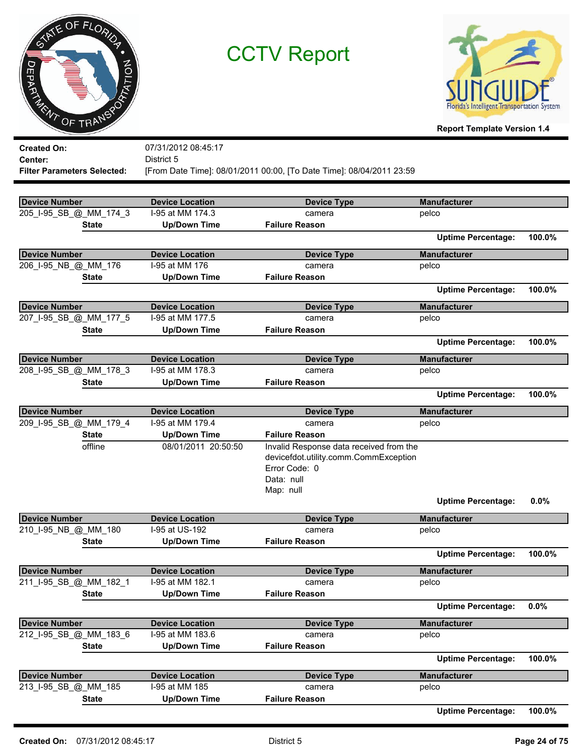# CCTV Report

Report Template Version 1.4

**Created On:** 07/31/2012 08:45:17
**Center:** District 5
**Filter Parameters Selected:** [From Date Time]: 08/01/2011 00:00, [To Date Time]: 08/04/2011 23:59

| Device Number | Device Location | Device Type | Manufacturer |
|---|---|---|---|
| 205_I-95_SB_@_MM_174_3 | I-95 at MM 174.3 | camera | pelco |

| State | Up/Down Time | Failure Reason |
|---|---|---|

**Uptime Percentage:** 100.0%

| Device Number | Device Location | Device Type | Manufacturer |
|---|---|---|---|
| 206_I-95_NB_@_MM_176 | I-95 at MM 176 | camera | pelco |

| State | Up/Down Time | Failure Reason |
|---|---|---|

**Uptime Percentage:** 100.0%

| Device Number | Device Location | Device Type | Manufacturer |
|---|---|---|---|
| 207_I-95_SB_@_MM_177_5 | I-95 at MM 177.5 | camera | pelco |

| State | Up/Down Time | Failure Reason |
|---|---|---|

**Uptime Percentage:** 100.0%

| Device Number | Device Location | Device Type | Manufacturer |
|---|---|---|---|
| 208_I-95_SB_@_MM_178_3 | I-95 at MM 178.3 | camera | pelco |

| State | Up/Down Time | Failure Reason |
|---|---|---|

**Uptime Percentage:** 100.0%

| Device Number | Device Location | Device Type | Manufacturer |
|---|---|---|---|
| 209_I-95_SB_@_MM_179_4 | I-95 at MM 179.4 | camera | pelco |

| State | Up/Down Time | Failure Reason |
|---|---|---|
| offline | 08/01/2011 20:50:50 | Invalid Response data received from the devicefdot.utility.comm.CommException Error Code: 0 Data: null Map: null |

**Uptime Percentage:** 0.0%

| Device Number | Device Location | Device Type | Manufacturer |
|---|---|---|---|
| 210_I-95_NB_@_MM_180 | I-95 at US-192 | camera | pelco |

| State | Up/Down Time | Failure Reason |
|---|---|---|

**Uptime Percentage:** 100.0%

| Device Number | Device Location | Device Type | Manufacturer |
|---|---|---|---|
| 211_I-95_SB_@_MM_182_1 | I-95 at MM 182.1 | camera | pelco |

| State | Up/Down Time | Failure Reason |
|---|---|---|

**Uptime Percentage:** 0.0%

| Device Number | Device Location | Device Type | Manufacturer |
|---|---|---|---|
| 212_I-95_SB_@_MM_183_6 | I-95 at MM 183.6 | camera | pelco |

| State | Up/Down Time | Failure Reason |
|---|---|---|

**Uptime Percentage:** 100.0%

| Device Number | Device Location | Device Type | Manufacturer |
|---|---|---|---|
| 213_I-95_SB_@_MM_185 | I-95 at MM 185 | camera | pelco |

| State | Up/Down Time | Failure Reason |
|---|---|---|

**Uptime Percentage:** 100.0%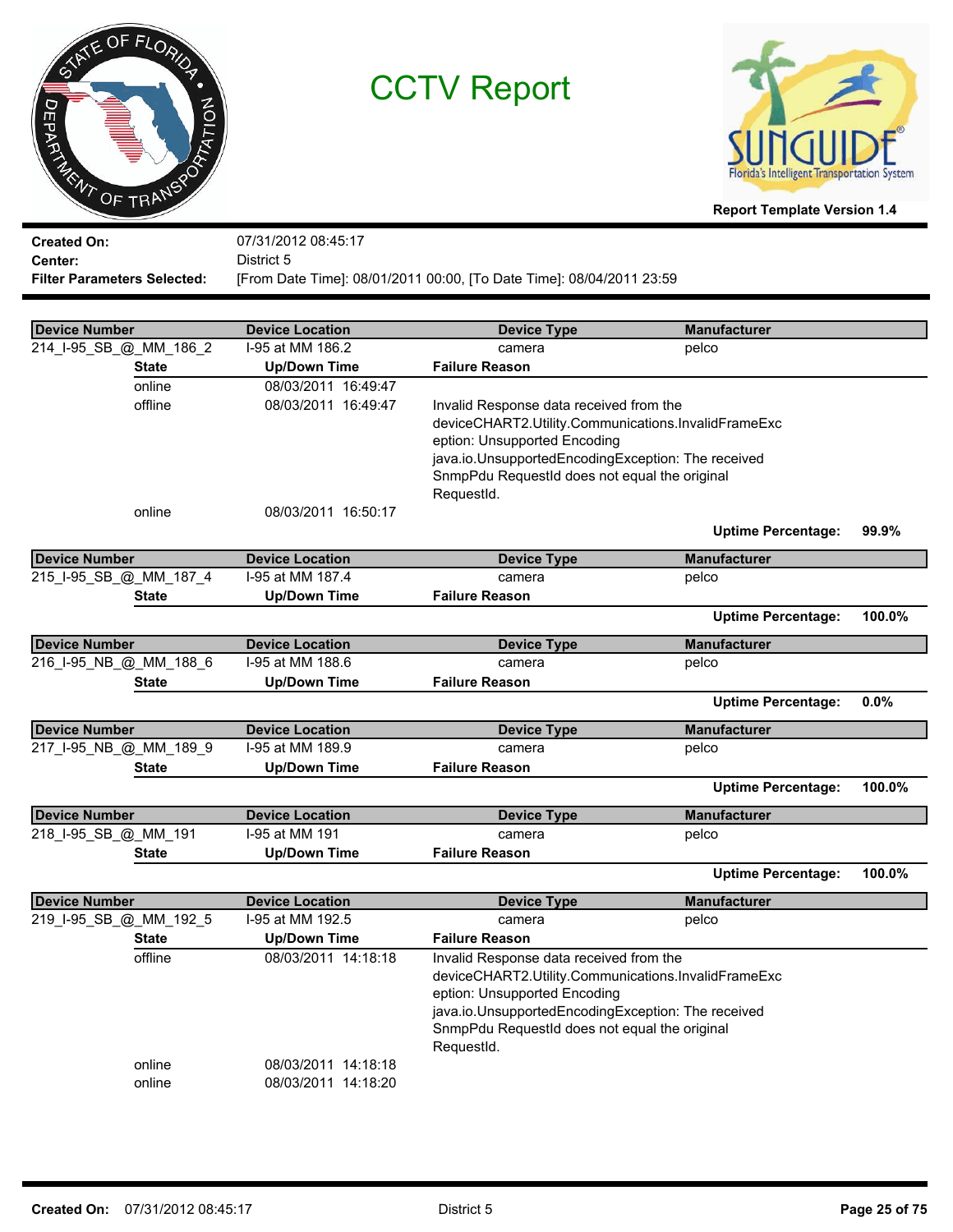# CCTV Report

**Report Template Version 1.4**

**Created On:** 07/31/2012 08:45:17
**Center:** District 5
**Filter Parameters Selected:** [From Date Time]: 08/01/2011 00:00, [To Date Time]: 08/04/2011 23:59

| Device Number | Device Location | Device Type | Manufacturer |
|---|---|---|---|
| 214_I-95_SB_@_MM_186_2 | I-95 at MM 186.2 | camera | pelco |

| State | Up/Down Time | Failure Reason |
|---|---|---|
| online | 08/03/2011 16:49:47 | |
| offline | 08/03/2011 16:49:47 | Invalid Response data received from the deviceCHART2.Utility.Communications.InvalidFrameException: Unsupported Encoding java.io.UnsupportedEncodingException: The received SnmpPdu RequestId does not equal the original RequestId. |
| online | 08/03/2011 16:50:17 | |

**Uptime Percentage:** 99.9%

| Device Number | Device Location | Device Type | Manufacturer |
|---|---|---|---|
| 215_I-95_SB_@_MM_187_4 | I-95 at MM 187.4 | camera | pelco |

| State | Up/Down Time | Failure Reason |
|---|---|---|

**Uptime Percentage:** 100.0%

| Device Number | Device Location | Device Type | Manufacturer |
|---|---|---|---|
| 216_I-95_NB_@_MM_188_6 | I-95 at MM 188.6 | camera | pelco |

| State | Up/Down Time | Failure Reason |
|---|---|---|

**Uptime Percentage:** 0.0%

| Device Number | Device Location | Device Type | Manufacturer |
|---|---|---|---|
| 217_I-95_NB_@_MM_189_9 | I-95 at MM 189.9 | camera | pelco |

| State | Up/Down Time | Failure Reason |
|---|---|---|

**Uptime Percentage:** 100.0%

| Device Number | Device Location | Device Type | Manufacturer |
|---|---|---|---|
| 218_I-95_SB_@_MM_191 | I-95 at MM 191 | camera | pelco |

| State | Up/Down Time | Failure Reason |
|---|---|---|

**Uptime Percentage:** 100.0%

| Device Number | Device Location | Device Type | Manufacturer |
|---|---|---|---|
| 219_I-95_SB_@_MM_192_5 | I-95 at MM 192.5 | camera | pelco |

| State | Up/Down Time | Failure Reason |
|---|---|---|
| offline | 08/03/2011 14:18:18 | Invalid Response data received from the deviceCHART2.Utility.Communications.InvalidFrameException: Unsupported Encoding java.io.UnsupportedEncodingException: The received SnmpPdu RequestId does not equal the original RequestId. |
| online | 08/03/2011 14:18:18 | |
| online | 08/03/2011 14:18:20 | |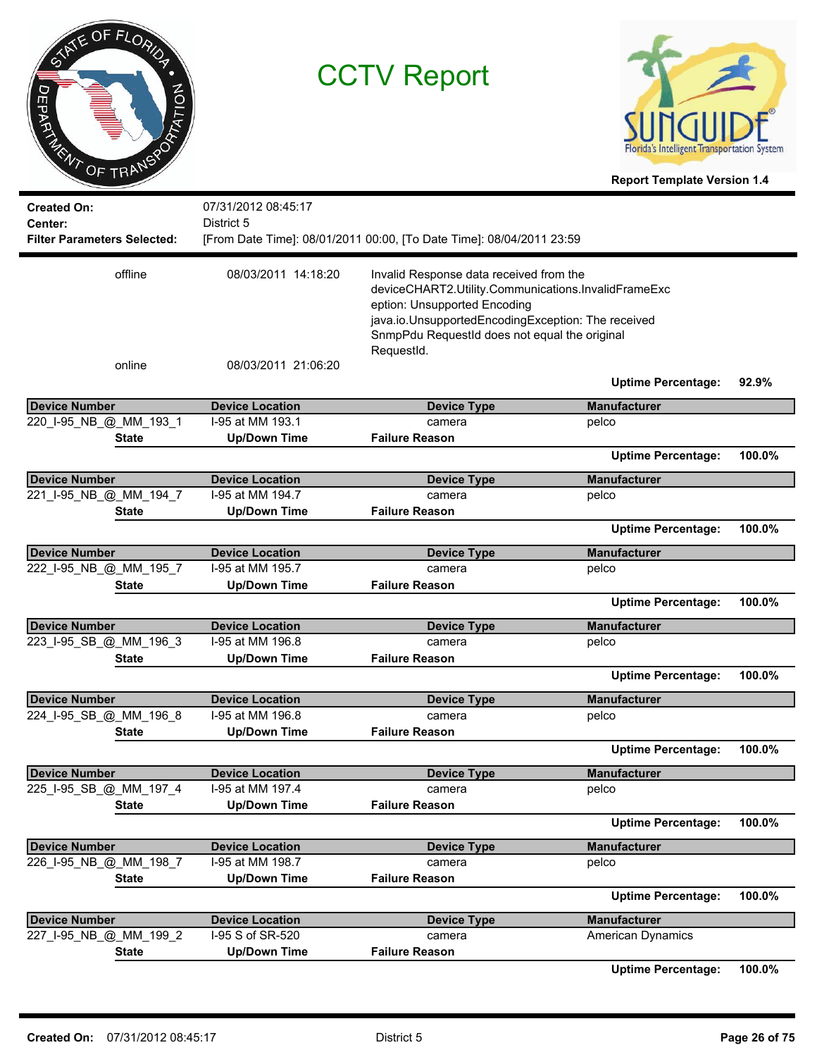# CCTV Report

Report Template Version 1.4

**Created On:** 07/31/2012 08:45:17
**Center:** District 5
**Filter Parameters Selected:** [From Date Time]: 08/01/2011 00:00, [To Date Time]: 08/04/2011 23:59

| State | Up/Down Time | Failure Reason |
|---|---|---|
| offline | 08/03/2011 14:18:20 | Invalid Response data received from the deviceCHART2.Utility.Communications.InvalidFrameException: Unsupported Encoding java.io.UnsupportedEncodingException: The received SnmpPdu RequestId does not equal the original RequestId. |
| online | 08/03/2011 21:06:20 | |

**Uptime Percentage:** 92.9%

| Device Number | Device Location | Device Type | Manufacturer |
|---|---|---|---|
| 220_I-95_NB_@_MM_193_1 | I-95 at MM 193.1 | camera | pelco |

| State | Up/Down Time | Failure Reason |
|---|---|---|

**Uptime Percentage:** 100.0%

| Device Number | Device Location | Device Type | Manufacturer |
|---|---|---|---|
| 221_I-95_NB_@_MM_194_7 | I-95 at MM 194.7 | camera | pelco |

| State | Up/Down Time | Failure Reason |
|---|---|---|

**Uptime Percentage:** 100.0%

| Device Number | Device Location | Device Type | Manufacturer |
|---|---|---|---|
| 222_I-95_NB_@_MM_195_7 | I-95 at MM 195.7 | camera | pelco |

| State | Up/Down Time | Failure Reason |
|---|---|---|

**Uptime Percentage:** 100.0%

| Device Number | Device Location | Device Type | Manufacturer |
|---|---|---|---|
| 223_I-95_SB_@_MM_196_3 | I-95 at MM 196.8 | camera | pelco |

| State | Up/Down Time | Failure Reason |
|---|---|---|

**Uptime Percentage:** 100.0%

| Device Number | Device Location | Device Type | Manufacturer |
|---|---|---|---|
| 224_I-95_SB_@_MM_196_8 | I-95 at MM 196.8 | camera | pelco |

| State | Up/Down Time | Failure Reason |
|---|---|---|

**Uptime Percentage:** 100.0%

| Device Number | Device Location | Device Type | Manufacturer |
|---|---|---|---|
| 225_I-95_SB_@_MM_197_4 | I-95 at MM 197.4 | camera | pelco |

| State | Up/Down Time | Failure Reason |
|---|---|---|

**Uptime Percentage:** 100.0%

| Device Number | Device Location | Device Type | Manufacturer |
|---|---|---|---|
| 226_I-95_NB_@_MM_198_7 | I-95 at MM 198.7 | camera | pelco |

| State | Up/Down Time | Failure Reason |
|---|---|---|

**Uptime Percentage:** 100.0%

| Device Number | Device Location | Device Type | Manufacturer |
|---|---|---|---|
| 227_I-95_NB_@_MM_199_2 | I-95 S of SR-520 | camera | American Dynamics |

| State | Up/Down Time | Failure Reason |
|---|---|---|

**Uptime Percentage:** 100.0%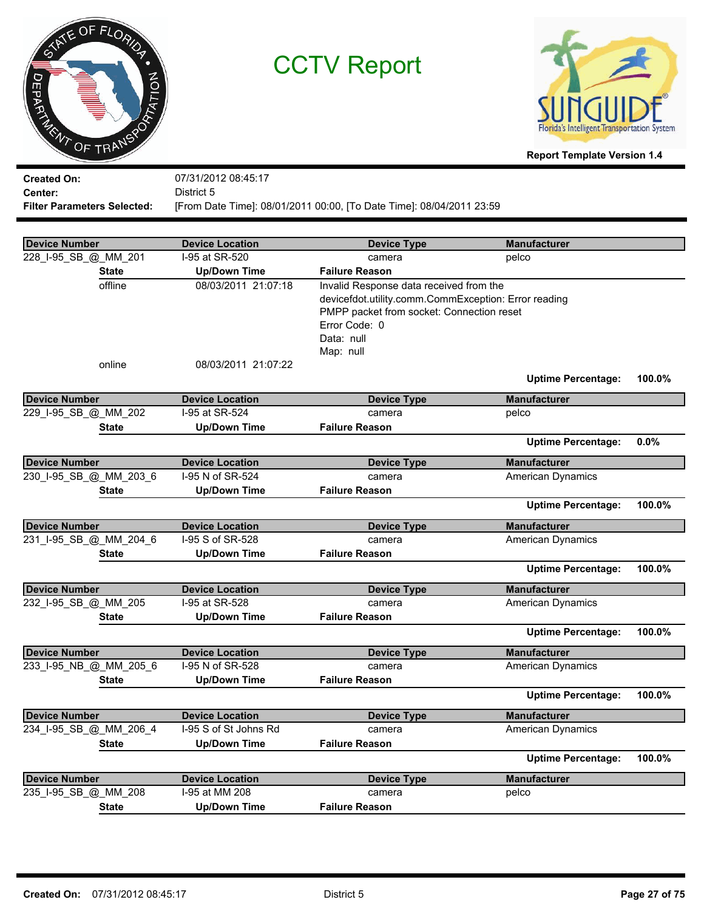# CCTV Report

Report Template Version 1.4

**Created On:** 07/31/2012 08:45:17
**Center:** District 5
**Filter Parameters Selected:** [From Date Time]: 08/01/2011 00:00, [To Date Time]: 08/04/2011 23:59

| Device Number | Device Location | Device Type | Manufacturer |
|---|---|---|---|
| 228_I-95_SB_@_MM_201 | I-95 at SR-520 | camera | pelco |

| State | Up/Down Time | Failure Reason |
|---|---|---|
| offline | 08/03/2011 21:07:18 | Invalid Response data received from the devicefdot.utility.comm.CommException: Error reading PMPP packet from socket: Connection reset<br>Error Code: 0<br>Data: null<br>Map: null |
| online | 08/03/2011 21:07:22 | |

**Uptime Percentage:** 100.0%

| Device Number | Device Location | Device Type | Manufacturer |
|---|---|---|---|
| 229_I-95_SB_@_MM_202 | I-95 at SR-524 | camera | pelco |

| State | Up/Down Time | Failure Reason |
|---|---|---|

**Uptime Percentage:** 0.0%

| Device Number | Device Location | Device Type | Manufacturer |
|---|---|---|---|
| 230_I-95_SB_@_MM_203_6 | I-95 N of SR-524 | camera | American Dynamics |

| State | Up/Down Time | Failure Reason |
|---|---|---|

**Uptime Percentage:** 100.0%

| Device Number | Device Location | Device Type | Manufacturer |
|---|---|---|---|
| 231_I-95_SB_@_MM_204_6 | I-95 S of SR-528 | camera | American Dynamics |

| State | Up/Down Time | Failure Reason |
|---|---|---|

**Uptime Percentage:** 100.0%

| Device Number | Device Location | Device Type | Manufacturer |
|---|---|---|---|
| 232_I-95_SB_@_MM_205 | I-95 at SR-528 | camera | American Dynamics |

| State | Up/Down Time | Failure Reason |
|---|---|---|

**Uptime Percentage:** 100.0%

| Device Number | Device Location | Device Type | Manufacturer |
|---|---|---|---|
| 233_I-95_NB_@_MM_205_6 | I-95 N of SR-528 | camera | American Dynamics |

| State | Up/Down Time | Failure Reason |
|---|---|---|

**Uptime Percentage:** 100.0%

| Device Number | Device Location | Device Type | Manufacturer |
|---|---|---|---|
| 234_I-95_SB_@_MM_206_4 | I-95 S of St Johns Rd | camera | American Dynamics |

| State | Up/Down Time | Failure Reason |
|---|---|---|

**Uptime Percentage:** 100.0%

| Device Number | Device Location | Device Type | Manufacturer |
|---|---|---|---|
| 235_I-95_SB_@_MM_208 | I-95 at MM 208 | camera | pelco |

| State | Up/Down Time | Failure Reason |
|---|---|---|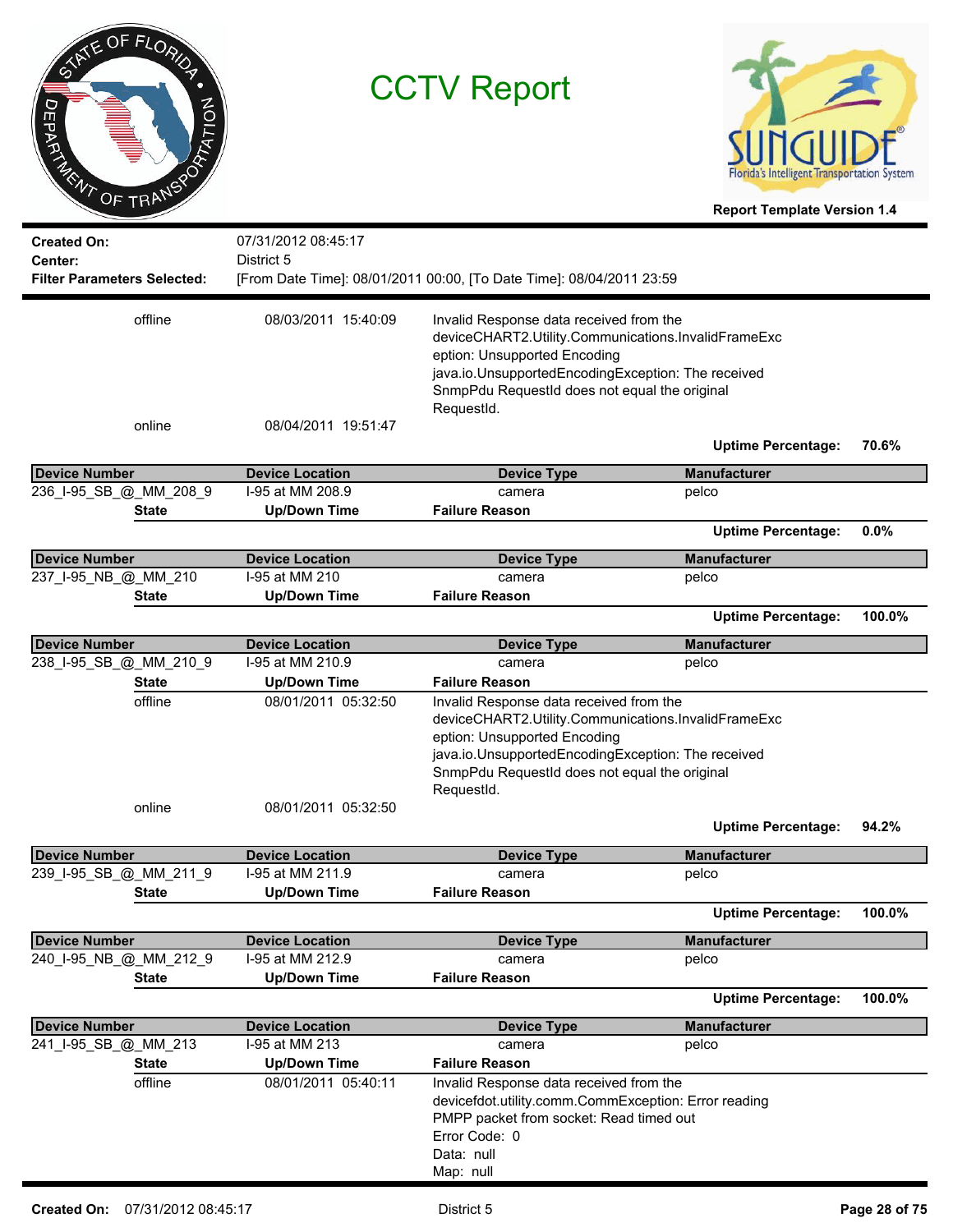# CCTV Report

**Report Template Version 1.4**

**Created On:** 07/31/2012 08:45:17
**Center:** District 5
**Filter Parameters Selected:** [From Date Time]: 08/01/2011 00:00, [To Date Time]: 08/04/2011 23:59

| State | Up/Down Time | Failure Reason |
|---|---|---|
| offline | 08/03/2011 15:40:09 | Invalid Response data received from the deviceCHART2.Utility.Communications.InvalidFrameException: Unsupported Encoding java.io.UnsupportedEncodingException: The received SnmpPdu RequestId does not equal the original RequestId. |
| online | 08/04/2011 19:51:47 | |

**Uptime Percentage: 70.6%**

| Device Number | Device Location | Device Type | Manufacturer |
|---|---|---|---|
| 236_I-95_SB_@_MM_208_9 | I-95 at MM 208.9 | camera | pelco |

| State | Up/Down Time | Failure Reason |
|---|---|---|

**Uptime Percentage: 0.0%**

| Device Number | Device Location | Device Type | Manufacturer |
|---|---|---|---|
| 237_I-95_NB_@_MM_210 | I-95 at MM 210 | camera | pelco |

| State | Up/Down Time | Failure Reason |
|---|---|---|

**Uptime Percentage: 100.0%**

| Device Number | Device Location | Device Type | Manufacturer |
|---|---|---|---|
| 238_I-95_SB_@_MM_210_9 | I-95 at MM 210.9 | camera | pelco |

| State | Up/Down Time | Failure Reason |
|---|---|---|
| offline | 08/01/2011 05:32:50 | Invalid Response data received from the deviceCHART2.Utility.Communications.InvalidFrameException: Unsupported Encoding java.io.UnsupportedEncodingException: The received SnmpPdu RequestId does not equal the original RequestId. |
| online | 08/01/2011 05:32:50 | |

**Uptime Percentage: 94.2%**

| Device Number | Device Location | Device Type | Manufacturer |
|---|---|---|---|
| 239_I-95_SB_@_MM_211_9 | I-95 at MM 211.9 | camera | pelco |

| State | Up/Down Time | Failure Reason |
|---|---|---|

**Uptime Percentage: 100.0%**

| Device Number | Device Location | Device Type | Manufacturer |
|---|---|---|---|
| 240_I-95_NB_@_MM_212_9 | I-95 at MM 212.9 | camera | pelco |

| State | Up/Down Time | Failure Reason |
|---|---|---|

**Uptime Percentage: 100.0%**

| Device Number | Device Location | Device Type | Manufacturer |
|---|---|---|---|
| 241_I-95_SB_@_MM_213 | I-95 at MM 213 | camera | pelco |

| State | Up/Down Time | Failure Reason |
|---|---|---|
| offline | 08/01/2011 05:40:11 | Invalid Response data received from the devicefdot.utility.comm.CommException: Error reading PMPP packet from socket: Read timed out Error Code: 0 Data: null Map: null |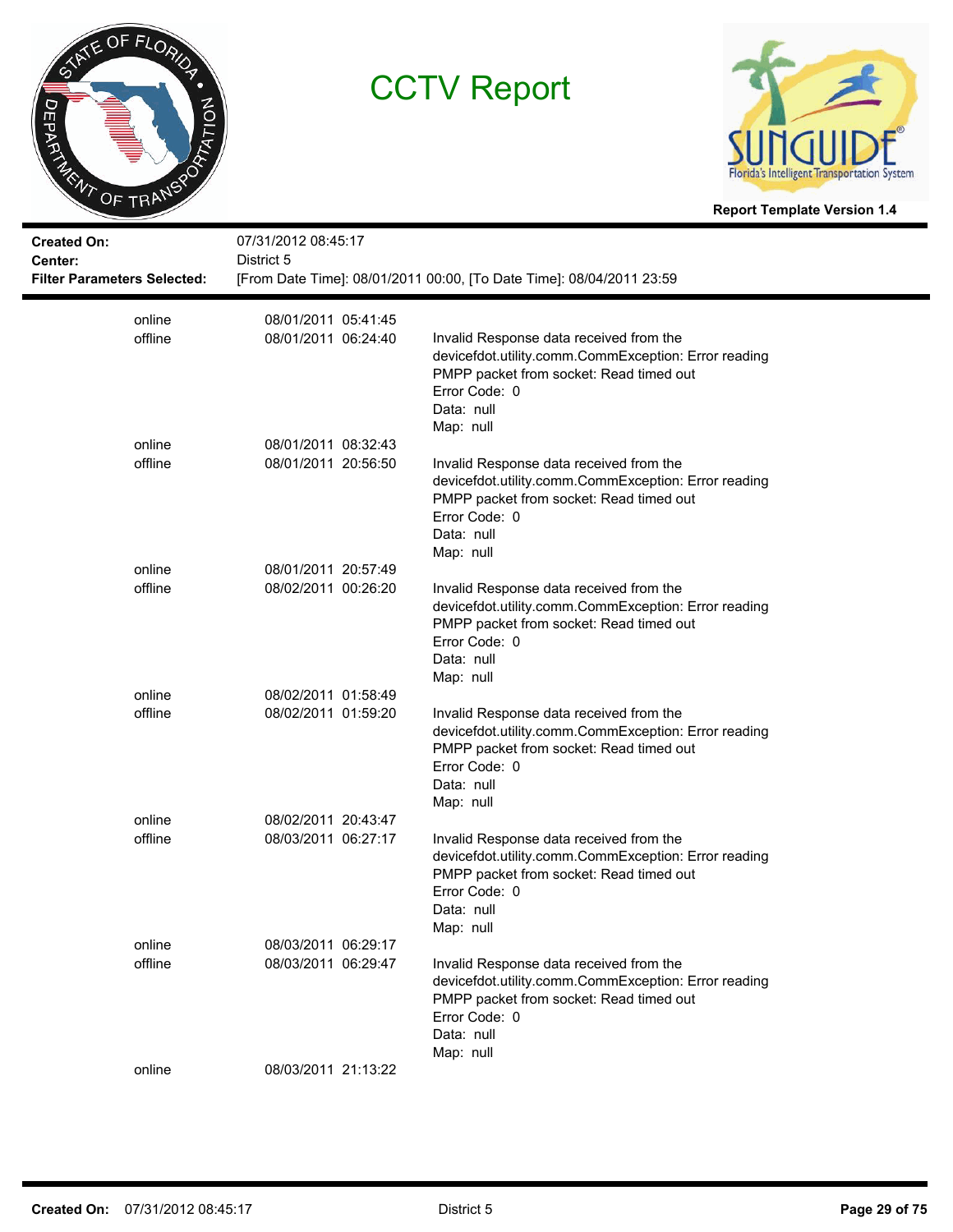# CCTV Report

**Report Template Version 1.4**

**Created On:** 07/31/2012 08:45:17
**Center:** District 5
**Filter Parameters Selected:** [From Date Time]: 08/01/2011 00:00, [To Date Time]: 08/04/2011 23:59

| Status | Date/Time | Details |
|---|---|---|
| online | 08/01/2011 05:41:45 | |
| offline | 08/01/2011 06:24:40 | Invalid Response data received from the devicefdot.utility.comm.CommException: Error reading PMPP packet from socket: Read timed out<br>Error Code: 0<br>Data: null<br>Map: null |
| online | 08/01/2011 08:32:43 | |
| offline | 08/01/2011 20:56:50 | Invalid Response data received from the devicefdot.utility.comm.CommException: Error reading PMPP packet from socket: Read timed out<br>Error Code: 0<br>Data: null<br>Map: null |
| online | 08/01/2011 20:57:49 | |
| offline | 08/02/2011 00:26:20 | Invalid Response data received from the devicefdot.utility.comm.CommException: Error reading PMPP packet from socket: Read timed out<br>Error Code: 0<br>Data: null<br>Map: null |
| online | 08/02/2011 01:58:49 | |
| offline | 08/02/2011 01:59:20 | Invalid Response data received from the devicefdot.utility.comm.CommException: Error reading PMPP packet from socket: Read timed out<br>Error Code: 0<br>Data: null<br>Map: null |
| online | 08/02/2011 20:43:47 | |
| offline | 08/03/2011 06:27:17 | Invalid Response data received from the devicefdot.utility.comm.CommException: Error reading PMPP packet from socket: Read timed out<br>Error Code: 0<br>Data: null<br>Map: null |
| online | 08/03/2011 06:29:17 | |
| offline | 08/03/2011 06:29:47 | Invalid Response data received from the devicefdot.utility.comm.CommException: Error reading PMPP packet from socket: Read timed out<br>Error Code: 0<br>Data: null<br>Map: null |
| online | 08/03/2011 21:13:22 | |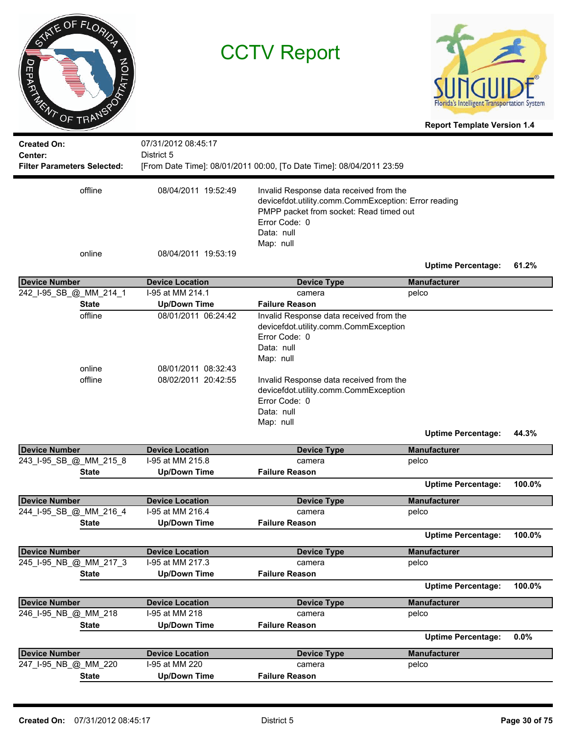# CCTV Report

Report Template Version 1.4

**Created On:** 07/31/2012 08:45:17
**Center:** District 5
**Filter Parameters Selected:** [From Date Time]: 08/01/2011 00:00, [To Date Time]: 08/04/2011 23:59

| State | Up/Down Time | Failure Reason |
|---|---|---|
| offline | 08/04/2011 19:52:49 | Invalid Response data received from the devicefdot.utility.comm.CommException: Error reading PMPP packet from socket: Read timed out Error Code: 0 Data: null Map: null |
| online | 08/04/2011 19:53:19 | |

**Uptime Percentage:** 61.2%

| Device Number | Device Location | Device Type | Manufacturer |
|---|---|---|---|
| 242_I-95_SB_@_MM_214_1 | I-95 at MM 214.1 | camera | pelco |

| State | Up/Down Time | Failure Reason |
|---|---|---|
| offline | 08/01/2011 06:24:42 | Invalid Response data received from the devicefdot.utility.comm.CommException Error Code: 0 Data: null Map: null |
| online | 08/01/2011 08:32:43 | |
| offline | 08/02/2011 20:42:55 | Invalid Response data received from the devicefdot.utility.comm.CommException Error Code: 0 Data: null Map: null |

**Uptime Percentage:** 44.3%

| Device Number | Device Location | Device Type | Manufacturer |
|---|---|---|---|
| 243_I-95_SB_@_MM_215_8 | I-95 at MM 215.8 | camera | pelco |

| State | Up/Down Time | Failure Reason |
|---|---|---|

**Uptime Percentage:** 100.0%

| Device Number | Device Location | Device Type | Manufacturer |
|---|---|---|---|
| 244_I-95_SB_@_MM_216_4 | I-95 at MM 216.4 | camera | pelco |

| State | Up/Down Time | Failure Reason |
|---|---|---|

**Uptime Percentage:** 100.0%

| Device Number | Device Location | Device Type | Manufacturer |
|---|---|---|---|
| 245_I-95_NB_@_MM_217_3 | I-95 at MM 217.3 | camera | pelco |

| State | Up/Down Time | Failure Reason |
|---|---|---|

**Uptime Percentage:** 100.0%

| Device Number | Device Location | Device Type | Manufacturer |
|---|---|---|---|
| 246_I-95_NB_@_MM_218 | I-95 at MM 218 | camera | pelco |

| State | Up/Down Time | Failure Reason |
|---|---|---|

**Uptime Percentage:** 0.0%

| Device Number | Device Location | Device Type | Manufacturer |
|---|---|---|---|
| 247_I-95_NB_@_MM_220 | I-95 at MM 220 | camera | pelco |

| State | Up/Down Time | Failure Reason |
|---|---|---|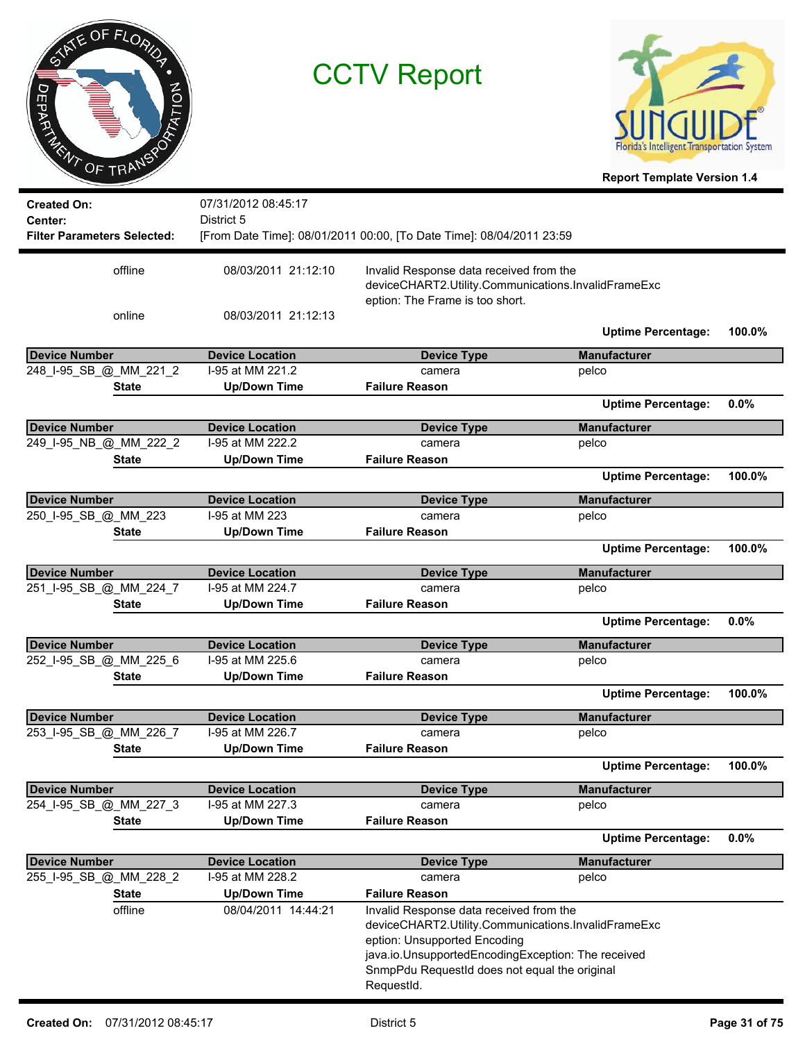# CCTV Report

Report Template Version 1.4

**Created On:** 07/31/2012 08:45:17
**Center:** District 5
**Filter Parameters Selected:** [From Date Time]: 08/01/2011 00:00, [To Date Time]: 08/04/2011 23:59

| State | Up/Down Time | Failure Reason |
|---|---|---|
| offline | 08/03/2011 21:12:10 | Invalid Response data received from the deviceCHART2.Utility.Communications.InvalidFrameException: The Frame is too short. |
| online | 08/03/2011 21:12:13 | |

**Uptime Percentage:** 100.0%

| Device Number | Device Location | Device Type | Manufacturer |
|---|---|---|---|
| 248_I-95_SB_@_MM_221_2 | I-95 at MM 221.2 | camera | pelco |

| State | Up/Down Time | Failure Reason |
|---|---|---|

**Uptime Percentage:** 0.0%

| Device Number | Device Location | Device Type | Manufacturer |
|---|---|---|---|
| 249_I-95_NB_@_MM_222_2 | I-95 at MM 222.2 | camera | pelco |

| State | Up/Down Time | Failure Reason |
|---|---|---|

**Uptime Percentage:** 100.0%

| Device Number | Device Location | Device Type | Manufacturer |
|---|---|---|---|
| 250_I-95_SB_@_MM_223 | I-95 at MM 223 | camera | pelco |

| State | Up/Down Time | Failure Reason |
|---|---|---|

**Uptime Percentage:** 100.0%

| Device Number | Device Location | Device Type | Manufacturer |
|---|---|---|---|
| 251_I-95_SB_@_MM_224_7 | I-95 at MM 224.7 | camera | pelco |

| State | Up/Down Time | Failure Reason |
|---|---|---|

**Uptime Percentage:** 0.0%

| Device Number | Device Location | Device Type | Manufacturer |
|---|---|---|---|
| 252_I-95_SB_@_MM_225_6 | I-95 at MM 225.6 | camera | pelco |

| State | Up/Down Time | Failure Reason |
|---|---|---|

**Uptime Percentage:** 100.0%

| Device Number | Device Location | Device Type | Manufacturer |
|---|---|---|---|
| 253_I-95_SB_@_MM_226_7 | I-95 at MM 226.7 | camera | pelco |

| State | Up/Down Time | Failure Reason |
|---|---|---|

**Uptime Percentage:** 100.0%

| Device Number | Device Location | Device Type | Manufacturer |
|---|---|---|---|
| 254_I-95_SB_@_MM_227_3 | I-95 at MM 227.3 | camera | pelco |

| State | Up/Down Time | Failure Reason |
|---|---|---|

**Uptime Percentage:** 0.0%

| Device Number | Device Location | Device Type | Manufacturer |
|---|---|---|---|
| 255_I-95_SB_@_MM_228_2 | I-95 at MM 228.2 | camera | pelco |

| State | Up/Down Time | Failure Reason |
|---|---|---|
| offline | 08/04/2011 14:44:21 | Invalid Response data received from the deviceCHART2.Utility.Communications.InvalidFrameException: Unsupported Encoding java.io.UnsupportedEncodingException: The received SnmpPdu RequestId does not equal the original RequestId. |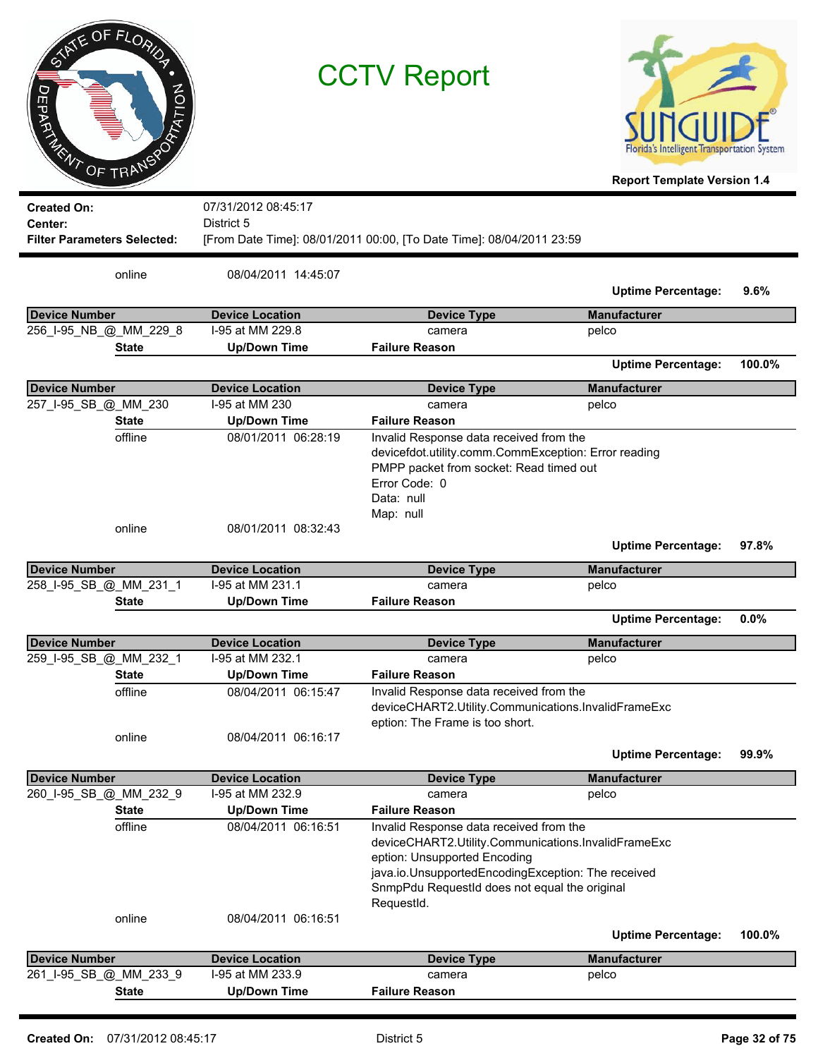# CCTV Report

Report Template Version 1.4

**Created On:** 07/31/2012 08:45:17
**Center:** District 5
**Filter Parameters Selected:** [From Date Time]: 08/01/2011 00:00, [To Date Time]: 08/04/2011 23:59

| State | Up/Down Time | Failure Reason |
|---|---|---|
| online | 08/04/2011 14:45:07 | |

**Uptime Percentage: 9.6%**

| Device Number | Device Location | Device Type | Manufacturer |
|---|---|---|---|
| 256_I-95_NB_@_MM_229_8 | I-95 at MM 229.8 | camera | pelco |

| State | Up/Down Time | Failure Reason |
|---|---|---|

**Uptime Percentage: 100.0%**

| Device Number | Device Location | Device Type | Manufacturer |
|---|---|---|---|
| 257_I-95_SB_@_MM_230 | I-95 at MM 230 | camera | pelco |

| State | Up/Down Time | Failure Reason |
|---|---|---|
| offline | 08/01/2011 06:28:19 | Invalid Response data received from the devicefdot.utility.comm.CommException: Error reading PMPP packet from socket: Read timed out Error Code: 0 Data: null Map: null |
| online | 08/01/2011 08:32:43 | |

**Uptime Percentage: 97.8%**

| Device Number | Device Location | Device Type | Manufacturer |
|---|---|---|---|
| 258_I-95_SB_@_MM_231_1 | I-95 at MM 231.1 | camera | pelco |

| State | Up/Down Time | Failure Reason |
|---|---|---|

**Uptime Percentage: 0.0%**

| Device Number | Device Location | Device Type | Manufacturer |
|---|---|---|---|
| 259_I-95_SB_@_MM_232_1 | I-95 at MM 232.1 | camera | pelco |

| State | Up/Down Time | Failure Reason |
|---|---|---|
| offline | 08/04/2011 06:15:47 | Invalid Response data received from the deviceCHART2.Utility.Communications.InvalidFrameException: The Frame is too short. |
| online | 08/04/2011 06:16:17 | |

**Uptime Percentage: 99.9%**

| Device Number | Device Location | Device Type | Manufacturer |
|---|---|---|---|
| 260_I-95_SB_@_MM_232_9 | I-95 at MM 232.9 | camera | pelco |

| State | Up/Down Time | Failure Reason |
|---|---|---|
| offline | 08/04/2011 06:16:51 | Invalid Response data received from the deviceCHART2.Utility.Communications.InvalidFrameException: Unsupported Encoding java.io.UnsupportedEncodingException: The received SnmpPdu RequestId does not equal the original RequestId. |
| online | 08/04/2011 06:16:51 | |

**Uptime Percentage: 100.0%**

| Device Number | Device Location | Device Type | Manufacturer |
|---|---|---|---|
| 261_I-95_SB_@_MM_233_9 | I-95 at MM 233.9 | camera | pelco |

| State | Up/Down Time | Failure Reason |
|---|---|---|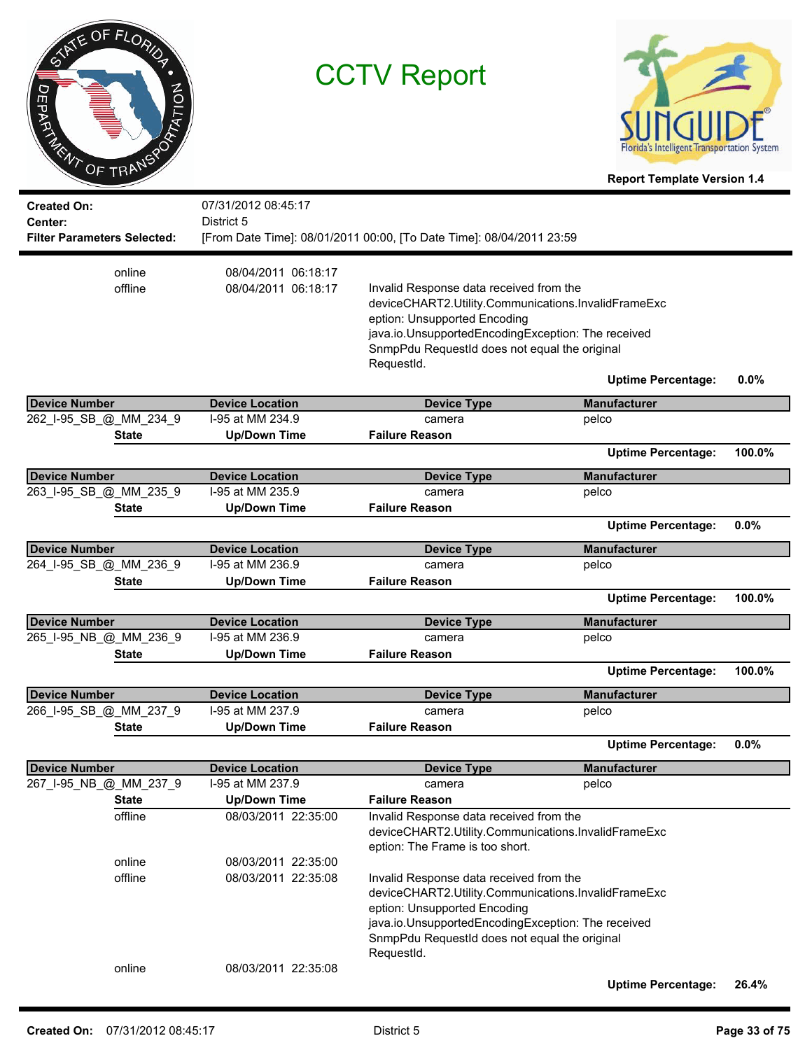# CCTV Report

Report Template Version 1.4

**Created On:** 07/31/2012 08:45:17
**Center:** District 5
**Filter Parameters Selected:** [From Date Time]: 08/01/2011 00:00, [To Date Time]: 08/04/2011 23:59

| State | Up/Down Time | Failure Reason |
|---|---|---|
| online | 08/04/2011 06:18:17 | |
| offline | 08/04/2011 06:18:17 | Invalid Response data received from the deviceCHART2.Utility.Communications.InvalidFrameException: Unsupported Encoding java.io.UnsupportedEncodingException: The received SnmpPdu RequestId does not equal the original RequestId. |

**Uptime Percentage:** 0.0%

| Device Number | Device Location | Device Type | Manufacturer |
|---|---|---|---|
| 262_I-95_SB_@_MM_234_9 | I-95 at MM 234.9 | camera | pelco |

| State | Up/Down Time | Failure Reason |
|---|---|---|

**Uptime Percentage:** 100.0%

| Device Number | Device Location | Device Type | Manufacturer |
|---|---|---|---|
| 263_I-95_SB_@_MM_235_9 | I-95 at MM 235.9 | camera | pelco |

| State | Up/Down Time | Failure Reason |
|---|---|---|

**Uptime Percentage:** 0.0%

| Device Number | Device Location | Device Type | Manufacturer |
|---|---|---|---|
| 264_I-95_SB_@_MM_236_9 | I-95 at MM 236.9 | camera | pelco |

| State | Up/Down Time | Failure Reason |
|---|---|---|

**Uptime Percentage:** 100.0%

| Device Number | Device Location | Device Type | Manufacturer |
|---|---|---|---|
| 265_I-95_NB_@_MM_236_9 | I-95 at MM 236.9 | camera | pelco |

| State | Up/Down Time | Failure Reason |
|---|---|---|

**Uptime Percentage:** 100.0%

| Device Number | Device Location | Device Type | Manufacturer |
|---|---|---|---|
| 266_I-95_SB_@_MM_237_9 | I-95 at MM 237.9 | camera | pelco |

| State | Up/Down Time | Failure Reason |
|---|---|---|

**Uptime Percentage:** 0.0%

| Device Number | Device Location | Device Type | Manufacturer |
|---|---|---|---|
| 267_I-95_NB_@_MM_237_9 | I-95 at MM 237.9 | camera | pelco |

| State | Up/Down Time | Failure Reason |
|---|---|---|
| offline | 08/03/2011 22:35:00 | Invalid Response data received from the deviceCHART2.Utility.Communications.InvalidFrameException: The Frame is too short. |
| online | 08/03/2011 22:35:00 | |
| offline | 08/03/2011 22:35:08 | Invalid Response data received from the deviceCHART2.Utility.Communications.InvalidFrameException: Unsupported Encoding java.io.UnsupportedEncodingException: The received SnmpPdu RequestId does not equal the original RequestId. |
| online | 08/03/2011 22:35:08 | |

**Uptime Percentage:** 26.4%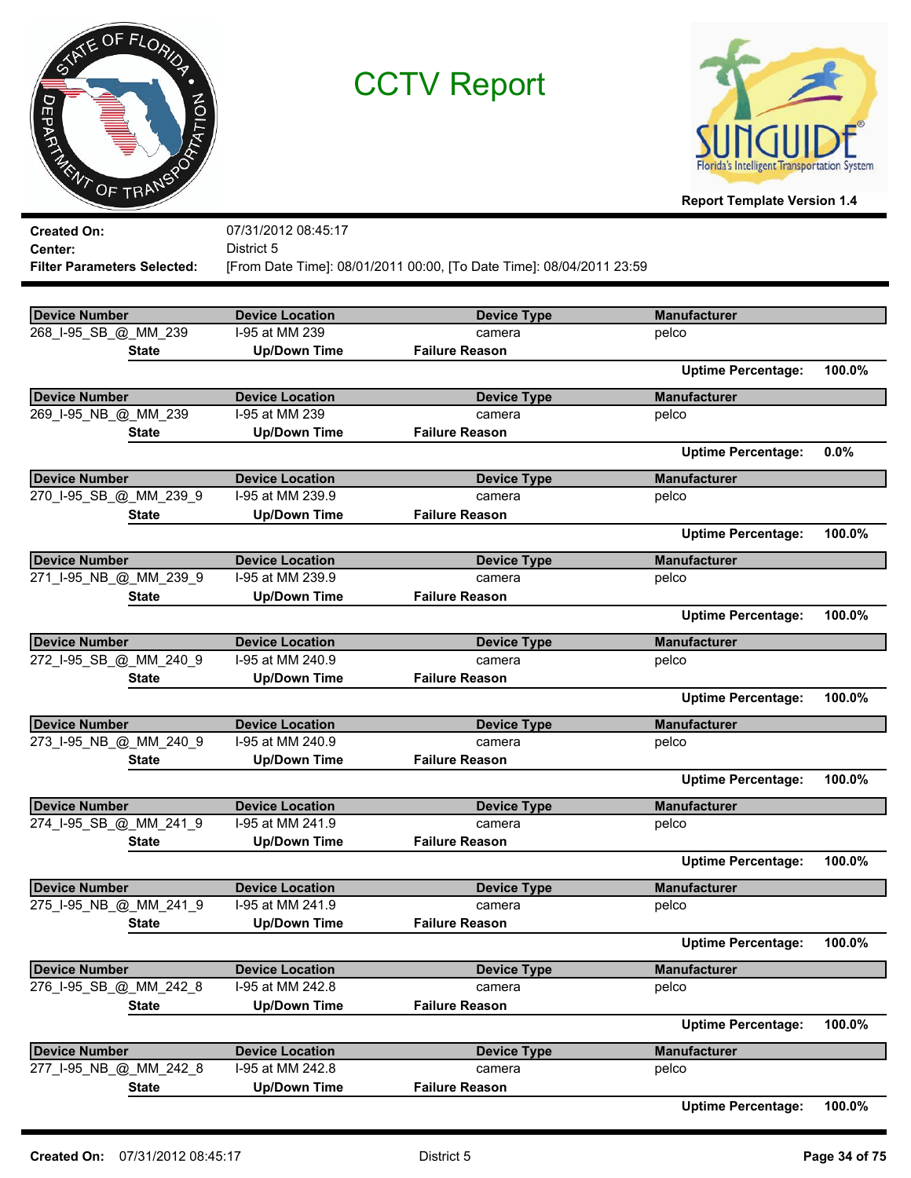# CCTV Report

**Report Template Version 1.4**

**Created On:** 07/31/2012 08:45:17
**Center:** District 5
**Filter Parameters Selected:** [From Date Time]: 08/01/2011 00:00, [To Date Time]: 08/04/2011 23:59

| Device Number | Device Location | Device Type | Manufacturer |
|---|---|---|---|
| 268_I-95_SB_@_MM_239 | I-95 at MM 239 | camera | pelco |

| State | Up/Down Time | Failure Reason |
|---|---|---|

**Uptime Percentage:** 100.0%

| Device Number | Device Location | Device Type | Manufacturer |
|---|---|---|---|
| 269_I-95_NB_@_MM_239 | I-95 at MM 239 | camera | pelco |

| State | Up/Down Time | Failure Reason |
|---|---|---|

**Uptime Percentage:** 0.0%

| Device Number | Device Location | Device Type | Manufacturer |
|---|---|---|---|
| 270_I-95_SB_@_MM_239_9 | I-95 at MM 239.9 | camera | pelco |

| State | Up/Down Time | Failure Reason |
|---|---|---|

**Uptime Percentage:** 100.0%

| Device Number | Device Location | Device Type | Manufacturer |
|---|---|---|---|
| 271_I-95_NB_@_MM_239_9 | I-95 at MM 239.9 | camera | pelco |

| State | Up/Down Time | Failure Reason |
|---|---|---|

**Uptime Percentage:** 100.0%

| Device Number | Device Location | Device Type | Manufacturer |
|---|---|---|---|
| 272_I-95_SB_@_MM_240_9 | I-95 at MM 240.9 | camera | pelco |

| State | Up/Down Time | Failure Reason |
|---|---|---|

**Uptime Percentage:** 100.0%

| Device Number | Device Location | Device Type | Manufacturer |
|---|---|---|---|
| 273_I-95_NB_@_MM_240_9 | I-95 at MM 240.9 | camera | pelco |

| State | Up/Down Time | Failure Reason |
|---|---|---|

**Uptime Percentage:** 100.0%

| Device Number | Device Location | Device Type | Manufacturer |
|---|---|---|---|
| 274_I-95_SB_@_MM_241_9 | I-95 at MM 241.9 | camera | pelco |

| State | Up/Down Time | Failure Reason |
|---|---|---|

**Uptime Percentage:** 100.0%

| Device Number | Device Location | Device Type | Manufacturer |
|---|---|---|---|
| 275_I-95_NB_@_MM_241_9 | I-95 at MM 241.9 | camera | pelco |

| State | Up/Down Time | Failure Reason |
|---|---|---|

**Uptime Percentage:** 100.0%

| Device Number | Device Location | Device Type | Manufacturer |
|---|---|---|---|
| 276_I-95_SB_@_MM_242_8 | I-95 at MM 242.8 | camera | pelco |

| State | Up/Down Time | Failure Reason |
|---|---|---|

**Uptime Percentage:** 100.0%

| Device Number | Device Location | Device Type | Manufacturer |
|---|---|---|---|
| 277_I-95_NB_@_MM_242_8 | I-95 at MM 242.8 | camera | pelco |

| State | Up/Down Time | Failure Reason |
|---|---|---|

**Uptime Percentage:** 100.0%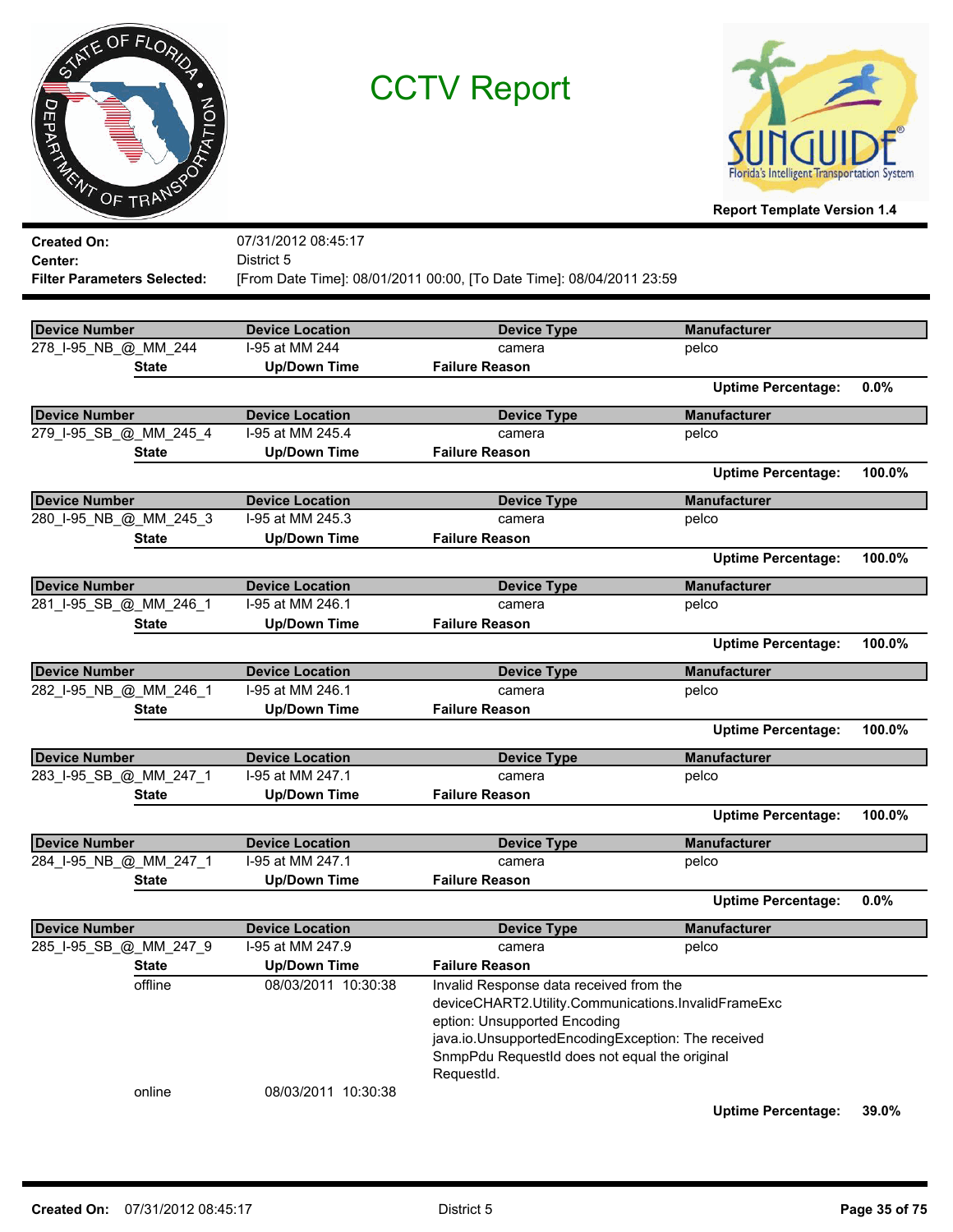# CCTV Report

**Report Template Version 1.4**

**Created On:** 07/31/2012 08:45:17
**Center:** District 5
**Filter Parameters Selected:** [From Date Time]: 08/01/2011 00:00, [To Date Time]: 08/04/2011 23:59

| Device Number | Device Location | Device Type | Manufacturer |
|---|---|---|---|
| 278_I-95_NB_@_MM_244 | I-95 at MM 244 | camera | pelco |

| State | Up/Down Time | Failure Reason |
|---|---|---|

**Uptime Percentage:** 0.0%

| Device Number | Device Location | Device Type | Manufacturer |
|---|---|---|---|
| 279_I-95_SB_@_MM_245_4 | I-95 at MM 245.4 | camera | pelco |

| State | Up/Down Time | Failure Reason |
|---|---|---|

**Uptime Percentage:** 100.0%

| Device Number | Device Location | Device Type | Manufacturer |
|---|---|---|---|
| 280_I-95_NB_@_MM_245_3 | I-95 at MM 245.3 | camera | pelco |

| State | Up/Down Time | Failure Reason |
|---|---|---|

**Uptime Percentage:** 100.0%

| Device Number | Device Location | Device Type | Manufacturer |
|---|---|---|---|
| 281_I-95_SB_@_MM_246_1 | I-95 at MM 246.1 | camera | pelco |

| State | Up/Down Time | Failure Reason |
|---|---|---|

**Uptime Percentage:** 100.0%

| Device Number | Device Location | Device Type | Manufacturer |
|---|---|---|---|
| 282_I-95_NB_@_MM_246_1 | I-95 at MM 246.1 | camera | pelco |

| State | Up/Down Time | Failure Reason |
|---|---|---|

**Uptime Percentage:** 100.0%

| Device Number | Device Location | Device Type | Manufacturer |
|---|---|---|---|
| 283_I-95_SB_@_MM_247_1 | I-95 at MM 247.1 | camera | pelco |

| State | Up/Down Time | Failure Reason |
|---|---|---|

**Uptime Percentage:** 100.0%

| Device Number | Device Location | Device Type | Manufacturer |
|---|---|---|---|
| 284_I-95_NB_@_MM_247_1 | I-95 at MM 247.1 | camera | pelco |

| State | Up/Down Time | Failure Reason |
|---|---|---|

**Uptime Percentage:** 0.0%

| Device Number | Device Location | Device Type | Manufacturer |
|---|---|---|---|
| 285_I-95_SB_@_MM_247_9 | I-95 at MM 247.9 | camera | pelco |

| State | Up/Down Time | Failure Reason |
|---|---|---|
| offline | 08/03/2011 10:30:38 | Invalid Response data received from the deviceCHART2.Utility.Communications.InvalidFrameException: Unsupported Encoding java.io.UnsupportedEncodingException: The received SnmpPdu RequestId does not equal the original RequestId. |
| online | 08/03/2011 10:30:38 | |

**Uptime Percentage:** 39.0%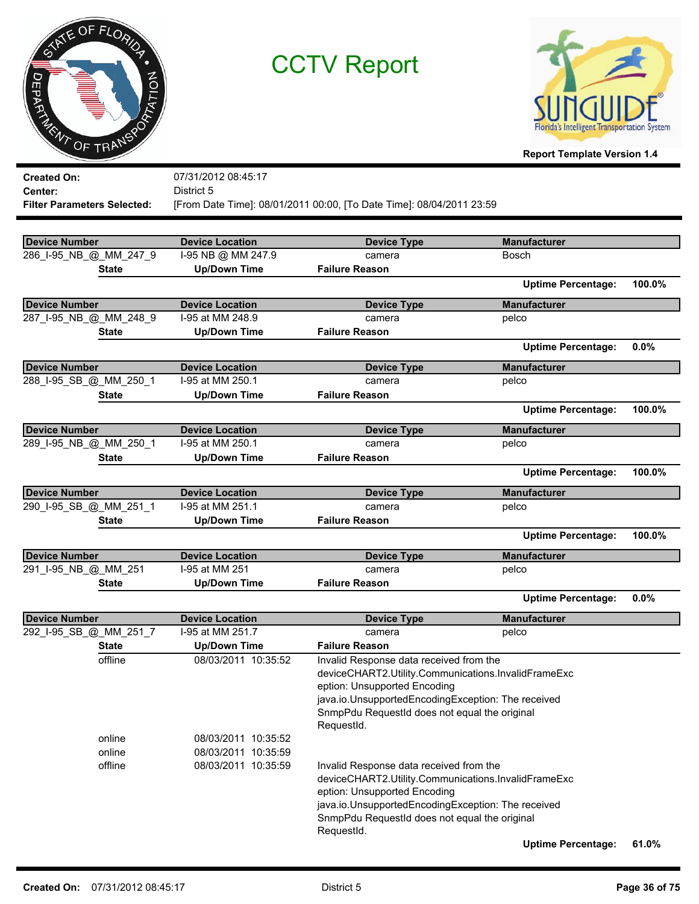# CCTV Report

**Report Template Version 1.4**

**Created On:** 07/31/2012 08:45:17
**Center:** District 5
**Filter Parameters Selected:** [From Date Time]: 08/01/2011 00:00, [To Date Time]: 08/04/2011 23:59

| Device Number | Device Location | Device Type | Manufacturer |
|---|---|---|---|
| 286_I-95_NB_@_MM_247_9 | I-95 NB @ MM 247.9 | camera | Bosch |

| State | Up/Down Time | Failure Reason |
|---|---|---|

**Uptime Percentage:** 100.0%

| Device Number | Device Location | Device Type | Manufacturer |
|---|---|---|---|
| 287_I-95_NB_@_MM_248_9 | I-95 at MM 248.9 | camera | pelco |

| State | Up/Down Time | Failure Reason |
|---|---|---|

**Uptime Percentage:** 0.0%

| Device Number | Device Location | Device Type | Manufacturer |
|---|---|---|---|
| 288_I-95_SB_@_MM_250_1 | I-95 at MM 250.1 | camera | pelco |

| State | Up/Down Time | Failure Reason |
|---|---|---|

**Uptime Percentage:** 100.0%

| Device Number | Device Location | Device Type | Manufacturer |
|---|---|---|---|
| 289_I-95_NB_@_MM_250_1 | I-95 at MM 250.1 | camera | pelco |

| State | Up/Down Time | Failure Reason |
|---|---|---|

**Uptime Percentage:** 100.0%

| Device Number | Device Location | Device Type | Manufacturer |
|---|---|---|---|
| 290_I-95_SB_@_MM_251_1 | I-95 at MM 251.1 | camera | pelco |

| State | Up/Down Time | Failure Reason |
|---|---|---|

**Uptime Percentage:** 100.0%

| Device Number | Device Location | Device Type | Manufacturer |
|---|---|---|---|
| 291_I-95_NB_@_MM_251 | I-95 at MM 251 | camera | pelco |

| State | Up/Down Time | Failure Reason |
|---|---|---|

**Uptime Percentage:** 0.0%

| Device Number | Device Location | Device Type | Manufacturer |
|---|---|---|---|
| 292_I-95_SB_@_MM_251_7 | I-95 at MM 251.7 | camera | pelco |

| State | Up/Down Time | Failure Reason |
|---|---|---|
| offline | 08/03/2011 10:35:52 | Invalid Response data received from the deviceCHART2.Utility.Communications.InvalidFrameException: Unsupported Encoding java.io.UnsupportedEncodingException: The received SnmpPdu RequestId does not equal the original RequestId. |
| online | 08/03/2011 10:35:52 | |
| online | 08/03/2011 10:35:59 | |
| offline | 08/03/2011 10:35:59 | Invalid Response data received from the deviceCHART2.Utility.Communications.InvalidFrameException: Unsupported Encoding java.io.UnsupportedEncodingException: The received SnmpPdu RequestId does not equal the original RequestId. |

**Uptime Percentage:** 61.0%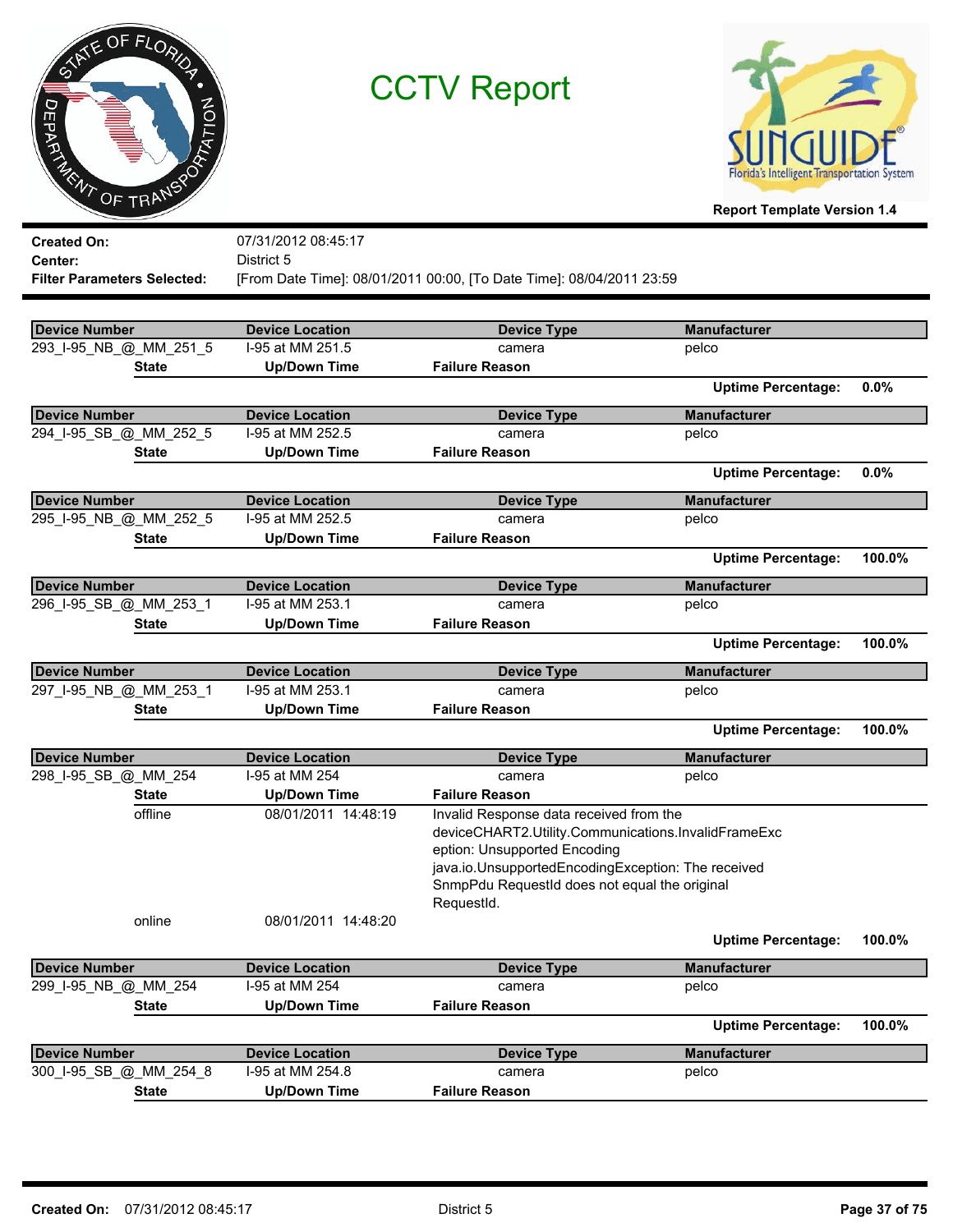# CCTV Report

**Report Template Version 1.4**

**Created On:** 07/31/2012 08:45:17
**Center:** District 5
**Filter Parameters Selected:** [From Date Time]: 08/01/2011 00:00, [To Date Time]: 08/04/2011 23:59

| Device Number | Device Location | Device Type | Manufacturer |
|---|---|---|---|
| 293_I-95_NB_@_MM_251_5 | I-95 at MM 251.5 | camera | pelco |

| State | Up/Down Time | Failure Reason |
|---|---|---|

**Uptime Percentage:** 0.0%

| Device Number | Device Location | Device Type | Manufacturer |
|---|---|---|---|
| 294_I-95_SB_@_MM_252_5 | I-95 at MM 252.5 | camera | pelco |

| State | Up/Down Time | Failure Reason |
|---|---|---|

**Uptime Percentage:** 0.0%

| Device Number | Device Location | Device Type | Manufacturer |
|---|---|---|---|
| 295_I-95_NB_@_MM_252_5 | I-95 at MM 252.5 | camera | pelco |

| State | Up/Down Time | Failure Reason |
|---|---|---|

**Uptime Percentage:** 100.0%

| Device Number | Device Location | Device Type | Manufacturer |
|---|---|---|---|
| 296_I-95_SB_@_MM_253_1 | I-95 at MM 253.1 | camera | pelco |

| State | Up/Down Time | Failure Reason |
|---|---|---|

**Uptime Percentage:** 100.0%

| Device Number | Device Location | Device Type | Manufacturer |
|---|---|---|---|
| 297_I-95_NB_@_MM_253_1 | I-95 at MM 253.1 | camera | pelco |

| State | Up/Down Time | Failure Reason |
|---|---|---|

**Uptime Percentage:** 100.0%

| Device Number | Device Location | Device Type | Manufacturer |
|---|---|---|---|
| 298_I-95_SB_@_MM_254 | I-95 at MM 254 | camera | pelco |

| State | Up/Down Time | Failure Reason |
|---|---|---|
| offline | 08/01/2011 14:48:19 | Invalid Response data received from the deviceCHART2.Utility.Communications.InvalidFrameException: Unsupported Encoding java.io.UnsupportedEncodingException: The received SnmpPdu RequestId does not equal the original RequestId. |
| online | 08/01/2011 14:48:20 | |

**Uptime Percentage:** 100.0%

| Device Number | Device Location | Device Type | Manufacturer |
|---|---|---|---|
| 299_I-95_NB_@_MM_254 | I-95 at MM 254 | camera | pelco |

| State | Up/Down Time | Failure Reason |
|---|---|---|

**Uptime Percentage:** 100.0%

| Device Number | Device Location | Device Type | Manufacturer |
|---|---|---|---|
| 300_I-95_SB_@_MM_254_8 | I-95 at MM 254.8 | camera | pelco |

| State | Up/Down Time | Failure Reason |
|---|---|---|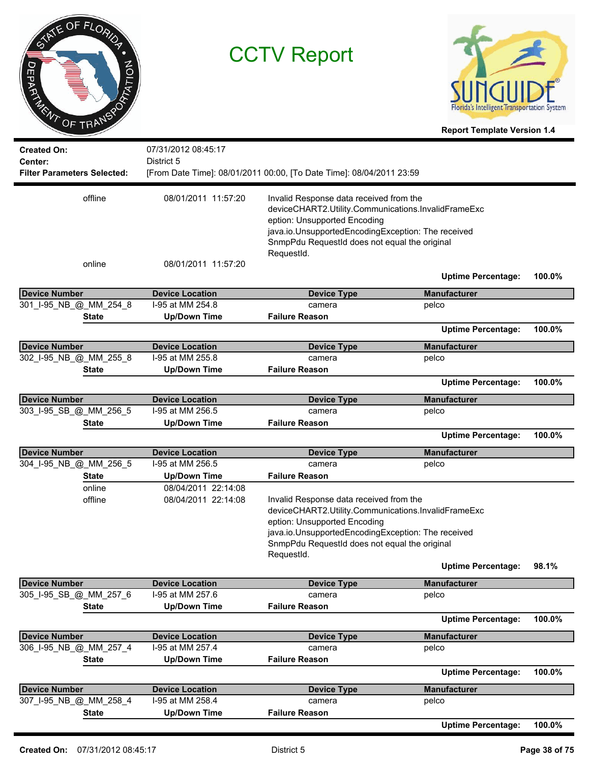# CCTV Report

Report Template Version 1.4

**Created On:** 07/31/2012 08:45:17
**Center:** District 5
**Filter Parameters Selected:** [From Date Time]: 08/01/2011 00:00, [To Date Time]: 08/04/2011 23:59

| State | Up/Down Time | Failure Reason |
|---|---|---|
| offline | 08/01/2011 11:57:20 | Invalid Response data received from the deviceCHART2.Utility.Communications.InvalidFrameException: Unsupported Encoding java.io.UnsupportedEncodingException: The received SnmpPdu RequestId does not equal the original RequestId. |
| online | 08/01/2011 11:57:20 | |

**Uptime Percentage: 100.0%**

| Device Number | Device Location | Device Type | Manufacturer |
|---|---|---|---|
| 301_I-95_NB_@_MM_254_8 | I-95 at MM 254.8 | camera | pelco |

| State | Up/Down Time | Failure Reason |
|---|---|---|

**Uptime Percentage: 100.0%**

| Device Number | Device Location | Device Type | Manufacturer |
|---|---|---|---|
| 302_I-95_NB_@_MM_255_8 | I-95 at MM 255.8 | camera | pelco |

| State | Up/Down Time | Failure Reason |
|---|---|---|

**Uptime Percentage: 100.0%**

| Device Number | Device Location | Device Type | Manufacturer |
|---|---|---|---|
| 303_I-95_SB_@_MM_256_5 | I-95 at MM 256.5 | camera | pelco |

| State | Up/Down Time | Failure Reason |
|---|---|---|

**Uptime Percentage: 100.0%**

| Device Number | Device Location | Device Type | Manufacturer |
|---|---|---|---|
| 304_I-95_NB_@_MM_256_5 | I-95 at MM 256.5 | camera | pelco |

| State | Up/Down Time | Failure Reason |
|---|---|---|
| online | 08/04/2011 22:14:08 | |
| offline | 08/04/2011 22:14:08 | Invalid Response data received from the deviceCHART2.Utility.Communications.InvalidFrameException: Unsupported Encoding java.io.UnsupportedEncodingException: The received SnmpPdu RequestId does not equal the original RequestId. |

**Uptime Percentage: 98.1%**

| Device Number | Device Location | Device Type | Manufacturer |
|---|---|---|---|
| 305_I-95_SB_@_MM_257_6 | I-95 at MM 257.6 | camera | pelco |

| State | Up/Down Time | Failure Reason |
|---|---|---|

**Uptime Percentage: 100.0%**

| Device Number | Device Location | Device Type | Manufacturer |
|---|---|---|---|
| 306_I-95_NB_@_MM_257_4 | I-95 at MM 257.4 | camera | pelco |

| State | Up/Down Time | Failure Reason |
|---|---|---|

**Uptime Percentage: 100.0%**

| Device Number | Device Location | Device Type | Manufacturer |
|---|---|---|---|
| 307_I-95_NB_@_MM_258_4 | I-95 at MM 258.4 | camera | pelco |

| State | Up/Down Time | Failure Reason |
|---|---|---|

**Uptime Percentage: 100.0%**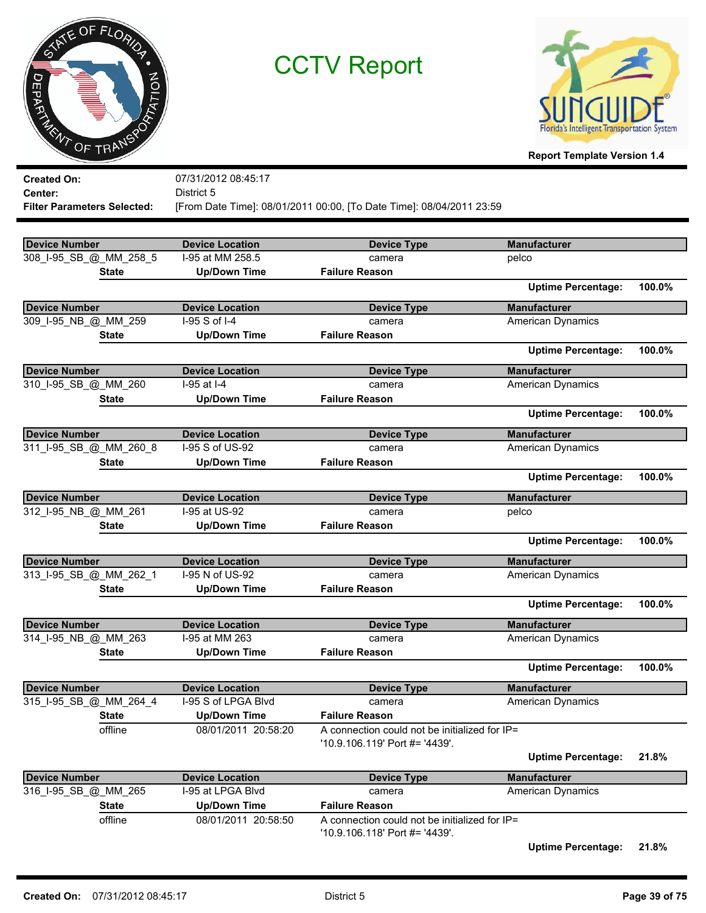# CCTV Report

**Report Template Version 1.4**

**Created On:** 07/31/2012 08:45:17
**Center:** District 5
**Filter Parameters Selected:** [From Date Time]: 08/01/2011 00:00, [To Date Time]: 08/04/2011 23:59

| Device Number | Device Location | Device Type | Manufacturer |
|---|---|---|---|
| 308_I-95_SB_@_MM_258_5 | I-95 at MM 258.5 | camera | pelco |

| State | Up/Down Time | Failure Reason |
|---|---|---|

**Uptime Percentage:** 100.0%

| Device Number | Device Location | Device Type | Manufacturer |
|---|---|---|---|
| 309_I-95_NB_@_MM_259 | I-95 S of I-4 | camera | American Dynamics |

| State | Up/Down Time | Failure Reason |
|---|---|---|

**Uptime Percentage:** 100.0%

| Device Number | Device Location | Device Type | Manufacturer |
|---|---|---|---|
| 310_I-95_SB_@_MM_260 | I-95 at I-4 | camera | American Dynamics |

| State | Up/Down Time | Failure Reason |
|---|---|---|

**Uptime Percentage:** 100.0%

| Device Number | Device Location | Device Type | Manufacturer |
|---|---|---|---|
| 311_I-95_SB_@_MM_260_8 | I-95 S of US-92 | camera | American Dynamics |

| State | Up/Down Time | Failure Reason |
|---|---|---|

**Uptime Percentage:** 100.0%

| Device Number | Device Location | Device Type | Manufacturer |
|---|---|---|---|
| 312_I-95_NB_@_MM_261 | I-95 at US-92 | camera | pelco |

| State | Up/Down Time | Failure Reason |
|---|---|---|

**Uptime Percentage:** 100.0%

| Device Number | Device Location | Device Type | Manufacturer |
|---|---|---|---|
| 313_I-95_SB_@_MM_262_1 | I-95 N of US-92 | camera | American Dynamics |

| State | Up/Down Time | Failure Reason |
|---|---|---|

**Uptime Percentage:** 100.0%

| Device Number | Device Location | Device Type | Manufacturer |
|---|---|---|---|
| 314_I-95_NB_@_MM_263 | I-95 at MM 263 | camera | American Dynamics |

| State | Up/Down Time | Failure Reason |
|---|---|---|

**Uptime Percentage:** 100.0%

| Device Number | Device Location | Device Type | Manufacturer |
|---|---|---|---|
| 315_I-95_SB_@_MM_264_4 | I-95 S of LPGA Blvd | camera | American Dynamics |

| State | Up/Down Time | Failure Reason |
|---|---|---|
| offline | 08/01/2011 20:58:20 | A connection could not be initialized for IP= '10.9.106.119' Port #= '4439'. |

**Uptime Percentage:** 21.8%

| Device Number | Device Location | Device Type | Manufacturer |
|---|---|---|---|
| 316_I-95_SB_@_MM_265 | I-95 at LPGA Blvd | camera | American Dynamics |

| State | Up/Down Time | Failure Reason |
|---|---|---|
| offline | 08/01/2011 20:58:50 | A connection could not be initialized for IP= '10.9.106.118' Port #= '4439'. |

**Uptime Percentage:** 21.8%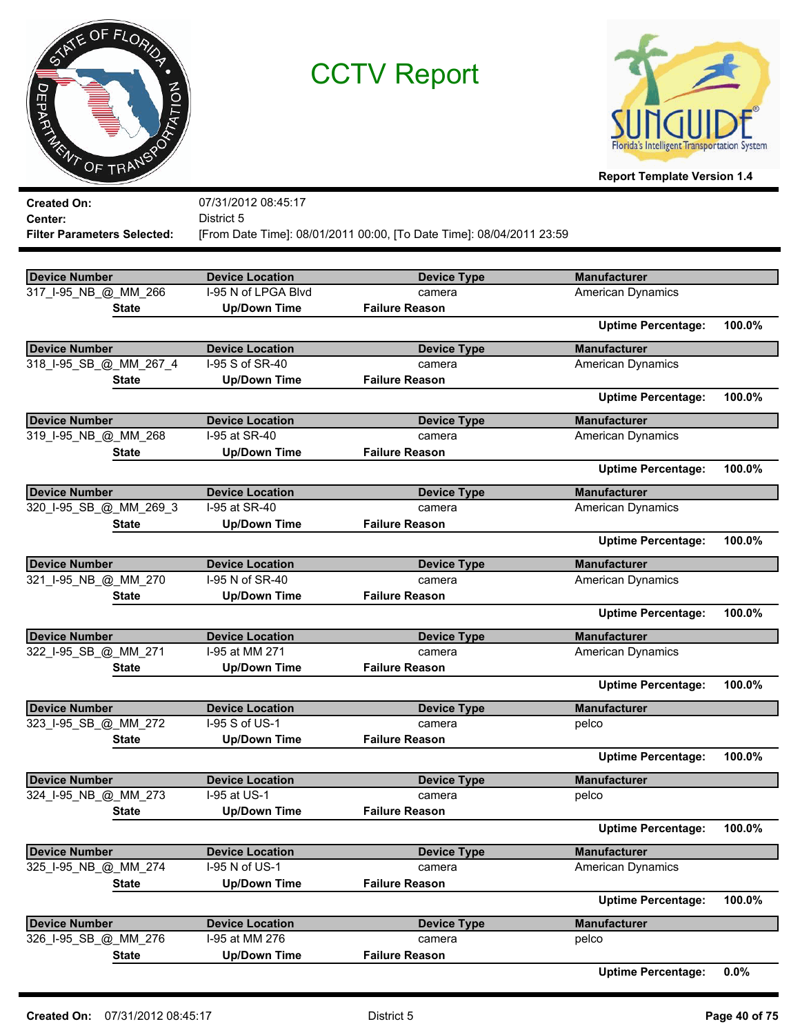# CCTV Report

**Report Template Version 1.4**

**Created On:** 07/31/2012 08:45:17
**Center:** District 5
**Filter Parameters Selected:** [From Date Time]: 08/01/2011 00:00, [To Date Time]: 08/04/2011 23:59

| Device Number | Device Location | Device Type | Manufacturer |
|---|---|---|---|
| 317_I-95_NB_@_MM_266 | I-95 N of LPGA Blvd | camera | American Dynamics |
| **State** | **Up/Down Time** | **Failure Reason** | |
| | | **Uptime Percentage:** | **100.0%** |

| Device Number | Device Location | Device Type | Manufacturer |
|---|---|---|---|
| 318_I-95_SB_@_MM_267_4 | I-95 S of SR-40 | camera | American Dynamics |
| **State** | **Up/Down Time** | **Failure Reason** | |
| | | **Uptime Percentage:** | **100.0%** |

| Device Number | Device Location | Device Type | Manufacturer |
|---|---|---|---|
| 319_I-95_NB_@_MM_268 | I-95 at SR-40 | camera | American Dynamics |
| **State** | **Up/Down Time** | **Failure Reason** | |
| | | **Uptime Percentage:** | **100.0%** |

| Device Number | Device Location | Device Type | Manufacturer |
|---|---|---|---|
| 320_I-95_SB_@_MM_269_3 | I-95 at SR-40 | camera | American Dynamics |
| **State** | **Up/Down Time** | **Failure Reason** | |
| | | **Uptime Percentage:** | **100.0%** |

| Device Number | Device Location | Device Type | Manufacturer |
|---|---|---|---|
| 321_I-95_NB_@_MM_270 | I-95 N of SR-40 | camera | American Dynamics |
| **State** | **Up/Down Time** | **Failure Reason** | |
| | | **Uptime Percentage:** | **100.0%** |

| Device Number | Device Location | Device Type | Manufacturer |
|---|---|---|---|
| 322_I-95_SB_@_MM_271 | I-95 at MM 271 | camera | American Dynamics |
| **State** | **Up/Down Time** | **Failure Reason** | |
| | | **Uptime Percentage:** | **100.0%** |

| Device Number | Device Location | Device Type | Manufacturer |
|---|---|---|---|
| 323_I-95_SB_@_MM_272 | I-95 S of US-1 | camera | pelco |
| **State** | **Up/Down Time** | **Failure Reason** | |
| | | **Uptime Percentage:** | **100.0%** |

| Device Number | Device Location | Device Type | Manufacturer |
|---|---|---|---|
| 324_I-95_NB_@_MM_273 | I-95 at US-1 | camera | pelco |
| **State** | **Up/Down Time** | **Failure Reason** | |
| | | **Uptime Percentage:** | **100.0%** |

| Device Number | Device Location | Device Type | Manufacturer |
|---|---|---|---|
| 325_I-95_NB_@_MM_274 | I-95 N of US-1 | camera | American Dynamics |
| **State** | **Up/Down Time** | **Failure Reason** | |
| | | **Uptime Percentage:** | **100.0%** |

| Device Number | Device Location | Device Type | Manufacturer |
|---|---|---|---|
| 326_I-95_SB_@_MM_276 | I-95 at MM 276 | camera | pelco |
| **State** | **Up/Down Time** | **Failure Reason** | |
| | | **Uptime Percentage:** | **0.0%** |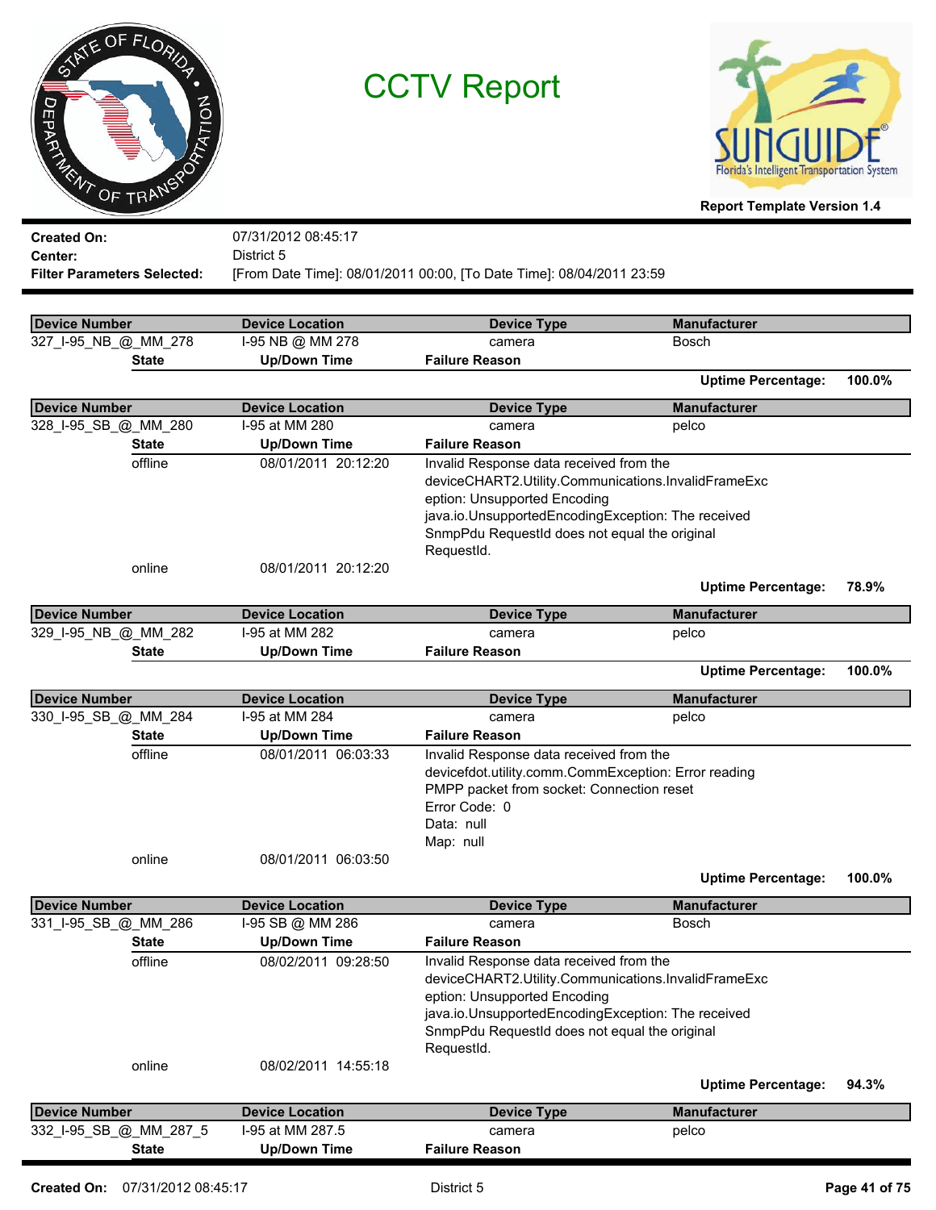# CCTV Report

**Report Template Version 1.4**

**Created On:** 07/31/2012 08:45:17
**Center:** District 5
**Filter Parameters Selected:** [From Date Time]: 08/01/2011 00:00, [To Date Time]: 08/04/2011 23:59

| Device Number | Device Location | Device Type | Manufacturer |
|---|---|---|---|
| 327_I-95_NB_@_MM_278 | I-95 NB @ MM 278 | camera | Bosch |

| State | Up/Down Time | Failure Reason |
|---|---|---|

**Uptime Percentage:** 100.0%

| Device Number | Device Location | Device Type | Manufacturer |
|---|---|---|---|
| 328_I-95_SB_@_MM_280 | I-95 at MM 280 | camera | pelco |

| State | Up/Down Time | Failure Reason |
|---|---|---|
| offline | 08/01/2011 20:12:20 | Invalid Response data received from the deviceCHART2.Utility.Communications.InvalidFrameException: Unsupported Encoding java.io.UnsupportedEncodingException: The received SnmpPdu RequestId does not equal the original RequestId. |
| online | 08/01/2011 20:12:20 | |

**Uptime Percentage:** 78.9%

| Device Number | Device Location | Device Type | Manufacturer |
|---|---|---|---|
| 329_I-95_NB_@_MM_282 | I-95 at MM 282 | camera | pelco |

| State | Up/Down Time | Failure Reason |
|---|---|---|

**Uptime Percentage:** 100.0%

| Device Number | Device Location | Device Type | Manufacturer |
|---|---|---|---|
| 330_I-95_SB_@_MM_284 | I-95 at MM 284 | camera | pelco |

| State | Up/Down Time | Failure Reason |
|---|---|---|
| offline | 08/01/2011 06:03:33 | Invalid Response data received from the devicefdot.utility.comm.CommException: Error reading PMPP packet from socket: Connection reset Error Code: 0 Data: null Map: null |
| online | 08/01/2011 06:03:50 | |

**Uptime Percentage:** 100.0%

| Device Number | Device Location | Device Type | Manufacturer |
|---|---|---|---|
| 331_I-95_SB_@_MM_286 | I-95 SB @ MM 286 | camera | Bosch |

| State | Up/Down Time | Failure Reason |
|---|---|---|
| offline | 08/02/2011 09:28:50 | Invalid Response data received from the deviceCHART2.Utility.Communications.InvalidFrameException: Unsupported Encoding java.io.UnsupportedEncodingException: The received SnmpPdu RequestId does not equal the original RequestId. |
| online | 08/02/2011 14:55:18 | |

**Uptime Percentage:** 94.3%

| Device Number | Device Location | Device Type | Manufacturer |
|---|---|---|---|
| 332_I-95_SB_@_MM_287_5 | I-95 at MM 287.5 | camera | pelco |

| State | Up/Down Time | Failure Reason |
|---|---|---|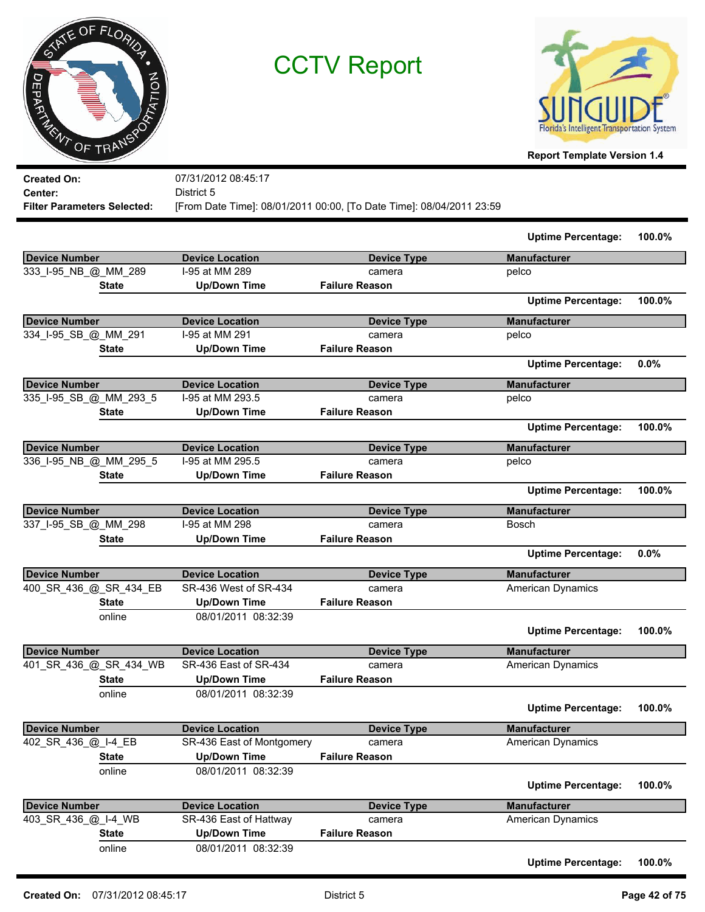# CCTV Report

Report Template Version 1.4

**Created On:** 07/31/2012 08:45:17
**Center:** District 5
**Filter Parameters Selected:** [From Date Time]: 08/01/2011 00:00, [To Date Time]: 08/04/2011 23:59

**Uptime Percentage:** 100.0%

| Device Number | Device Location | Device Type | Manufacturer |
|---|---|---|---|
| 333_I-95_NB_@_MM_289 | I-95 at MM 289 | camera | pelco |

| State | Up/Down Time | Failure Reason |
|---|---|---|

**Uptime Percentage:** 100.0%

| Device Number | Device Location | Device Type | Manufacturer |
|---|---|---|---|
| 334_I-95_SB_@_MM_291 | I-95 at MM 291 | camera | pelco |

| State | Up/Down Time | Failure Reason |
|---|---|---|

**Uptime Percentage:** 0.0%

| Device Number | Device Location | Device Type | Manufacturer |
|---|---|---|---|
| 335_I-95_SB_@_MM_293_5 | I-95 at MM 293.5 | camera | pelco |

| State | Up/Down Time | Failure Reason |
|---|---|---|

**Uptime Percentage:** 100.0%

| Device Number | Device Location | Device Type | Manufacturer |
|---|---|---|---|
| 336_I-95_NB_@_MM_295_5 | I-95 at MM 295.5 | camera | pelco |

| State | Up/Down Time | Failure Reason |
|---|---|---|

**Uptime Percentage:** 100.0%

| Device Number | Device Location | Device Type | Manufacturer |
|---|---|---|---|
| 337_I-95_SB_@_MM_298 | I-95 at MM 298 | camera | Bosch |

| State | Up/Down Time | Failure Reason |
|---|---|---|

**Uptime Percentage:** 0.0%

| Device Number | Device Location | Device Type | Manufacturer |
|---|---|---|---|
| 400_SR_436_@_SR_434_EB | SR-436 West of SR-434 | camera | American Dynamics |

| State | Up/Down Time | Failure Reason |
|---|---|---|
| online | 08/01/2011 08:32:39 | |

**Uptime Percentage:** 100.0%

| Device Number | Device Location | Device Type | Manufacturer |
|---|---|---|---|
| 401_SR_436_@_SR_434_WB | SR-436 East of SR-434 | camera | American Dynamics |

| State | Up/Down Time | Failure Reason |
|---|---|---|
| online | 08/01/2011 08:32:39 | |

**Uptime Percentage:** 100.0%

| Device Number | Device Location | Device Type | Manufacturer |
|---|---|---|---|
| 402_SR_436_@_I-4_EB | SR-436 East of Montgomery | camera | American Dynamics |

| State | Up/Down Time | Failure Reason |
|---|---|---|
| online | 08/01/2011 08:32:39 | |

**Uptime Percentage:** 100.0%

| Device Number | Device Location | Device Type | Manufacturer |
|---|---|---|---|
| 403_SR_436_@_I-4_WB | SR-436 East of Hattway | camera | American Dynamics |

| State | Up/Down Time | Failure Reason |
|---|---|---|
| online | 08/01/2011 08:32:39 | |

**Uptime Percentage:** 100.0%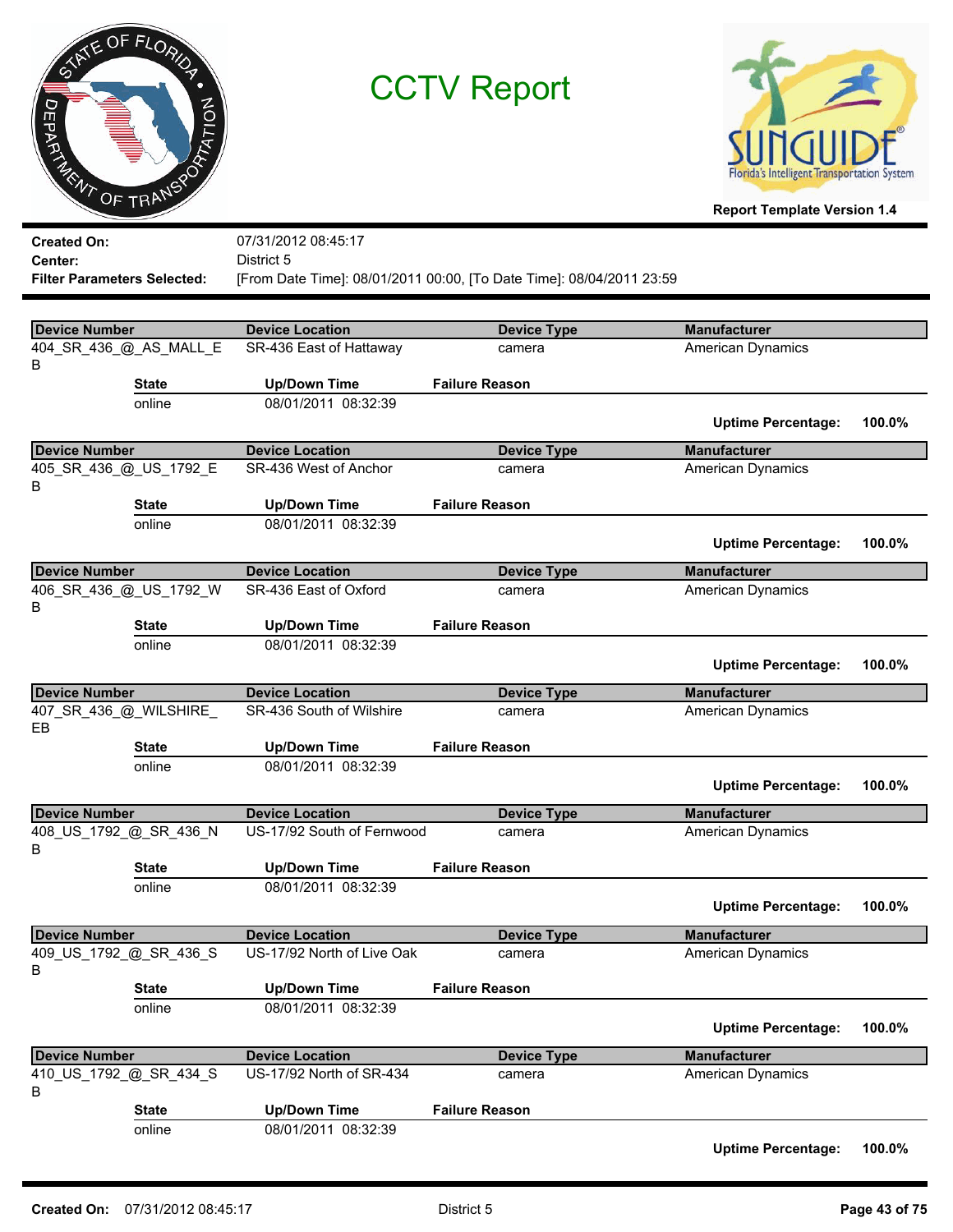# CCTV Report

Report Template Version 1.4

**Created On:** 07/31/2012 08:45:17
**Center:** District 5
**Filter Parameters Selected:** [From Date Time]: 08/01/2011 00:00, [To Date Time]: 08/04/2011 23:59

| Device Number | Device Location | Device Type | Manufacturer |
|---|---|---|---|
| 404_SR_436_@_AS_MALL_EB | SR-436 East of Hattaway | camera | American Dynamics |

| State | Up/Down Time | Failure Reason |
|---|---|---|
| online | 08/01/2011 08:32:39 | |

**Uptime Percentage:** 100.0%

| Device Number | Device Location | Device Type | Manufacturer |
|---|---|---|---|
| 405_SR_436_@_US_1792_EB | SR-436 West of Anchor | camera | American Dynamics |

| State | Up/Down Time | Failure Reason |
|---|---|---|
| online | 08/01/2011 08:32:39 | |

**Uptime Percentage:** 100.0%

| Device Number | Device Location | Device Type | Manufacturer |
|---|---|---|---|
| 406_SR_436_@_US_1792_WB | SR-436 East of Oxford | camera | American Dynamics |

| State | Up/Down Time | Failure Reason |
|---|---|---|
| online | 08/01/2011 08:32:39 | |

**Uptime Percentage:** 100.0%

| Device Number | Device Location | Device Type | Manufacturer |
|---|---|---|---|
| 407_SR_436_@_WILSHIRE_EB | SR-436 South of Wilshire | camera | American Dynamics |

| State | Up/Down Time | Failure Reason |
|---|---|---|
| online | 08/01/2011 08:32:39 | |

**Uptime Percentage:** 100.0%

| Device Number | Device Location | Device Type | Manufacturer |
|---|---|---|---|
| 408_US_1792_@_SR_436_NB | US-17/92 South of Fernwood | camera | American Dynamics |

| State | Up/Down Time | Failure Reason |
|---|---|---|
| online | 08/01/2011 08:32:39 | |

**Uptime Percentage:** 100.0%

| Device Number | Device Location | Device Type | Manufacturer |
|---|---|---|---|
| 409_US_1792_@_SR_436_SB | US-17/92 North of Live Oak | camera | American Dynamics |

| State | Up/Down Time | Failure Reason |
|---|---|---|
| online | 08/01/2011 08:32:39 | |

**Uptime Percentage:** 100.0%

| Device Number | Device Location | Device Type | Manufacturer |
|---|---|---|---|
| 410_US_1792_@_SR_434_SB | US-17/92 North of SR-434 | camera | American Dynamics |

| State | Up/Down Time | Failure Reason |
|---|---|---|
| online | 08/01/2011 08:32:39 | |

**Uptime Percentage:** 100.0%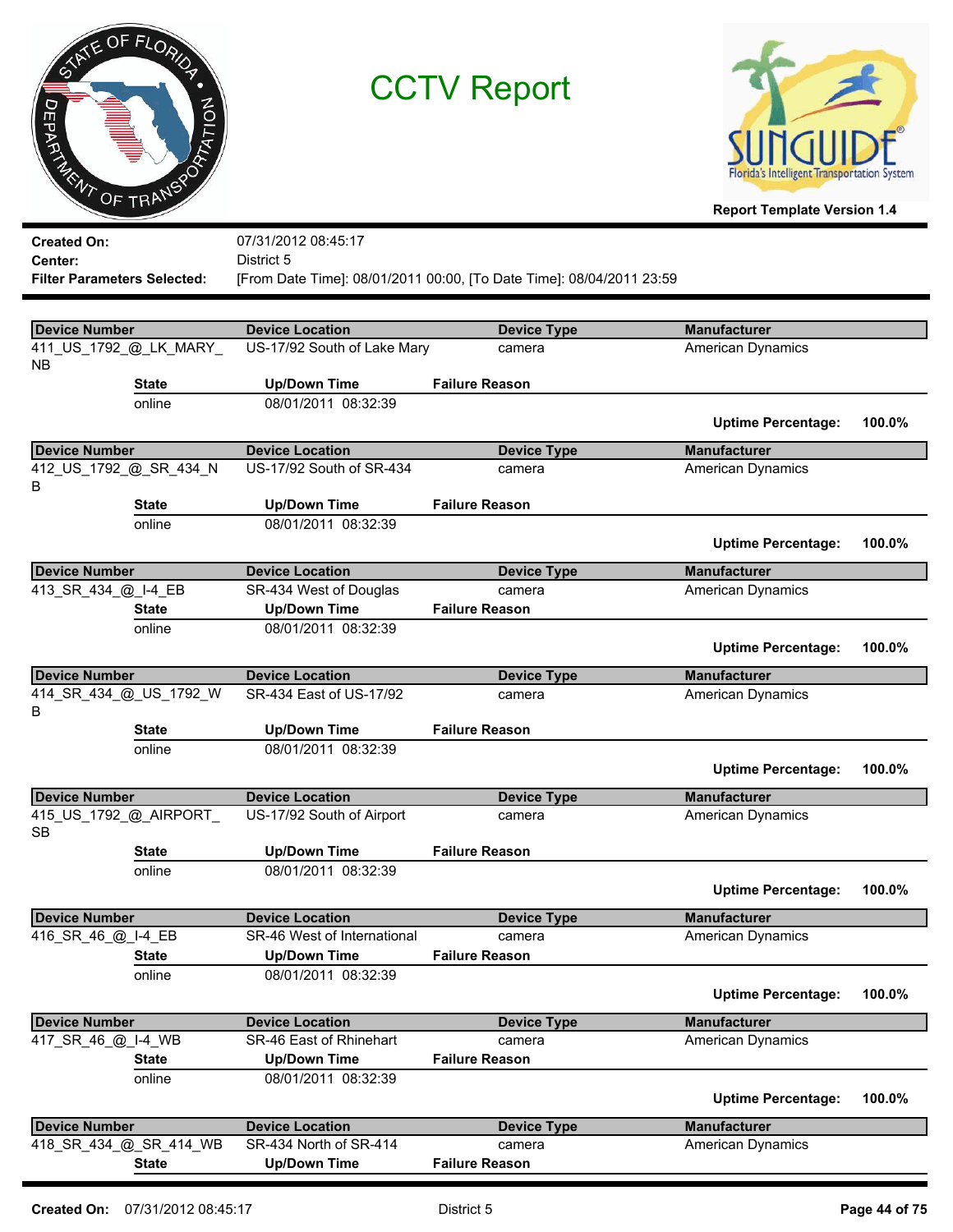# CCTV Report

**Report Template Version 1.4**

**Created On:** 07/31/2012 08:45:17
**Center:** District 5
**Filter Parameters Selected:** [From Date Time]: 08/01/2011 00:00, [To Date Time]: 08/04/2011 23:59

| Device Number | Device Location | Device Type | Manufacturer |
|---|---|---|---|
| 411_US_1792_@_LK_MARY_NB | US-17/92 South of Lake Mary | camera | American Dynamics |

| State | Up/Down Time | Failure Reason |
|---|---|---|
| online | 08/01/2011 08:32:39 | |

**Uptime Percentage:** 100.0%

| Device Number | Device Location | Device Type | Manufacturer |
|---|---|---|---|
| 412_US_1792_@_SR_434_NB | US-17/92 South of SR-434 | camera | American Dynamics |

| State | Up/Down Time | Failure Reason |
|---|---|---|
| online | 08/01/2011 08:32:39 | |

**Uptime Percentage:** 100.0%

| Device Number | Device Location | Device Type | Manufacturer |
|---|---|---|---|
| 413_SR_434_@_I-4_EB | SR-434 West of Douglas | camera | American Dynamics |

| State | Up/Down Time | Failure Reason |
|---|---|---|
| online | 08/01/2011 08:32:39 | |

**Uptime Percentage:** 100.0%

| Device Number | Device Location | Device Type | Manufacturer |
|---|---|---|---|
| 414_SR_434_@_US_1792_WB | SR-434 East of US-17/92 | camera | American Dynamics |

| State | Up/Down Time | Failure Reason |
|---|---|---|
| online | 08/01/2011 08:32:39 | |

**Uptime Percentage:** 100.0%

| Device Number | Device Location | Device Type | Manufacturer |
|---|---|---|---|
| 415_US_1792_@_AIRPORT_SB | US-17/92 South of Airport | camera | American Dynamics |

| State | Up/Down Time | Failure Reason |
|---|---|---|
| online | 08/01/2011 08:32:39 | |

**Uptime Percentage:** 100.0%

| Device Number | Device Location | Device Type | Manufacturer |
|---|---|---|---|
| 416_SR_46_@_I-4_EB | SR-46 West of International | camera | American Dynamics |

| State | Up/Down Time | Failure Reason |
|---|---|---|
| online | 08/01/2011 08:32:39 | |

**Uptime Percentage:** 100.0%

| Device Number | Device Location | Device Type | Manufacturer |
|---|---|---|---|
| 417_SR_46_@_I-4_WB | SR-46 East of Rhinehart | camera | American Dynamics |

| State | Up/Down Time | Failure Reason |
|---|---|---|
| online | 08/01/2011 08:32:39 | |

**Uptime Percentage:** 100.0%

| Device Number | Device Location | Device Type | Manufacturer |
|---|---|---|---|
| 418_SR_434_@_SR_414_WB | SR-434 North of SR-414 | camera | American Dynamics |

| State | Up/Down Time | Failure Reason |
|---|---|---|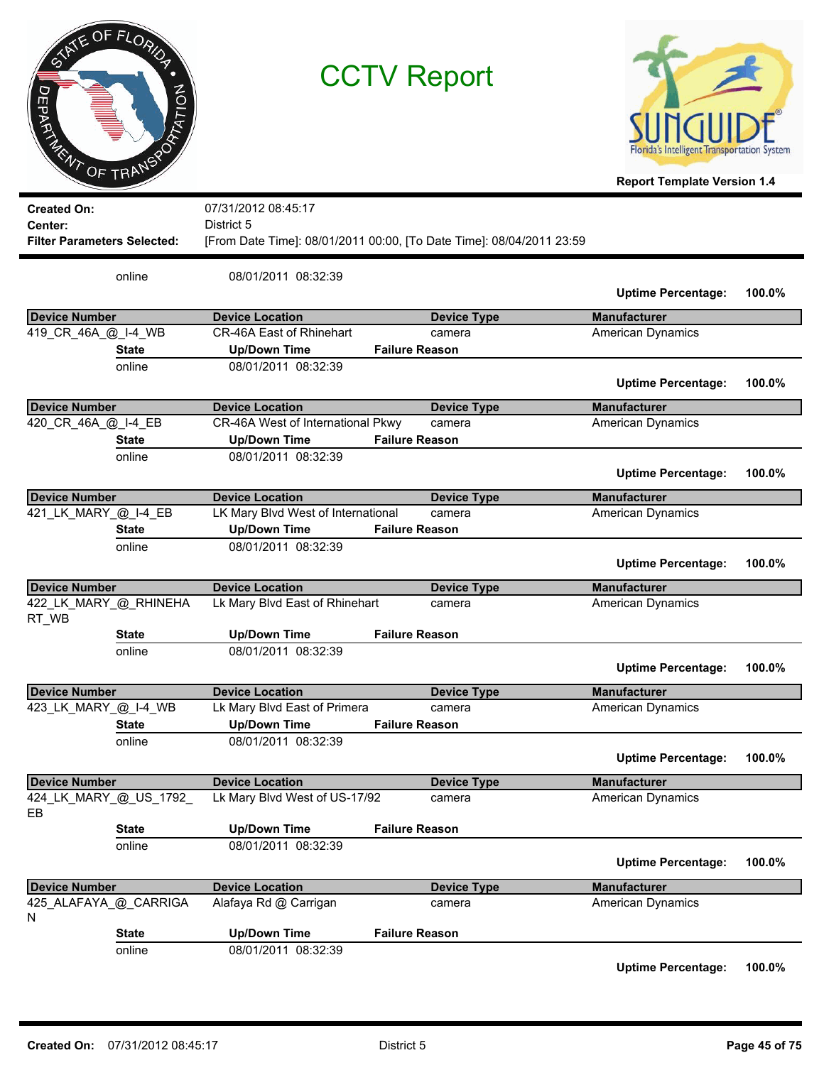# CCTV Report

**Report Template Version 1.4**

**Created On:** 07/31/2012 08:45:17
**Center:** District 5
**Filter Parameters Selected:** [From Date Time]: 08/01/2011 00:00, [To Date Time]: 08/04/2011 23:59

| State | Up/Down Time | Failure Reason |
|---|---|---|
| online | 08/01/2011 08:32:39 | |

**Uptime Percentage:** 100.0%

| Device Number | Device Location | Device Type | Manufacturer |
|---|---|---|---|
| 419_CR_46A_@_I-4_WB | CR-46A East of Rhinehart | camera | American Dynamics |

| State | Up/Down Time | Failure Reason |
|---|---|---|
| online | 08/01/2011 08:32:39 | |

**Uptime Percentage:** 100.0%

| Device Number | Device Location | Device Type | Manufacturer |
|---|---|---|---|
| 420_CR_46A_@_I-4_EB | CR-46A West of International Pkwy | camera | American Dynamics |

| State | Up/Down Time | Failure Reason |
|---|---|---|
| online | 08/01/2011 08:32:39 | |

**Uptime Percentage:** 100.0%

| Device Number | Device Location | Device Type | Manufacturer |
|---|---|---|---|
| 421_LK_MARY_@_I-4_EB | LK Mary Blvd West of International | camera | American Dynamics |

| State | Up/Down Time | Failure Reason |
|---|---|---|
| online | 08/01/2011 08:32:39 | |

**Uptime Percentage:** 100.0%

| Device Number | Device Location | Device Type | Manufacturer |
|---|---|---|---|
| 422_LK_MARY_@_RHINEHART_WB | Lk Mary Blvd East of Rhinehart | camera | American Dynamics |

| State | Up/Down Time | Failure Reason |
|---|---|---|
| online | 08/01/2011 08:32:39 | |

**Uptime Percentage:** 100.0%

| Device Number | Device Location | Device Type | Manufacturer |
|---|---|---|---|
| 423_LK_MARY_@_I-4_WB | Lk Mary Blvd East of Primera | camera | American Dynamics |

| State | Up/Down Time | Failure Reason |
|---|---|---|
| online | 08/01/2011 08:32:39 | |

**Uptime Percentage:** 100.0%

| Device Number | Device Location | Device Type | Manufacturer |
|---|---|---|---|
| 424_LK_MARY_@_US_1792_EB | Lk Mary Blvd West of US-17/92 | camera | American Dynamics |

| State | Up/Down Time | Failure Reason |
|---|---|---|
| online | 08/01/2011 08:32:39 | |

**Uptime Percentage:** 100.0%

| Device Number | Device Location | Device Type | Manufacturer |
|---|---|---|---|
| 425_ALAFAYA_@_CARRIGAN | Alafaya Rd @ Carrigan | camera | American Dynamics |

| State | Up/Down Time | Failure Reason |
|---|---|---|
| online | 08/01/2011 08:32:39 | |

**Uptime Percentage:** 100.0%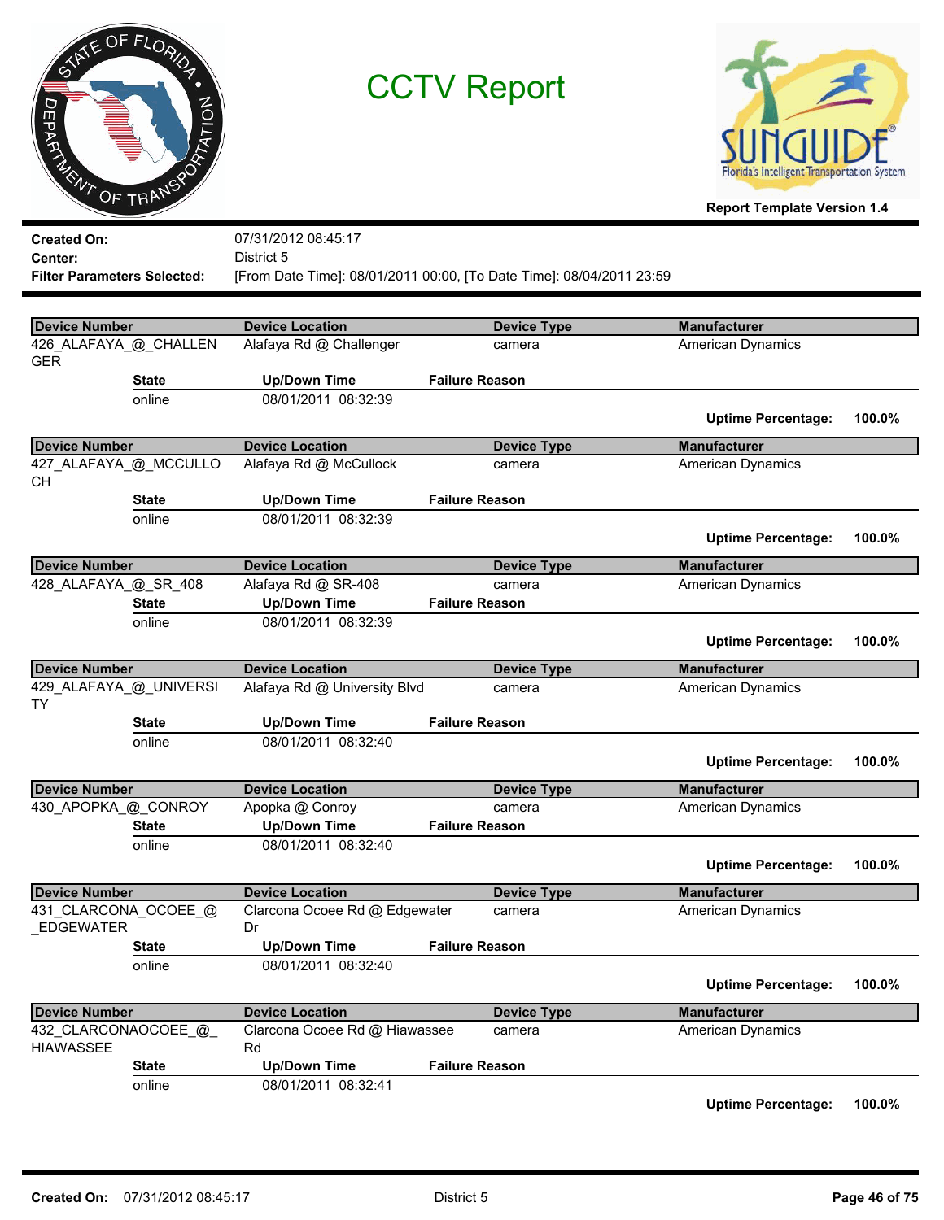# CCTV Report

Report Template Version 1.4

**Created On:** 07/31/2012 08:45:17
**Center:** District 5
**Filter Parameters Selected:** [From Date Time]: 08/01/2011 00:00, [To Date Time]: 08/04/2011 23:59

| Device Number | Device Location | Device Type | Manufacturer |
|---|---|---|---|
| 426_ALAFAYA_@_CHALLENGER | Alafaya Rd @ Challenger | camera | American Dynamics |

| State | Up/Down Time | Failure Reason |
|---|---|---|
| online | 08/01/2011 08:32:39 | |

**Uptime Percentage:** 100.0%

| Device Number | Device Location | Device Type | Manufacturer |
|---|---|---|---|
| 427_ALAFAYA_@_MCCULLOCH | Alafaya Rd @ McCullock | camera | American Dynamics |

| State | Up/Down Time | Failure Reason |
|---|---|---|
| online | 08/01/2011 08:32:39 | |

**Uptime Percentage:** 100.0%

| Device Number | Device Location | Device Type | Manufacturer |
|---|---|---|---|
| 428_ALAFAYA_@_SR_408 | Alafaya Rd @ SR-408 | camera | American Dynamics |

| State | Up/Down Time | Failure Reason |
|---|---|---|
| online | 08/01/2011 08:32:39 | |

**Uptime Percentage:** 100.0%

| Device Number | Device Location | Device Type | Manufacturer |
|---|---|---|---|
| 429_ALAFAYA_@_UNIVERSITY | Alafaya Rd @ University Blvd | camera | American Dynamics |

| State | Up/Down Time | Failure Reason |
|---|---|---|
| online | 08/01/2011 08:32:40 | |

**Uptime Percentage:** 100.0%

| Device Number | Device Location | Device Type | Manufacturer |
|---|---|---|---|
| 430_APOPKA_@_CONROY | Apopka @ Conroy | camera | American Dynamics |

| State | Up/Down Time | Failure Reason |
|---|---|---|
| online | 08/01/2011 08:32:40 | |

**Uptime Percentage:** 100.0%

| Device Number | Device Location | Device Type | Manufacturer |
|---|---|---|---|
| 431_CLARCONA_OCOEE_@_EDGEWATER | Clarcona Ocoee Rd @ Edgewater Dr | camera | American Dynamics |

| State | Up/Down Time | Failure Reason |
|---|---|---|
| online | 08/01/2011 08:32:40 | |

**Uptime Percentage:** 100.0%

| Device Number | Device Location | Device Type | Manufacturer |
|---|---|---|---|
| 432_CLARCONAOCOEE_@_HIAWASSEE | Clarcona Ocoee Rd @ Hiawassee Rd | camera | American Dynamics |

| State | Up/Down Time | Failure Reason |
|---|---|---|
| online | 08/01/2011 08:32:41 | |

**Uptime Percentage:** 100.0%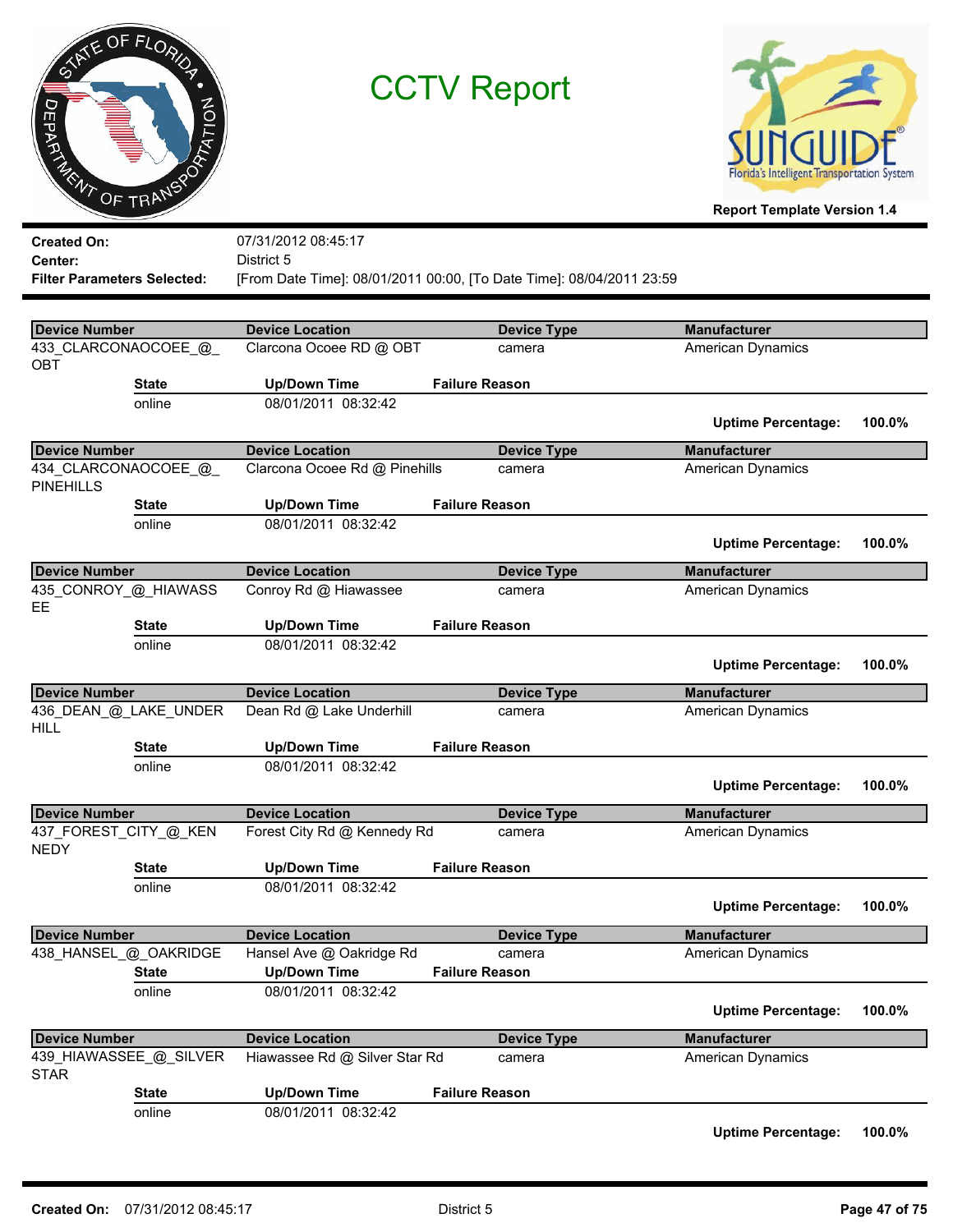# CCTV Report

Report Template Version 1.4

**Created On:** 07/31/2012 08:45:17
**Center:** District 5
**Filter Parameters Selected:** [From Date Time]: 08/01/2011 00:00, [To Date Time]: 08/04/2011 23:59

| Device Number | Device Location | Device Type | Manufacturer |
|---|---|---|---|
| 433_CLARCONAOCOEE_@_OBT | Clarcona Ocoee RD @ OBT | camera | American Dynamics |

| State | Up/Down Time | Failure Reason |
|---|---|---|
| online | 08/01/2011 08:32:42 | |

**Uptime Percentage:** 100.0%

| Device Number | Device Location | Device Type | Manufacturer |
|---|---|---|---|
| 434_CLARCONAOCOEE_@_PINEHILLS | Clarcona Ocoee Rd @ Pinehills | camera | American Dynamics |

| State | Up/Down Time | Failure Reason |
|---|---|---|
| online | 08/01/2011 08:32:42 | |

**Uptime Percentage:** 100.0%

| Device Number | Device Location | Device Type | Manufacturer |
|---|---|---|---|
| 435_CONROY_@_HIAWASSEE | Conroy Rd @ Hiawassee | camera | American Dynamics |

| State | Up/Down Time | Failure Reason |
|---|---|---|
| online | 08/01/2011 08:32:42 | |

**Uptime Percentage:** 100.0%

| Device Number | Device Location | Device Type | Manufacturer |
|---|---|---|---|
| 436_DEAN_@_LAKE_UNDERHILL | Dean Rd @ Lake Underhill | camera | American Dynamics |

| State | Up/Down Time | Failure Reason |
|---|---|---|
| online | 08/01/2011 08:32:42 | |

**Uptime Percentage:** 100.0%

| Device Number | Device Location | Device Type | Manufacturer |
|---|---|---|---|
| 437_FOREST_CITY_@_KENNEDY | Forest City Rd @ Kennedy Rd | camera | American Dynamics |

| State | Up/Down Time | Failure Reason |
|---|---|---|
| online | 08/01/2011 08:32:42 | |

**Uptime Percentage:** 100.0%

| Device Number | Device Location | Device Type | Manufacturer |
|---|---|---|---|
| 438_HANSEL_@_OAKRIDGE | Hansel Ave @ Oakridge Rd | camera | American Dynamics |

| State | Up/Down Time | Failure Reason |
|---|---|---|
| online | 08/01/2011 08:32:42 | |

**Uptime Percentage:** 100.0%

| Device Number | Device Location | Device Type | Manufacturer |
|---|---|---|---|
| 439_HIAWASSEE_@_SILVERSTAR | Hiawassee Rd @ Silver Star Rd | camera | American Dynamics |

| State | Up/Down Time | Failure Reason |
|---|---|---|
| online | 08/01/2011 08:32:42 | |

**Uptime Percentage:** 100.0%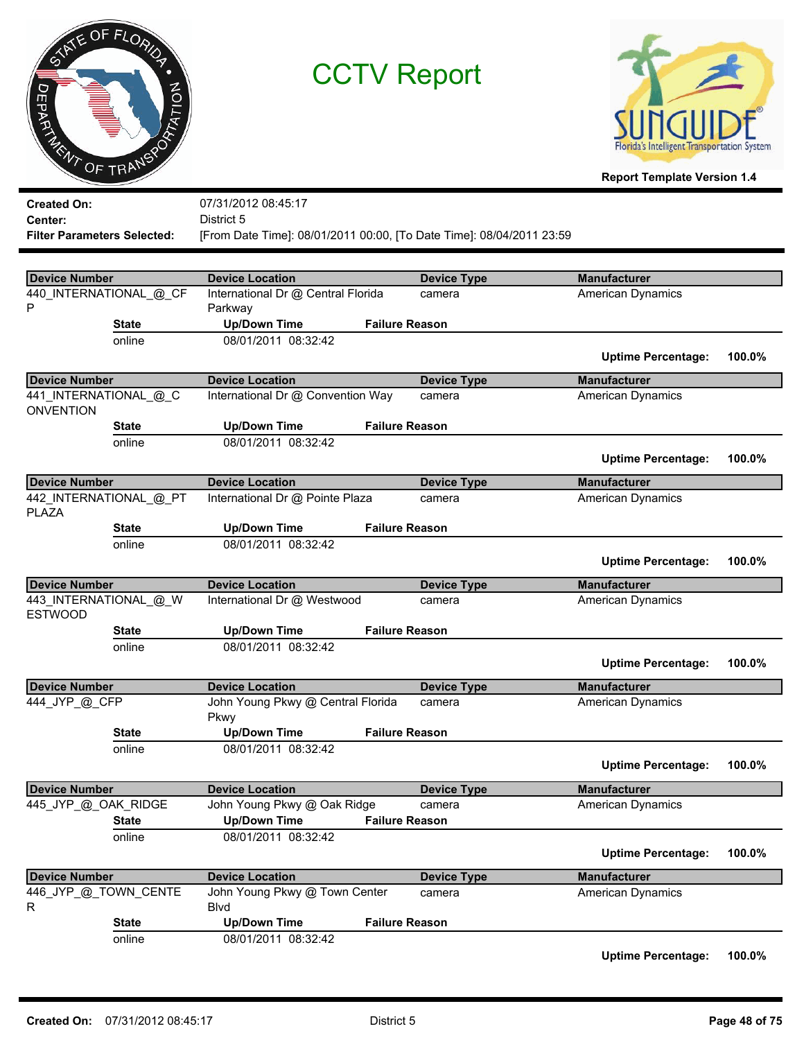# CCTV Report

**Report Template Version 1.4**

**Created On:** 07/31/2012 08:45:17
**Center:** District 5
**Filter Parameters Selected:** [From Date Time]: 08/01/2011 00:00, [To Date Time]: 08/04/2011 23:59

| Device Number | Device Location | Device Type | Manufacturer |
|---|---|---|---|
| 440_INTERNATIONAL_@_CFP | International Dr @ Central Florida Parkway | camera | American Dynamics |

| State | Up/Down Time | Failure Reason |
|---|---|---|
| online | 08/01/2011 08:32:42 | |

**Uptime Percentage:** 100.0%

| Device Number | Device Location | Device Type | Manufacturer |
|---|---|---|---|
| 441_INTERNATIONAL_@_CONVENTION | International Dr @ Convention Way | camera | American Dynamics |

| State | Up/Down Time | Failure Reason |
|---|---|---|
| online | 08/01/2011 08:32:42 | |

**Uptime Percentage:** 100.0%

| Device Number | Device Location | Device Type | Manufacturer |
|---|---|---|---|
| 442_INTERNATIONAL_@_PT PLAZA | International Dr @ Pointe Plaza | camera | American Dynamics |

| State | Up/Down Time | Failure Reason |
|---|---|---|
| online | 08/01/2011 08:32:42 | |

**Uptime Percentage:** 100.0%

| Device Number | Device Location | Device Type | Manufacturer |
|---|---|---|---|
| 443_INTERNATIONAL_@_WESTWOOD | International Dr @ Westwood | camera | American Dynamics |

| State | Up/Down Time | Failure Reason |
|---|---|---|
| online | 08/01/2011 08:32:42 | |

**Uptime Percentage:** 100.0%

| Device Number | Device Location | Device Type | Manufacturer |
|---|---|---|---|
| 444_JYP_@_CFP | John Young Pkwy @ Central Florida Pkwy | camera | American Dynamics |

| State | Up/Down Time | Failure Reason |
|---|---|---|
| online | 08/01/2011 08:32:42 | |

**Uptime Percentage:** 100.0%

| Device Number | Device Location | Device Type | Manufacturer |
|---|---|---|---|
| 445_JYP_@_OAK_RIDGE | John Young Pkwy @ Oak Ridge | camera | American Dynamics |

| State | Up/Down Time | Failure Reason |
|---|---|---|
| online | 08/01/2011 08:32:42 | |

**Uptime Percentage:** 100.0%

| Device Number | Device Location | Device Type | Manufacturer |
|---|---|---|---|
| 446_JYP_@_TOWN_CENTER | John Young Pkwy @ Town Center Blvd | camera | American Dynamics |

| State | Up/Down Time | Failure Reason |
|---|---|---|
| online | 08/01/2011 08:32:42 | |

**Uptime Percentage:** 100.0%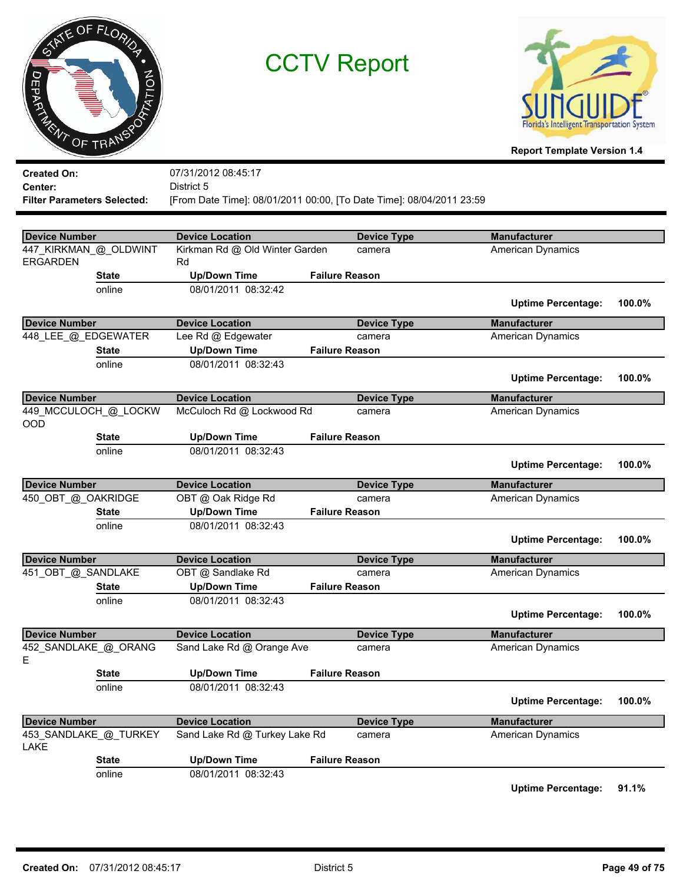# CCTV Report

**Report Template Version 1.4**

**Created On:** 07/31/2012 08:45:17
**Center:** District 5
**Filter Parameters Selected:** [From Date Time]: 08/01/2011 00:00, [To Date Time]: 08/04/2011 23:59

| Device Number | Device Location | Device Type | Manufacturer |
|---|---|---|---|
| 447_KIRKMAN_@_OLDWINTERGARDEN | Kirkman Rd @ Old Winter Garden Rd | camera | American Dynamics |

| State | Up/Down Time | Failure Reason |
|---|---|---|
| online | 08/01/2011 08:32:42 | |

**Uptime Percentage:** 100.0%

| Device Number | Device Location | Device Type | Manufacturer |
|---|---|---|---|
| 448_LEE_@_EDGEWATER | Lee Rd @ Edgewater | camera | American Dynamics |

| State | Up/Down Time | Failure Reason |
|---|---|---|
| online | 08/01/2011 08:32:43 | |

**Uptime Percentage:** 100.0%

| Device Number | Device Location | Device Type | Manufacturer |
|---|---|---|---|
| 449_MCCULOCH_@_LOCKWOOD | McCuloch Rd @ Lockwood Rd | camera | American Dynamics |

| State | Up/Down Time | Failure Reason |
|---|---|---|
| online | 08/01/2011 08:32:43 | |

**Uptime Percentage:** 100.0%

| Device Number | Device Location | Device Type | Manufacturer |
|---|---|---|---|
| 450_OBT_@_OAKRIDGE | OBT @ Oak Ridge Rd | camera | American Dynamics |

| State | Up/Down Time | Failure Reason |
|---|---|---|
| online | 08/01/2011 08:32:43 | |

**Uptime Percentage:** 100.0%

| Device Number | Device Location | Device Type | Manufacturer |
|---|---|---|---|
| 451_OBT_@_SANDLAKE | OBT @ Sandlake Rd | camera | American Dynamics |

| State | Up/Down Time | Failure Reason |
|---|---|---|
| online | 08/01/2011 08:32:43 | |

**Uptime Percentage:** 100.0%

| Device Number | Device Location | Device Type | Manufacturer |
|---|---|---|---|
| 452_SANDLAKE_@_ORANGE | Sand Lake Rd @ Orange Ave | camera | American Dynamics |

| State | Up/Down Time | Failure Reason |
|---|---|---|
| online | 08/01/2011 08:32:43 | |

**Uptime Percentage:** 100.0%

| Device Number | Device Location | Device Type | Manufacturer |
|---|---|---|---|
| 453_SANDLAKE_@_TURKEYLAKE | Sand Lake Rd @ Turkey Lake Rd | camera | American Dynamics |

| State | Up/Down Time | Failure Reason |
|---|---|---|
| online | 08/01/2011 08:32:43 | |

**Uptime Percentage:** 91.1%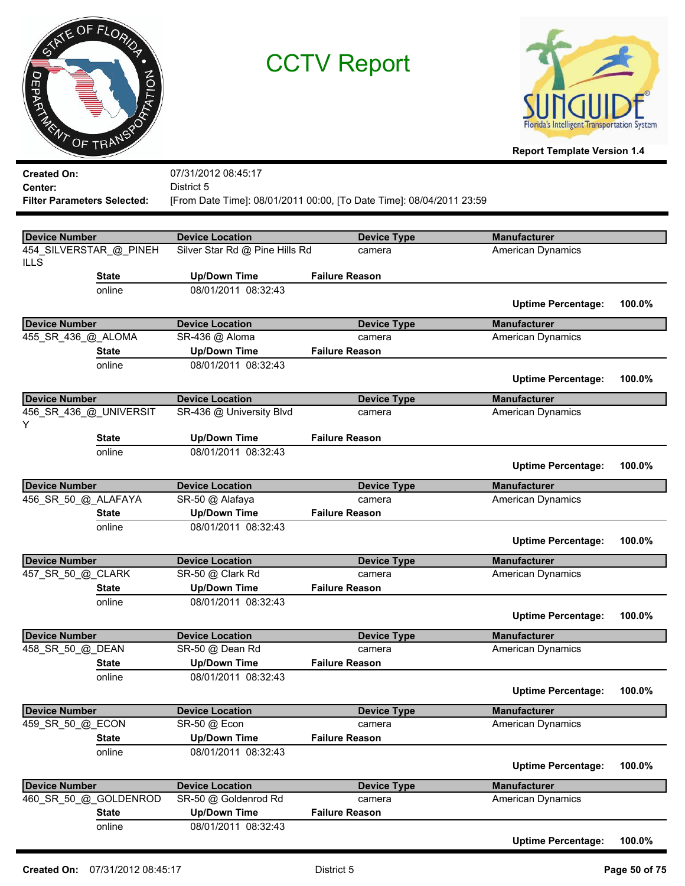# CCTV Report

**Report Template Version 1.4**

**Created On:** 07/31/2012 08:45:17
**Center:** District 5
**Filter Parameters Selected:** [From Date Time]: 08/01/2011 00:00, [To Date Time]: 08/04/2011 23:59

| Device Number | Device Location | Device Type | Manufacturer |
|---|---|---|---|
| 454_SILVERSTAR_@_PINEHILLS | Silver Star Rd @ Pine Hills Rd | camera | American Dynamics |

| State | Up/Down Time | Failure Reason |
|---|---|---|
| online | 08/01/2011 08:32:43 | |

**Uptime Percentage:** 100.0%

| Device Number | Device Location | Device Type | Manufacturer |
|---|---|---|---|
| 455_SR_436_@_ALOMA | SR-436 @ Aloma | camera | American Dynamics |

| State | Up/Down Time | Failure Reason |
|---|---|---|
| online | 08/01/2011 08:32:43 | |

**Uptime Percentage:** 100.0%

| Device Number | Device Location | Device Type | Manufacturer |
|---|---|---|---|
| 456_SR_436_@_UNIVERSITY | SR-436 @ University Blvd | camera | American Dynamics |

| State | Up/Down Time | Failure Reason |
|---|---|---|
| online | 08/01/2011 08:32:43 | |

**Uptime Percentage:** 100.0%

| Device Number | Device Location | Device Type | Manufacturer |
|---|---|---|---|
| 456_SR_50_@_ALAFAYA | SR-50 @ Alafaya | camera | American Dynamics |

| State | Up/Down Time | Failure Reason |
|---|---|---|
| online | 08/01/2011 08:32:43 | |

**Uptime Percentage:** 100.0%

| Device Number | Device Location | Device Type | Manufacturer |
|---|---|---|---|
| 457_SR_50_@_CLARK | SR-50 @ Clark Rd | camera | American Dynamics |

| State | Up/Down Time | Failure Reason |
|---|---|---|
| online | 08/01/2011 08:32:43 | |

**Uptime Percentage:** 100.0%

| Device Number | Device Location | Device Type | Manufacturer |
|---|---|---|---|
| 458_SR_50_@_DEAN | SR-50 @ Dean Rd | camera | American Dynamics |

| State | Up/Down Time | Failure Reason |
|---|---|---|
| online | 08/01/2011 08:32:43 | |

**Uptime Percentage:** 100.0%

| Device Number | Device Location | Device Type | Manufacturer |
|---|---|---|---|
| 459_SR_50_@_ECON | SR-50 @ Econ | camera | American Dynamics |

| State | Up/Down Time | Failure Reason |
|---|---|---|
| online | 08/01/2011 08:32:43 | |

**Uptime Percentage:** 100.0%

| Device Number | Device Location | Device Type | Manufacturer |
|---|---|---|---|
| 460_SR_50_@_GOLDENROD | SR-50 @ Goldenrod Rd | camera | American Dynamics |

| State | Up/Down Time | Failure Reason |
|---|---|---|
| online | 08/01/2011 08:32:43 | |

**Uptime Percentage:** 100.0%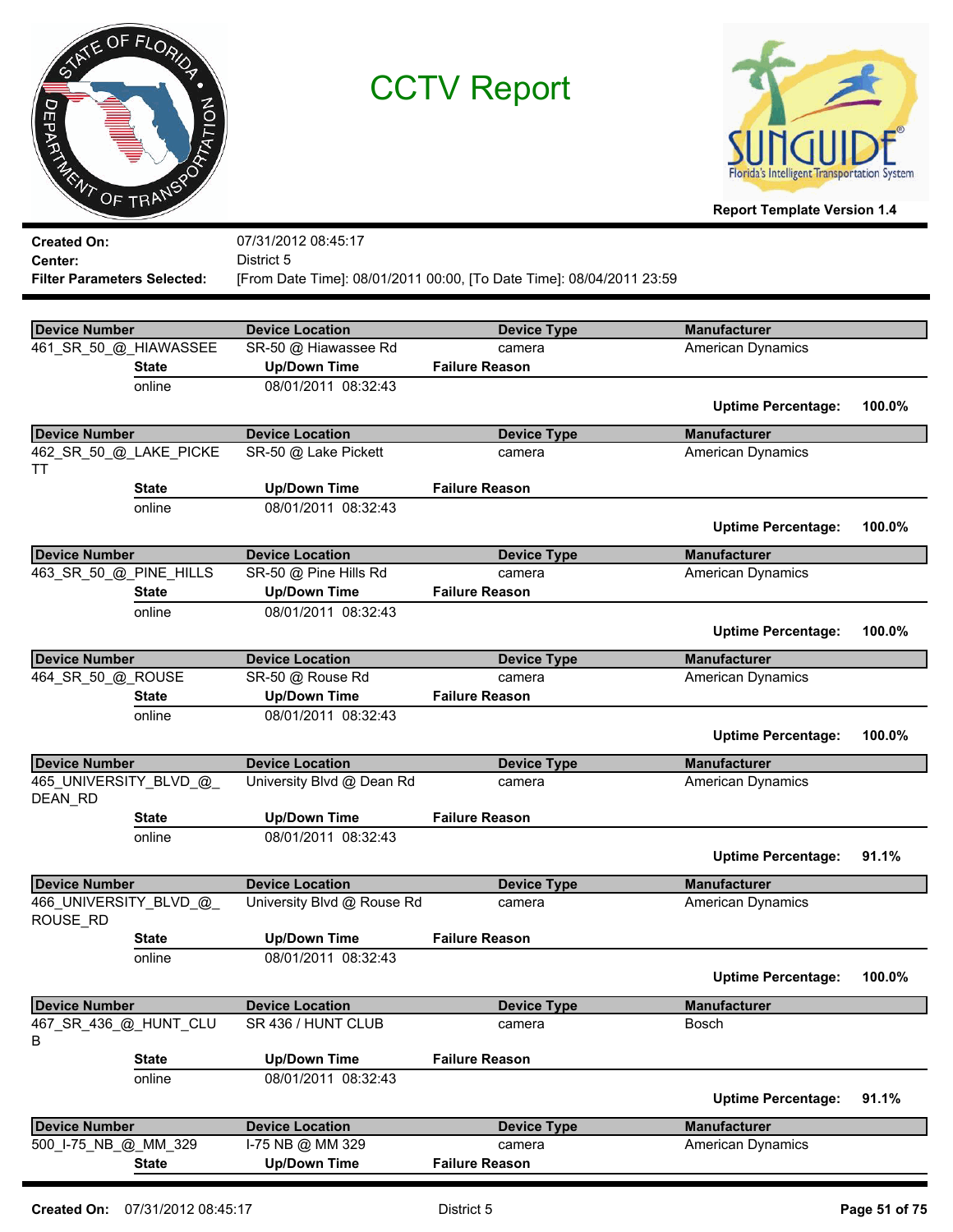# CCTV Report

**Report Template Version 1.4**

**Created On:** 07/31/2012 08:45:17
**Center:** District 5
**Filter Parameters Selected:** [From Date Time]: 08/01/2011 00:00, [To Date Time]: 08/04/2011 23:59

| Device Number | Device Location | Device Type | Manufacturer |
|---|---|---|---|
| 461_SR_50_@_HIAWASSEE | SR-50 @ Hiawassee Rd | camera | American Dynamics |

| State | Up/Down Time | Failure Reason |
|---|---|---|
| online | 08/01/2011 08:32:43 | |

**Uptime Percentage: 100.0%**

| Device Number | Device Location | Device Type | Manufacturer |
|---|---|---|---|
| 462_SR_50_@_LAKE_PICKETT | SR-50 @ Lake Pickett | camera | American Dynamics |

| State | Up/Down Time | Failure Reason |
|---|---|---|
| online | 08/01/2011 08:32:43 | |

**Uptime Percentage: 100.0%**

| Device Number | Device Location | Device Type | Manufacturer |
|---|---|---|---|
| 463_SR_50_@_PINE_HILLS | SR-50 @ Pine Hills Rd | camera | American Dynamics |

| State | Up/Down Time | Failure Reason |
|---|---|---|
| online | 08/01/2011 08:32:43 | |

**Uptime Percentage: 100.0%**

| Device Number | Device Location | Device Type | Manufacturer |
|---|---|---|---|
| 464_SR_50_@_ROUSE | SR-50 @ Rouse Rd | camera | American Dynamics |

| State | Up/Down Time | Failure Reason |
|---|---|---|
| online | 08/01/2011 08:32:43 | |

**Uptime Percentage: 100.0%**

| Device Number | Device Location | Device Type | Manufacturer |
|---|---|---|---|
| 465_UNIVERSITY_BLVD_@_DEAN_RD | University Blvd @ Dean Rd | camera | American Dynamics |

| State | Up/Down Time | Failure Reason |
|---|---|---|
| online | 08/01/2011 08:32:43 | |

**Uptime Percentage: 91.1%**

| Device Number | Device Location | Device Type | Manufacturer |
|---|---|---|---|
| 466_UNIVERSITY_BLVD_@_ROUSE_RD | University Blvd @ Rouse Rd | camera | American Dynamics |

| State | Up/Down Time | Failure Reason |
|---|---|---|
| online | 08/01/2011 08:32:43 | |

**Uptime Percentage: 100.0%**

| Device Number | Device Location | Device Type | Manufacturer |
|---|---|---|---|
| 467_SR_436_@_HUNT_CLUB | SR 436 / HUNT CLUB | camera | Bosch |

| State | Up/Down Time | Failure Reason |
|---|---|---|
| online | 08/01/2011 08:32:43 | |

**Uptime Percentage: 91.1%**

| Device Number | Device Location | Device Type | Manufacturer |
|---|---|---|---|
| 500_I-75_NB_@_MM_329 | I-75 NB @ MM 329 | camera | American Dynamics |

| State | Up/Down Time | Failure Reason |
|---|---|---|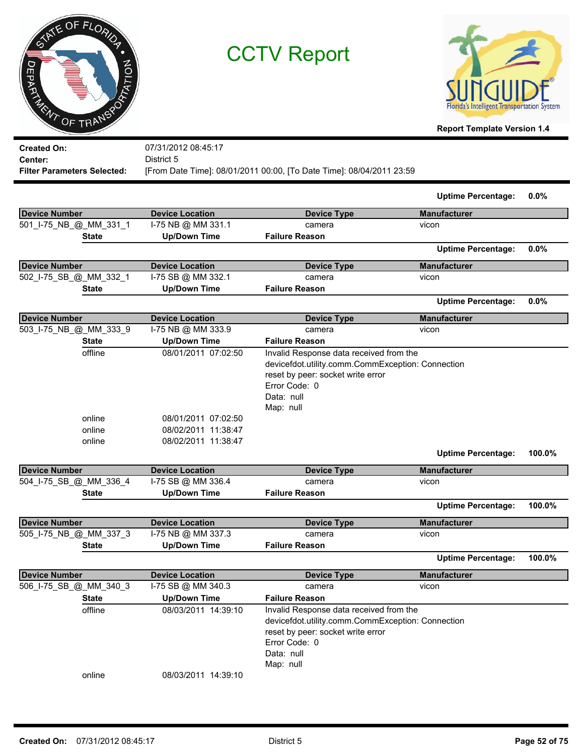# CCTV Report

Report Template Version 1.4

**Created On:** 07/31/2012 08:45:17
**Center:** District 5
**Filter Parameters Selected:** [From Date Time]: 08/01/2011 00:00, [To Date Time]: 08/04/2011 23:59

**Uptime Percentage: 0.0%**

| Device Number | Device Location | Device Type | Manufacturer |
|---|---|---|---|
| 501_I-75_NB_@_MM_331_1 | I-75 NB @ MM 331.1 | camera | vicon |

| State | Up/Down Time | Failure Reason |
|---|---|---|

**Uptime Percentage: 0.0%**

| Device Number | Device Location | Device Type | Manufacturer |
|---|---|---|---|
| 502_I-75_SB_@_MM_332_1 | I-75 SB @ MM 332.1 | camera | vicon |

| State | Up/Down Time | Failure Reason |
|---|---|---|

**Uptime Percentage: 0.0%**

| Device Number | Device Location | Device Type | Manufacturer |
|---|---|---|---|
| 503_I-75_NB_@_MM_333_9 | I-75 NB @ MM 333.9 | camera | vicon |

| State | Up/Down Time | Failure Reason |
|---|---|---|
| offline | 08/01/2011 07:02:50 | Invalid Response data received from the devicefdot.utility.comm.CommException: Connection reset by peer: socket write error Error Code: 0 Data: null Map: null |
| online | 08/01/2011 07:02:50 | |
| online | 08/02/2011 11:38:47 | |
| online | 08/02/2011 11:38:47 | |

**Uptime Percentage: 100.0%**

| Device Number | Device Location | Device Type | Manufacturer |
|---|---|---|---|
| 504_I-75_SB_@_MM_336_4 | I-75 SB @ MM 336.4 | camera | vicon |

| State | Up/Down Time | Failure Reason |
|---|---|---|

**Uptime Percentage: 100.0%**

| Device Number | Device Location | Device Type | Manufacturer |
|---|---|---|---|
| 505_I-75_NB_@_MM_337_3 | I-75 NB @ MM 337.3 | camera | vicon |

| State | Up/Down Time | Failure Reason |
|---|---|---|

**Uptime Percentage: 100.0%**

| Device Number | Device Location | Device Type | Manufacturer |
|---|---|---|---|
| 506_I-75_SB_@_MM_340_3 | I-75 SB @ MM 340.3 | camera | vicon |

| State | Up/Down Time | Failure Reason |
|---|---|---|
| offline | 08/03/2011 14:39:10 | Invalid Response data received from the devicefdot.utility.comm.CommException: Connection reset by peer: socket write error Error Code: 0 Data: null Map: null |
| online | 08/03/2011 14:39:10 | |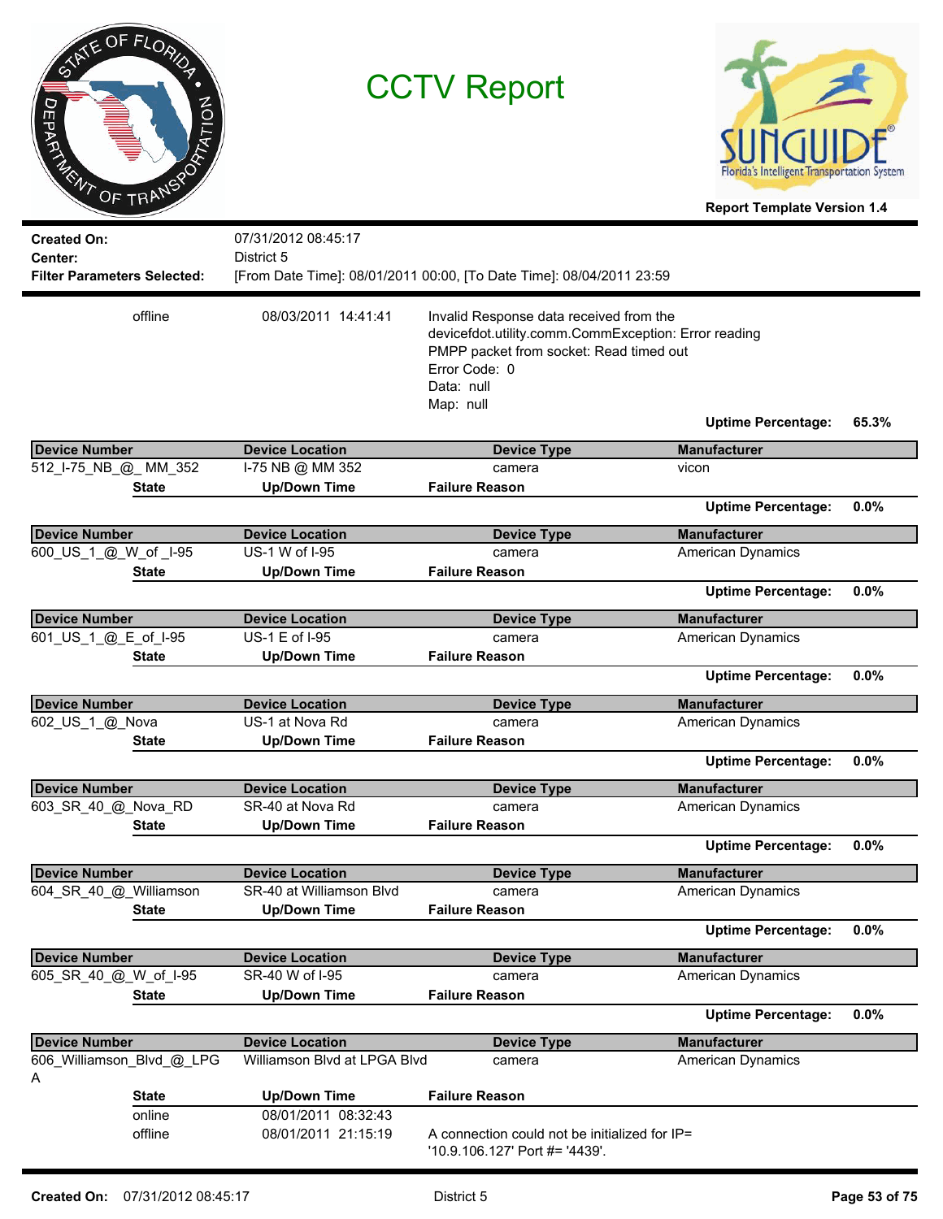# CCTV Report

Report Template Version 1.4

**Created On:** 07/31/2012 08:45:17
**Center:** District 5
**Filter Parameters Selected:** [From Date Time]: 08/01/2011 00:00, [To Date Time]: 08/04/2011 23:59

| State | Up/Down Time | Failure Reason |
|---|---|---|
| offline | 08/03/2011 14:41:41 | Invalid Response data received from the devicefdot.utility.comm.CommException: Error reading PMPP packet from socket: Read timed out Error Code: 0 Data: null Map: null |

**Uptime Percentage:** 65.3%

| Device Number | Device Location | Device Type | Manufacturer |
|---|---|---|---|
| 512_I-75_NB_@_ MM_352 | I-75 NB @ MM 352 | camera | vicon |

| State | Up/Down Time | Failure Reason |
|---|---|---|

**Uptime Percentage:** 0.0%

| Device Number | Device Location | Device Type | Manufacturer |
|---|---|---|---|
| 600_US_1_@_W_of_I-95 | US-1 W of I-95 | camera | American Dynamics |

| State | Up/Down Time | Failure Reason |
|---|---|---|

**Uptime Percentage:** 0.0%

| Device Number | Device Location | Device Type | Manufacturer |
|---|---|---|---|
| 601_US_1_@_E_of_I-95 | US-1 E of I-95 | camera | American Dynamics |

| State | Up/Down Time | Failure Reason |
|---|---|---|

**Uptime Percentage:** 0.0%

| Device Number | Device Location | Device Type | Manufacturer |
|---|---|---|---|
| 602_US_1_@_Nova | US-1 at Nova Rd | camera | American Dynamics |

| State | Up/Down Time | Failure Reason |
|---|---|---|

**Uptime Percentage:** 0.0%

| Device Number | Device Location | Device Type | Manufacturer |
|---|---|---|---|
| 603_SR_40_@_Nova_RD | SR-40 at Nova Rd | camera | American Dynamics |

| State | Up/Down Time | Failure Reason |
|---|---|---|

**Uptime Percentage:** 0.0%

| Device Number | Device Location | Device Type | Manufacturer |
|---|---|---|---|
| 604_SR_40_@_Williamson | SR-40 at Williamson Blvd | camera | American Dynamics |

| State | Up/Down Time | Failure Reason |
|---|---|---|

**Uptime Percentage:** 0.0%

| Device Number | Device Location | Device Type | Manufacturer |
|---|---|---|---|
| 605_SR_40_@_W_of_I-95 | SR-40 W of I-95 | camera | American Dynamics |

| State | Up/Down Time | Failure Reason |
|---|---|---|

**Uptime Percentage:** 0.0%

| Device Number | Device Location | Device Type | Manufacturer |
|---|---|---|---|
| 606_Williamson_Blvd_@_LPGA | Williamson Blvd at LPGA Blvd | camera | American Dynamics |

| State | Up/Down Time | Failure Reason |
|---|---|---|
| online | 08/01/2011 08:32:43 | |
| offline | 08/01/2011 21:15:19 | A connection could not be initialized for IP= '10.9.106.127' Port #= '4439'. |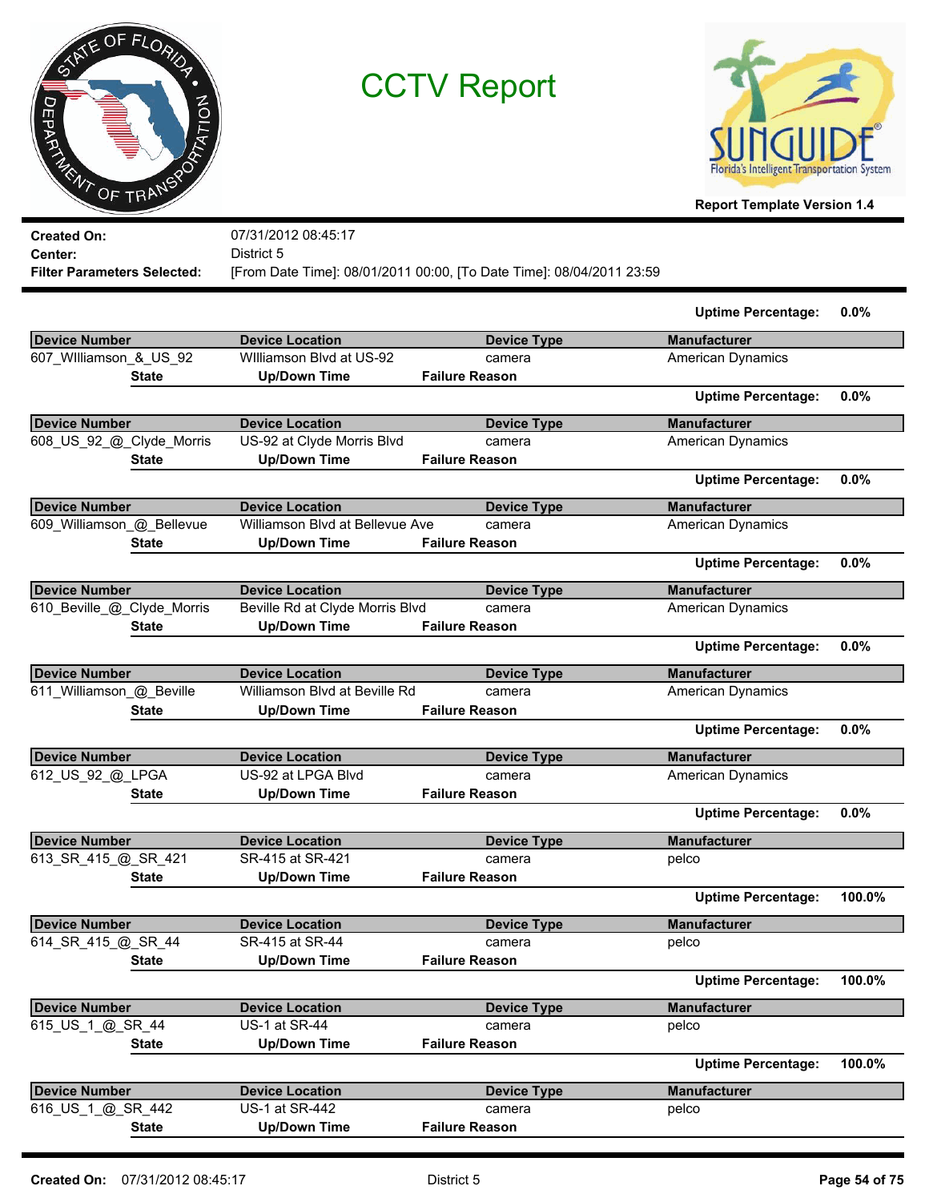# CCTV Report

**Report Template Version 1.4**

**Created On:** 07/31/2012 08:45:17
**Center:** District 5
**Filter Parameters Selected:** [From Date Time]: 08/01/2011 00:00, [To Date Time]: 08/04/2011 23:59

**Uptime Percentage:** 0.0%

| Device Number | Device Location | Device Type | Manufacturer |
|---|---|---|---|
| 607_WIlliamson_&_US_92 | WIlliamson Blvd at US-92 | camera | American Dynamics |

| State | Up/Down Time | Failure Reason |
|---|---|---|

**Uptime Percentage:** 0.0%

| Device Number | Device Location | Device Type | Manufacturer |
|---|---|---|---|
| 608_US_92_@_Clyde_Morris | US-92 at Clyde Morris Blvd | camera | American Dynamics |

| State | Up/Down Time | Failure Reason |
|---|---|---|

**Uptime Percentage:** 0.0%

| Device Number | Device Location | Device Type | Manufacturer |
|---|---|---|---|
| 609_Williamson_@_Bellevue | Williamson Blvd at Bellevue Ave | camera | American Dynamics |

| State | Up/Down Time | Failure Reason |
|---|---|---|

**Uptime Percentage:** 0.0%

| Device Number | Device Location | Device Type | Manufacturer |
|---|---|---|---|
| 610_Beville_@_Clyde_Morris | Beville Rd at Clyde Morris Blvd | camera | American Dynamics |

| State | Up/Down Time | Failure Reason |
|---|---|---|

**Uptime Percentage:** 0.0%

| Device Number | Device Location | Device Type | Manufacturer |
|---|---|---|---|
| 611_Williamson_@_Beville | Williamson Blvd at Beville Rd | camera | American Dynamics |

| State | Up/Down Time | Failure Reason |
|---|---|---|

**Uptime Percentage:** 0.0%

| Device Number | Device Location | Device Type | Manufacturer |
|---|---|---|---|
| 612_US_92_@_LPGA | US-92 at LPGA Blvd | camera | American Dynamics |

| State | Up/Down Time | Failure Reason |
|---|---|---|

**Uptime Percentage:** 0.0%

| Device Number | Device Location | Device Type | Manufacturer |
|---|---|---|---|
| 613_SR_415_@_SR_421 | SR-415 at SR-421 | camera | pelco |

| State | Up/Down Time | Failure Reason |
|---|---|---|

**Uptime Percentage:** 100.0%

| Device Number | Device Location | Device Type | Manufacturer |
|---|---|---|---|
| 614_SR_415_@_SR_44 | SR-415 at SR-44 | camera | pelco |

| State | Up/Down Time | Failure Reason |
|---|---|---|

**Uptime Percentage:** 100.0%

| Device Number | Device Location | Device Type | Manufacturer |
|---|---|---|---|
| 615_US_1_@_SR_44 | US-1 at SR-44 | camera | pelco |

| State | Up/Down Time | Failure Reason |
|---|---|---|

**Uptime Percentage:** 100.0%

| Device Number | Device Location | Device Type | Manufacturer |
|---|---|---|---|
| 616_US_1_@_SR_442 | US-1 at SR-442 | camera | pelco |

| State | Up/Down Time | Failure Reason |
|---|---|---|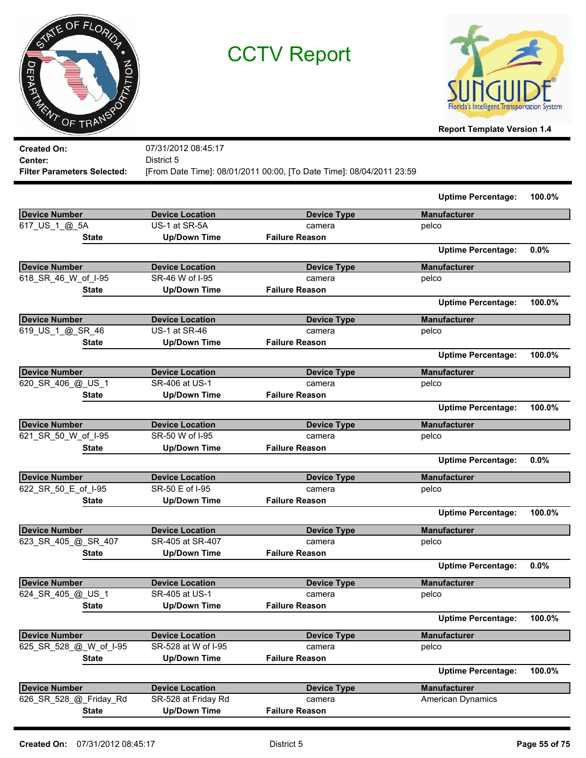# CCTV Report

**Report Template Version 1.4**

**Created On:** 07/31/2012 08:45:17
**Center:** District 5
**Filter Parameters Selected:** [From Date Time]: 08/01/2011 00:00, [To Date Time]: 08/04/2011 23:59

**Uptime Percentage:** 100.0%

| Device Number | Device Location | Device Type | Manufacturer |
|---|---|---|---|
| 617_US_1_@_5A | US-1 at SR-5A | camera | pelco |
| **State** | **Up/Down Time** | **Failure Reason** | |

**Uptime Percentage:** 0.0%

| Device Number | Device Location | Device Type | Manufacturer |
|---|---|---|---|
| 618_SR_46_W_of_I-95 | SR-46 W of I-95 | camera | pelco |
| **State** | **Up/Down Time** | **Failure Reason** | |

**Uptime Percentage:** 100.0%

| Device Number | Device Location | Device Type | Manufacturer |
|---|---|---|---|
| 619_US_1_@_SR_46 | US-1 at SR-46 | camera | pelco |
| **State** | **Up/Down Time** | **Failure Reason** | |

**Uptime Percentage:** 100.0%

| Device Number | Device Location | Device Type | Manufacturer |
|---|---|---|---|
| 620_SR_406_@_US_1 | SR-406 at US-1 | camera | pelco |
| **State** | **Up/Down Time** | **Failure Reason** | |

**Uptime Percentage:** 100.0%

| Device Number | Device Location | Device Type | Manufacturer |
|---|---|---|---|
| 621_SR_50_W_of_I-95 | SR-50 W of I-95 | camera | pelco |
| **State** | **Up/Down Time** | **Failure Reason** | |

**Uptime Percentage:** 0.0%

| Device Number | Device Location | Device Type | Manufacturer |
|---|---|---|---|
| 622_SR_50_E_of_I-95 | SR-50 E of I-95 | camera | pelco |
| **State** | **Up/Down Time** | **Failure Reason** | |

**Uptime Percentage:** 100.0%

| Device Number | Device Location | Device Type | Manufacturer |
|---|---|---|---|
| 623_SR_405_@_SR_407 | SR-405 at SR-407 | camera | pelco |
| **State** | **Up/Down Time** | **Failure Reason** | |

**Uptime Percentage:** 0.0%

| Device Number | Device Location | Device Type | Manufacturer |
|---|---|---|---|
| 624_SR_405_@_US_1 | SR-405 at US-1 | camera | pelco |
| **State** | **Up/Down Time** | **Failure Reason** | |

**Uptime Percentage:** 100.0%

| Device Number | Device Location | Device Type | Manufacturer |
|---|---|---|---|
| 625_SR_528_@_W_of_I-95 | SR-528 at W of I-95 | camera | pelco |
| **State** | **Up/Down Time** | **Failure Reason** | |

**Uptime Percentage:** 100.0%

| Device Number | Device Location | Device Type | Manufacturer |
|---|---|---|---|
| 626_SR_528_@_Friday_Rd | SR-528 at Friday Rd | camera | American Dynamics |
| **State** | **Up/Down Time** | **Failure Reason** | |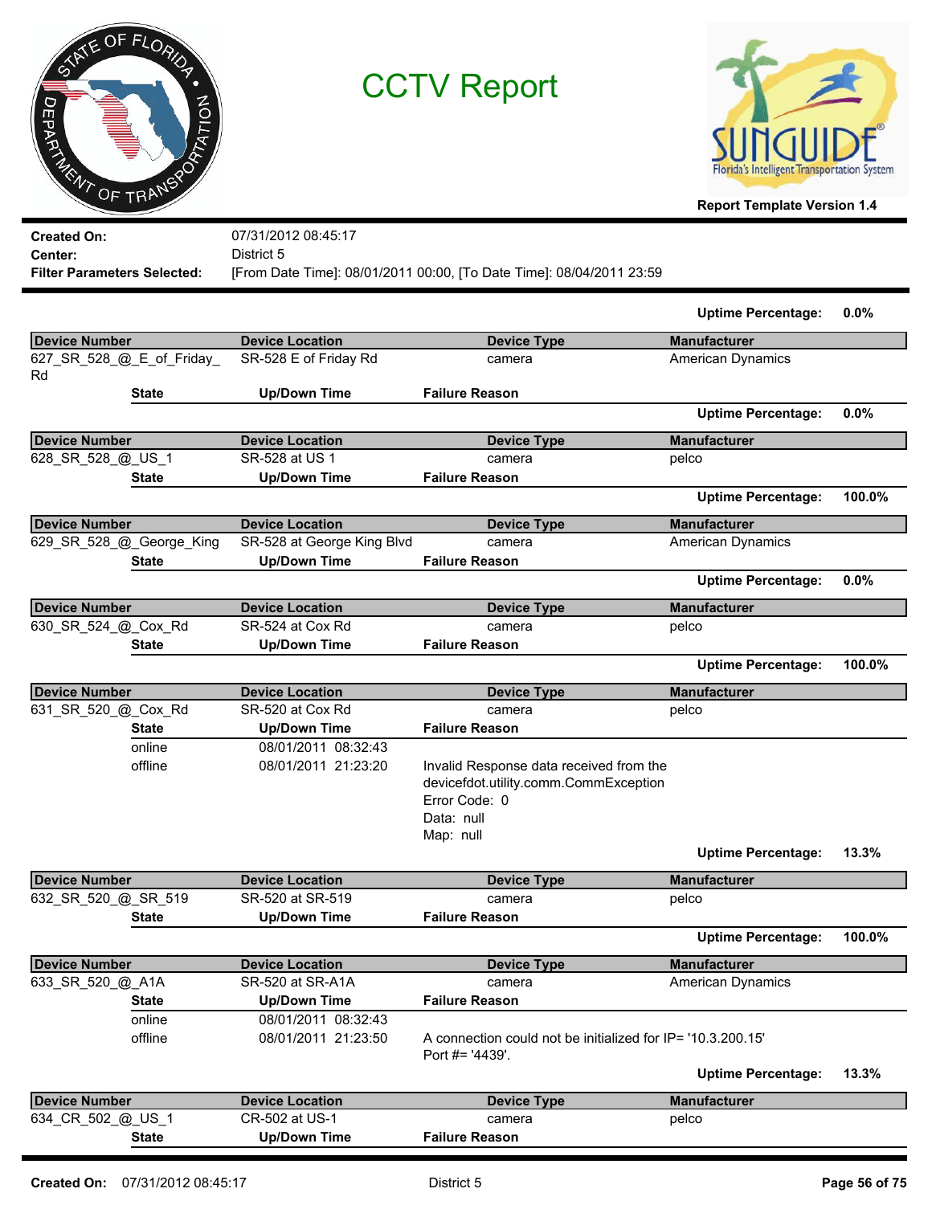# CCTV Report

Report Template Version 1.4

**Created On:** 07/31/2012 08:45:17
**Center:** District 5
**Filter Parameters Selected:** [From Date Time]: 08/01/2011 00:00, [To Date Time]: 08/04/2011 23:59

**Uptime Percentage:** 0.0%

| Device Number | Device Location | Device Type | Manufacturer |
|---|---|---|---|
| 627_SR_528_@_E_of_Friday_Rd | SR-528 E of Friday Rd | camera | American Dynamics |

| State | Up/Down Time | Failure Reason |
|---|---|---|

**Uptime Percentage:** 0.0%

| Device Number | Device Location | Device Type | Manufacturer |
|---|---|---|---|
| 628_SR_528_@_US_1 | SR-528 at US 1 | camera | pelco |

| State | Up/Down Time | Failure Reason |
|---|---|---|

**Uptime Percentage:** 100.0%

| Device Number | Device Location | Device Type | Manufacturer |
|---|---|---|---|
| 629_SR_528_@_George_King | SR-528 at George King Blvd | camera | American Dynamics |

| State | Up/Down Time | Failure Reason |
|---|---|---|

**Uptime Percentage:** 0.0%

| Device Number | Device Location | Device Type | Manufacturer |
|---|---|---|---|
| 630_SR_524_@_Cox_Rd | SR-524 at Cox Rd | camera | pelco |

| State | Up/Down Time | Failure Reason |
|---|---|---|

**Uptime Percentage:** 100.0%

| Device Number | Device Location | Device Type | Manufacturer |
|---|---|---|---|
| 631_SR_520_@_Cox_Rd | SR-520 at Cox Rd | camera | pelco |

| State | Up/Down Time | Failure Reason |
|---|---|---|
| online | 08/01/2011 08:32:43 | |
| offline | 08/01/2011 21:23:20 | Invalid Response data received from the devicefdot.utility.comm.CommException Error Code: 0 Data: null Map: null |

**Uptime Percentage:** 13.3%

| Device Number | Device Location | Device Type | Manufacturer |
|---|---|---|---|
| 632_SR_520_@_SR_519 | SR-520 at SR-519 | camera | pelco |

| State | Up/Down Time | Failure Reason |
|---|---|---|

**Uptime Percentage:** 100.0%

| Device Number | Device Location | Device Type | Manufacturer |
|---|---|---|---|
| 633_SR_520_@_A1A | SR-520 at SR-A1A | camera | American Dynamics |

| State | Up/Down Time | Failure Reason |
|---|---|---|
| online | 08/01/2011 08:32:43 | |
| offline | 08/01/2011 21:23:50 | A connection could not be initialized for IP= '10.3.200.15' Port #= '4439'. |

**Uptime Percentage:** 13.3%

| Device Number | Device Location | Device Type | Manufacturer |
|---|---|---|---|
| 634_CR_502_@_US_1 | CR-502 at US-1 | camera | pelco |

| State | Up/Down Time | Failure Reason |
|---|---|---|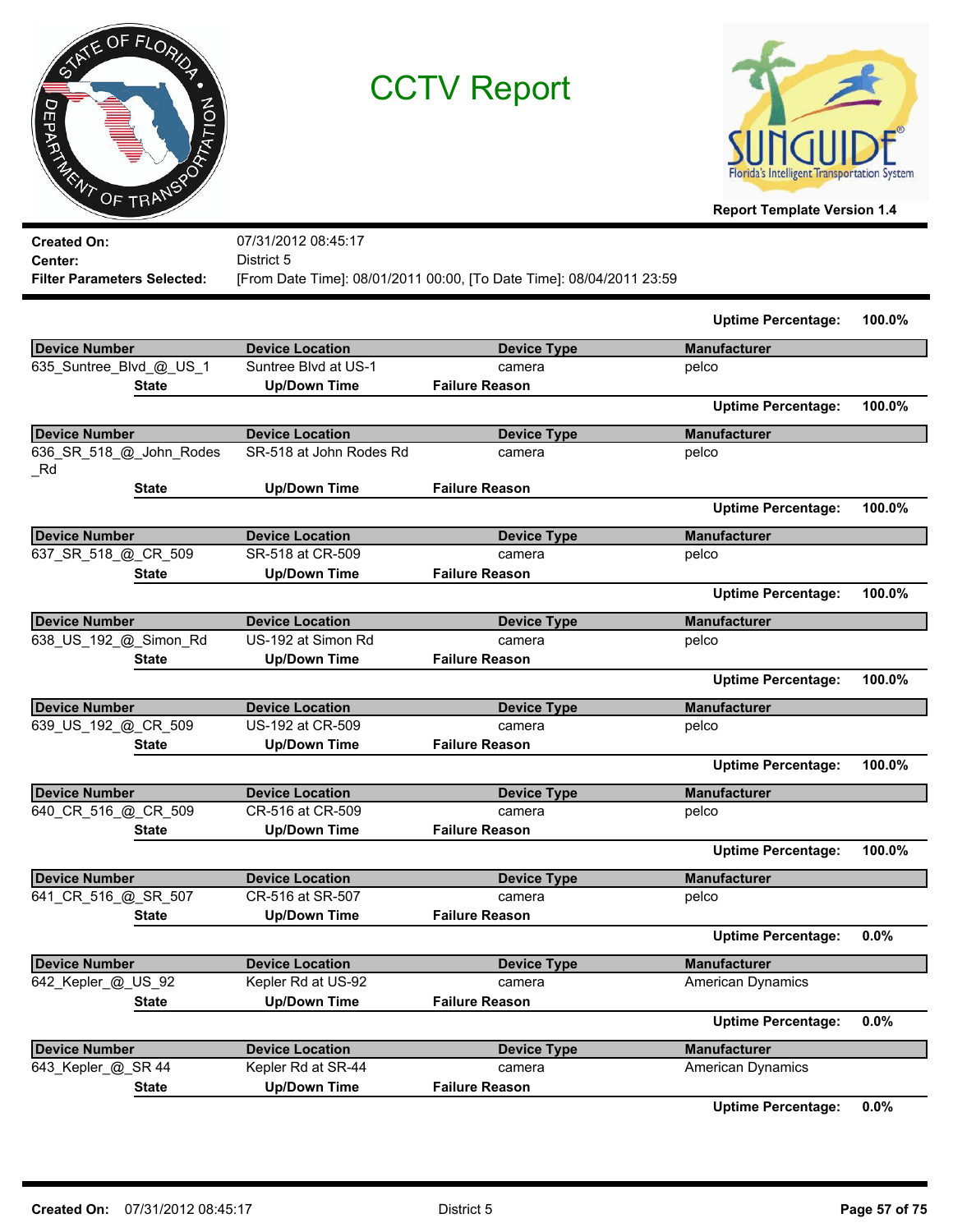# CCTV Report

**Report Template Version 1.4**

**Created On:** 07/31/2012 08:45:17
**Center:** District 5
**Filter Parameters Selected:** [From Date Time]: 08/01/2011 00:00, [To Date Time]: 08/04/2011 23:59

**Uptime Percentage: 100.0%**

| Device Number | Device Location | Device Type | Manufacturer |
|---|---|---|---|
| 635_Suntree_Blvd_@_US_1 | Suntree Blvd at US-1 | camera | pelco |

| State | Up/Down Time | Failure Reason |
|---|---|---|

**Uptime Percentage: 100.0%**

| Device Number | Device Location | Device Type | Manufacturer |
|---|---|---|---|
| 636_SR_518_@_John_Rodes_Rd | SR-518 at John Rodes Rd | camera | pelco |

| State | Up/Down Time | Failure Reason |
|---|---|---|

**Uptime Percentage: 100.0%**

| Device Number | Device Location | Device Type | Manufacturer |
|---|---|---|---|
| 637_SR_518_@_CR_509 | SR-518 at CR-509 | camera | pelco |

| State | Up/Down Time | Failure Reason |
|---|---|---|

**Uptime Percentage: 100.0%**

| Device Number | Device Location | Device Type | Manufacturer |
|---|---|---|---|
| 638_US_192_@_Simon_Rd | US-192 at Simon Rd | camera | pelco |

| State | Up/Down Time | Failure Reason |
|---|---|---|

**Uptime Percentage: 100.0%**

| Device Number | Device Location | Device Type | Manufacturer |
|---|---|---|---|
| 639_US_192_@_CR_509 | US-192 at CR-509 | camera | pelco |

| State | Up/Down Time | Failure Reason |
|---|---|---|

**Uptime Percentage: 100.0%**

| Device Number | Device Location | Device Type | Manufacturer |
|---|---|---|---|
| 640_CR_516_@_CR_509 | CR-516 at CR-509 | camera | pelco |

| State | Up/Down Time | Failure Reason |
|---|---|---|

**Uptime Percentage: 100.0%**

| Device Number | Device Location | Device Type | Manufacturer |
|---|---|---|---|
| 641_CR_516_@_SR_507 | CR-516 at SR-507 | camera | pelco |

| State | Up/Down Time | Failure Reason |
|---|---|---|

**Uptime Percentage: 0.0%**

| Device Number | Device Location | Device Type | Manufacturer |
|---|---|---|---|
| 642_Kepler_@_US_92 | Kepler Rd at US-92 | camera | American Dynamics |

| State | Up/Down Time | Failure Reason |
|---|---|---|

**Uptime Percentage: 0.0%**

| Device Number | Device Location | Device Type | Manufacturer |
|---|---|---|---|
| 643_Kepler_@_SR 44 | Kepler Rd at SR-44 | camera | American Dynamics |

| State | Up/Down Time | Failure Reason |
|---|---|---|

**Uptime Percentage: 0.0%**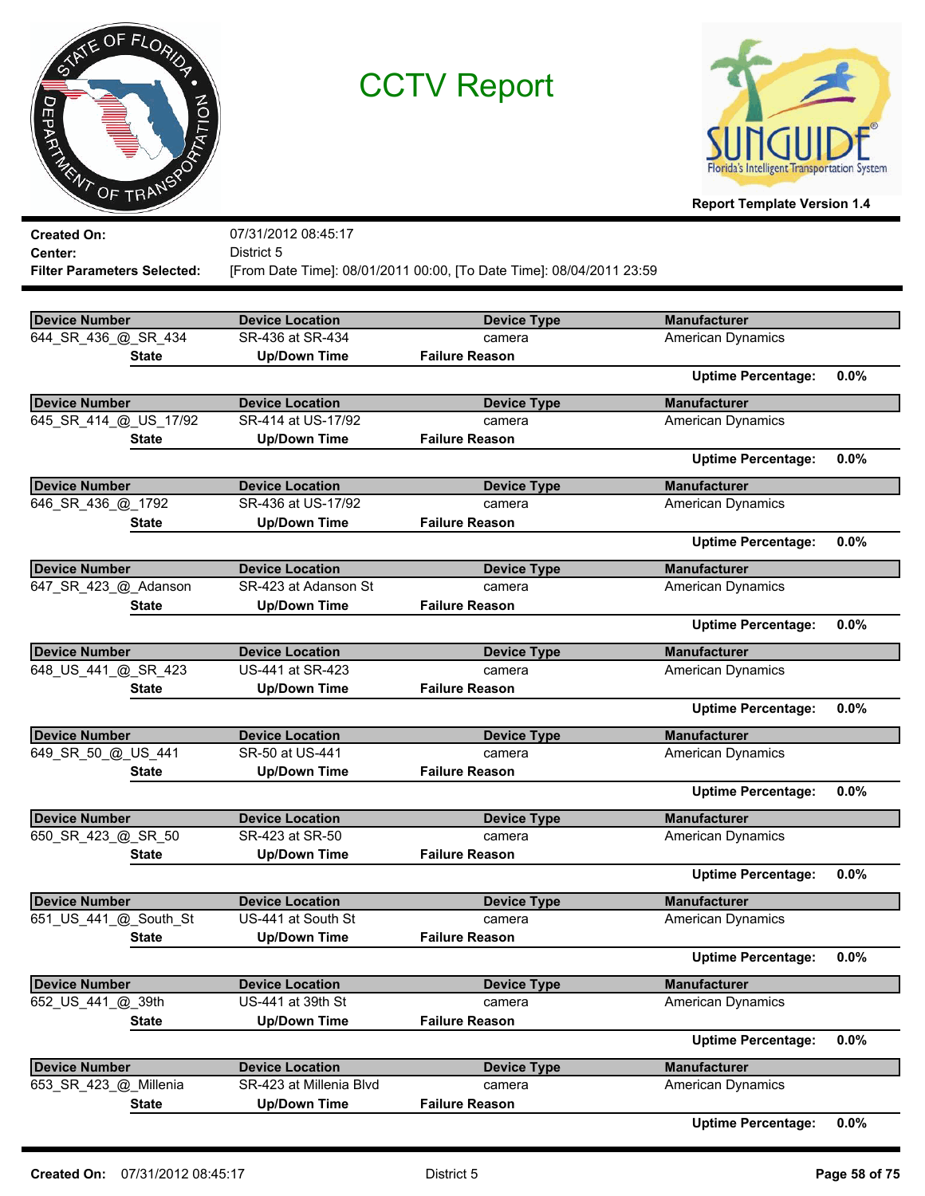# CCTV Report

Report Template Version 1.4

**Created On:** 07/31/2012 08:45:17
**Center:** District 5
**Filter Parameters Selected:** [From Date Time]: 08/01/2011 00:00, [To Date Time]: 08/04/2011 23:59

| Device Number | Device Location | Device Type | Manufacturer |
|---|---|---|---|
| 644_SR_436_@_SR_434 | SR-436 at SR-434 | camera | American Dynamics |

| State | Up/Down Time | Failure Reason |
|---|---|---|

**Uptime Percentage:** 0.0%

| Device Number | Device Location | Device Type | Manufacturer |
|---|---|---|---|
| 645_SR_414_@_US_17/92 | SR-414 at US-17/92 | camera | American Dynamics |

| State | Up/Down Time | Failure Reason |
|---|---|---|

**Uptime Percentage:** 0.0%

| Device Number | Device Location | Device Type | Manufacturer |
|---|---|---|---|
| 646_SR_436_@_1792 | SR-436 at US-17/92 | camera | American Dynamics |

| State | Up/Down Time | Failure Reason |
|---|---|---|

**Uptime Percentage:** 0.0%

| Device Number | Device Location | Device Type | Manufacturer |
|---|---|---|---|
| 647_SR_423_@_Adanson | SR-423 at Adanson St | camera | American Dynamics |

| State | Up/Down Time | Failure Reason |
|---|---|---|

**Uptime Percentage:** 0.0%

| Device Number | Device Location | Device Type | Manufacturer |
|---|---|---|---|
| 648_US_441_@_SR_423 | US-441 at SR-423 | camera | American Dynamics |

| State | Up/Down Time | Failure Reason |
|---|---|---|

**Uptime Percentage:** 0.0%

| Device Number | Device Location | Device Type | Manufacturer |
|---|---|---|---|
| 649_SR_50_@_US_441 | SR-50 at US-441 | camera | American Dynamics |

| State | Up/Down Time | Failure Reason |
|---|---|---|

**Uptime Percentage:** 0.0%

| Device Number | Device Location | Device Type | Manufacturer |
|---|---|---|---|
| 650_SR_423_@_SR_50 | SR-423 at SR-50 | camera | American Dynamics |

| State | Up/Down Time | Failure Reason |
|---|---|---|

**Uptime Percentage:** 0.0%

| Device Number | Device Location | Device Type | Manufacturer |
|---|---|---|---|
| 651_US_441_@_South_St | US-441 at South St | camera | American Dynamics |

| State | Up/Down Time | Failure Reason |
|---|---|---|

**Uptime Percentage:** 0.0%

| Device Number | Device Location | Device Type | Manufacturer |
|---|---|---|---|
| 652_US_441_@_39th | US-441 at 39th St | camera | American Dynamics |

| State | Up/Down Time | Failure Reason |
|---|---|---|

**Uptime Percentage:** 0.0%

| Device Number | Device Location | Device Type | Manufacturer |
|---|---|---|---|
| 653_SR_423_@_Millenia | SR-423 at Millenia Blvd | camera | American Dynamics |

| State | Up/Down Time | Failure Reason |
|---|---|---|

**Uptime Percentage:** 0.0%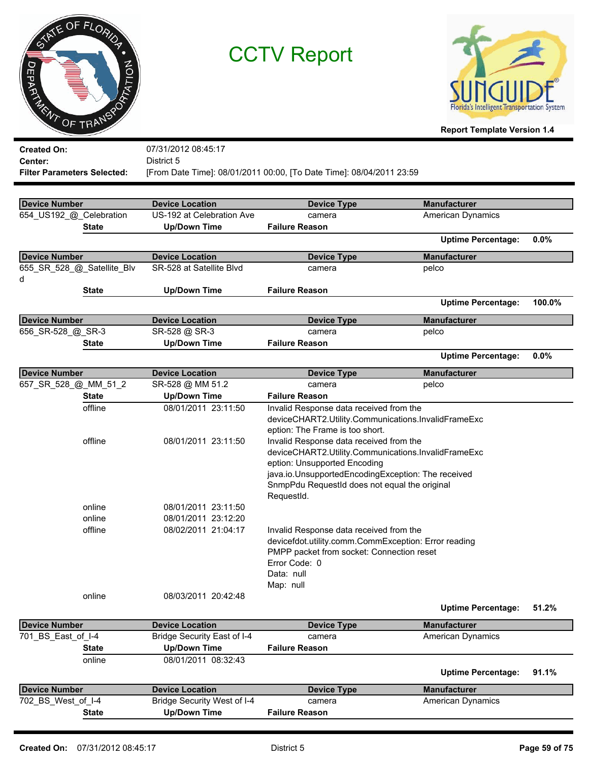# CCTV Report

**Report Template Version 1.4**

**Created On:** 07/31/2012 08:45:17
**Center:** District 5
**Filter Parameters Selected:** [From Date Time]: 08/01/2011 00:00, [To Date Time]: 08/04/2011 23:59

| Device Number | Device Location | Device Type | Manufacturer |
|---|---|---|---|
| 654_US192_@_Celebration | US-192 at Celebration Ave | camera | American Dynamics |

| State | Up/Down Time | Failure Reason |
|---|---|---|

**Uptime Percentage:** 0.0%

| Device Number | Device Location | Device Type | Manufacturer |
|---|---|---|---|
| 655_SR_528_@_Satellite_Blvd | SR-528 at Satellite Blvd | camera | pelco |

| State | Up/Down Time | Failure Reason |
|---|---|---|

**Uptime Percentage:** 100.0%

| Device Number | Device Location | Device Type | Manufacturer |
|---|---|---|---|
| 656_SR-528_@_SR-3 | SR-528 @ SR-3 | camera | pelco |

| State | Up/Down Time | Failure Reason |
|---|---|---|

**Uptime Percentage:** 0.0%

| Device Number | Device Location | Device Type | Manufacturer |
|---|---|---|---|
| 657_SR_528_@_MM_51_2 | SR-528 @ MM 51.2 | camera | pelco |

| State | Up/Down Time | Failure Reason |
|---|---|---|
| offline | 08/01/2011 23:11:50 | Invalid Response data received from the deviceCHART2.Utility.Communications.InvalidFrameException: The Frame is too short. |
| offline | 08/01/2011 23:11:50 | Invalid Response data received from the deviceCHART2.Utility.Communications.InvalidFrameException: Unsupported Encoding java.io.UnsupportedEncodingException: The received SnmpPdu RequestId does not equal the original RequestId. |
| online | 08/01/2011 23:11:50 | |
| online | 08/01/2011 23:12:20 | |
| offline | 08/02/2011 21:04:17 | Invalid Response data received from the devicefdot.utility.comm.CommException: Error reading PMPP packet from socket: Connection reset Error Code: 0 Data: null Map: null |
| online | 08/03/2011 20:42:48 | |

**Uptime Percentage:** 51.2%

| Device Number | Device Location | Device Type | Manufacturer |
|---|---|---|---|
| 701_BS_East_of_I-4 | Bridge Security East of I-4 | camera | American Dynamics |

| State | Up/Down Time | Failure Reason |
|---|---|---|
| online | 08/01/2011 08:32:43 | |

**Uptime Percentage:** 91.1%

| Device Number | Device Location | Device Type | Manufacturer |
|---|---|---|---|
| 702_BS_West_of_I-4 | Bridge Security West of I-4 | camera | American Dynamics |

| State | Up/Down Time | Failure Reason |
|---|---|---|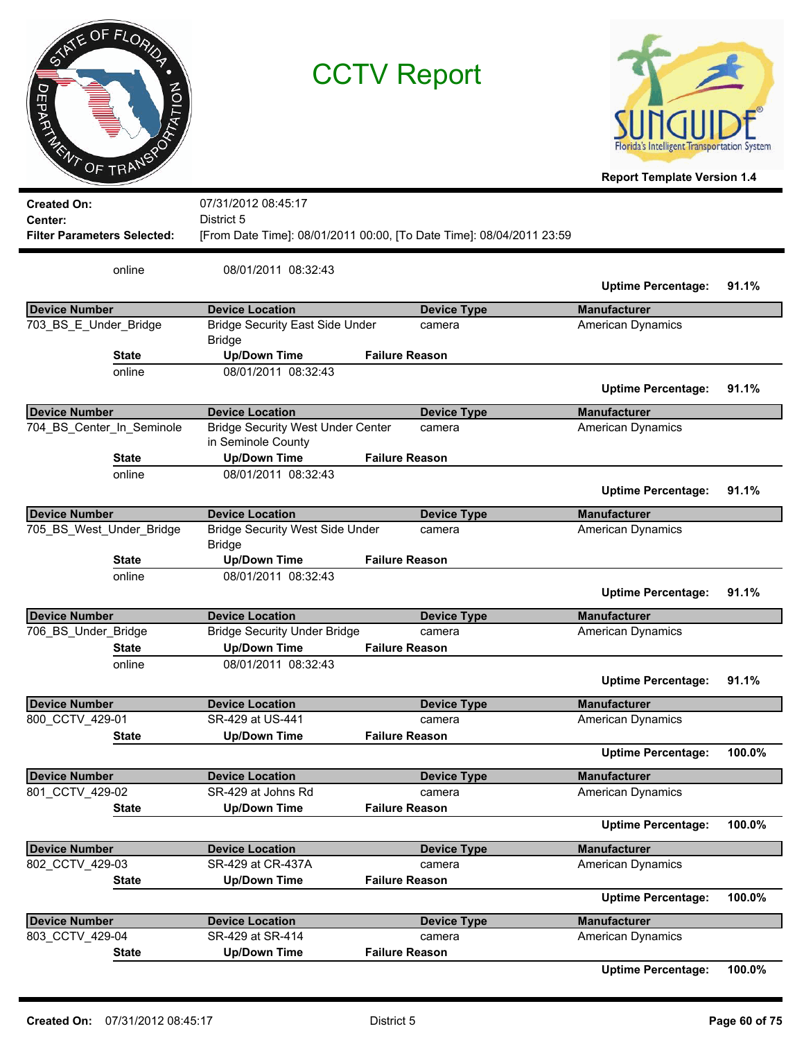# CCTV Report

**Report Template Version 1.4**

**Created On:** 07/31/2012 08:45:17
**Center:** District 5
**Filter Parameters Selected:** [From Date Time]: 08/01/2011 00:00, [To Date Time]: 08/04/2011 23:59

| State | Up/Down Time | Failure Reason |
|---|---|---|
| online | 08/01/2011 08:32:43 | |

**Uptime Percentage:** 91.1%

| Device Number | Device Location | Device Type | Manufacturer |
|---|---|---|---|
| 703_BS_E_Under_Bridge | Bridge Security East Side Under Bridge | camera | American Dynamics |

| State | Up/Down Time | Failure Reason |
|---|---|---|
| online | 08/01/2011 08:32:43 | |

**Uptime Percentage:** 91.1%

| Device Number | Device Location | Device Type | Manufacturer |
|---|---|---|---|
| 704_BS_Center_In_Seminole | Bridge Security West Under Center in Seminole County | camera | American Dynamics |

| State | Up/Down Time | Failure Reason |
|---|---|---|
| online | 08/01/2011 08:32:43 | |

**Uptime Percentage:** 91.1%

| Device Number | Device Location | Device Type | Manufacturer |
|---|---|---|---|
| 705_BS_West_Under_Bridge | Bridge Security West Side Under Bridge | camera | American Dynamics |

| State | Up/Down Time | Failure Reason |
|---|---|---|
| online | 08/01/2011 08:32:43 | |

**Uptime Percentage:** 91.1%

| Device Number | Device Location | Device Type | Manufacturer |
|---|---|---|---|
| 706_BS_Under_Bridge | Bridge Security Under Bridge | camera | American Dynamics |

| State | Up/Down Time | Failure Reason |
|---|---|---|
| online | 08/01/2011 08:32:43 | |

**Uptime Percentage:** 91.1%

| Device Number | Device Location | Device Type | Manufacturer |
|---|---|---|---|
| 800_CCTV_429-01 | SR-429 at US-441 | camera | American Dynamics |

| State | Up/Down Time | Failure Reason |
|---|---|---|

**Uptime Percentage:** 100.0%

| Device Number | Device Location | Device Type | Manufacturer |
|---|---|---|---|
| 801_CCTV_429-02 | SR-429 at Johns Rd | camera | American Dynamics |

| State | Up/Down Time | Failure Reason |
|---|---|---|

**Uptime Percentage:** 100.0%

| Device Number | Device Location | Device Type | Manufacturer |
|---|---|---|---|
| 802_CCTV_429-03 | SR-429 at CR-437A | camera | American Dynamics |

| State | Up/Down Time | Failure Reason |
|---|---|---|

**Uptime Percentage:** 100.0%

| Device Number | Device Location | Device Type | Manufacturer |
|---|---|---|---|
| 803_CCTV_429-04 | SR-429 at SR-414 | camera | American Dynamics |

| State | Up/Down Time | Failure Reason |
|---|---|---|

**Uptime Percentage:** 100.0%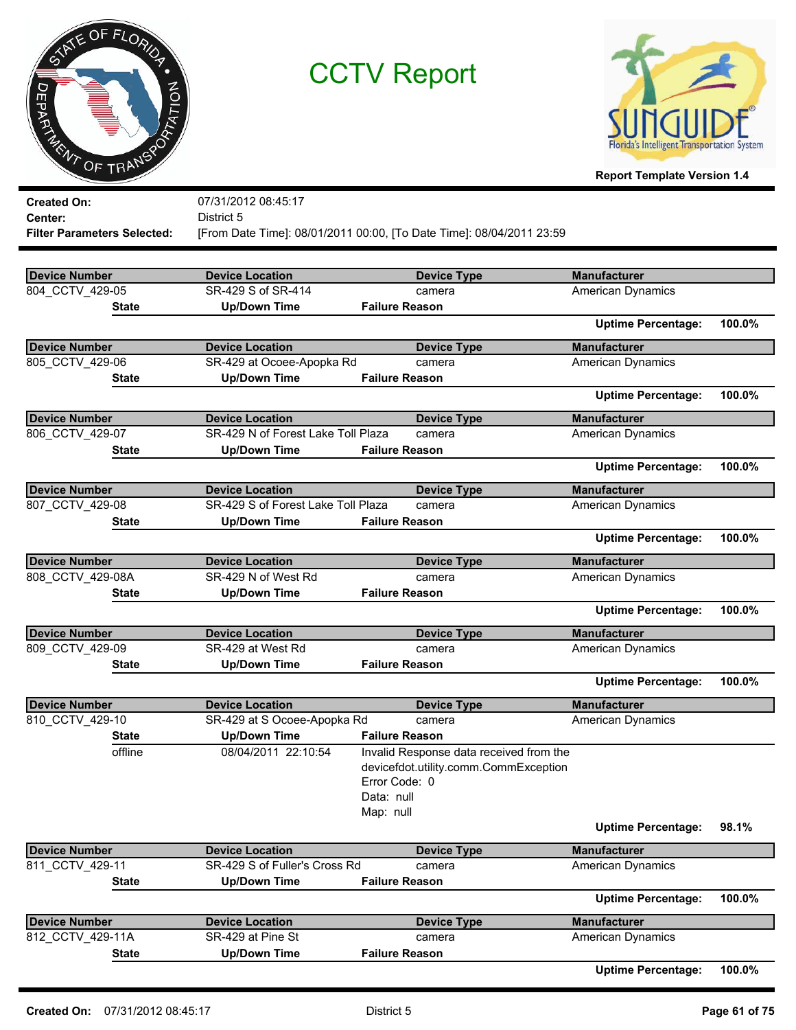# CCTV Report

**Report Template Version 1.4**

**Created On:** 07/31/2012 08:45:17
**Center:** District 5
**Filter Parameters Selected:** [From Date Time]: 08/01/2011 00:00, [To Date Time]: 08/04/2011 23:59

| Device Number | Device Location | Device Type | Manufacturer |
|---|---|---|---|
| 804_CCTV_429-05 | SR-429 S of SR-414 | camera | American Dynamics |

| State | Up/Down Time | Failure Reason |
|---|---|---|

**Uptime Percentage:** 100.0%

| Device Number | Device Location | Device Type | Manufacturer |
|---|---|---|---|
| 805_CCTV_429-06 | SR-429 at Ocoee-Apopka Rd | camera | American Dynamics |

| State | Up/Down Time | Failure Reason |
|---|---|---|

**Uptime Percentage:** 100.0%

| Device Number | Device Location | Device Type | Manufacturer |
|---|---|---|---|
| 806_CCTV_429-07 | SR-429 N of Forest Lake Toll Plaza | camera | American Dynamics |

| State | Up/Down Time | Failure Reason |
|---|---|---|

**Uptime Percentage:** 100.0%

| Device Number | Device Location | Device Type | Manufacturer |
|---|---|---|---|
| 807_CCTV_429-08 | SR-429 S of Forest Lake Toll Plaza | camera | American Dynamics |

| State | Up/Down Time | Failure Reason |
|---|---|---|

**Uptime Percentage:** 100.0%

| Device Number | Device Location | Device Type | Manufacturer |
|---|---|---|---|
| 808_CCTV_429-08A | SR-429 N of West Rd | camera | American Dynamics |

| State | Up/Down Time | Failure Reason |
|---|---|---|

**Uptime Percentage:** 100.0%

| Device Number | Device Location | Device Type | Manufacturer |
|---|---|---|---|
| 809_CCTV_429-09 | SR-429 at West Rd | camera | American Dynamics |

| State | Up/Down Time | Failure Reason |
|---|---|---|

**Uptime Percentage:** 100.0%

| Device Number | Device Location | Device Type | Manufacturer |
|---|---|---|---|
| 810_CCTV_429-10 | SR-429 at S Ocoee-Apopka Rd | camera | American Dynamics |

| State | Up/Down Time | Failure Reason |
|---|---|---|
| offline | 08/04/2011 22:10:54 | Invalid Response data received from the devicefdot.utility.comm.CommException Error Code: 0 Data: null Map: null |

**Uptime Percentage:** 98.1%

| Device Number | Device Location | Device Type | Manufacturer |
|---|---|---|---|
| 811_CCTV_429-11 | SR-429 S of Fuller's Cross Rd | camera | American Dynamics |

| State | Up/Down Time | Failure Reason |
|---|---|---|

**Uptime Percentage:** 100.0%

| Device Number | Device Location | Device Type | Manufacturer |
|---|---|---|---|
| 812_CCTV_429-11A | SR-429 at Pine St | camera | American Dynamics |

| State | Up/Down Time | Failure Reason |
|---|---|---|

**Uptime Percentage:** 100.0%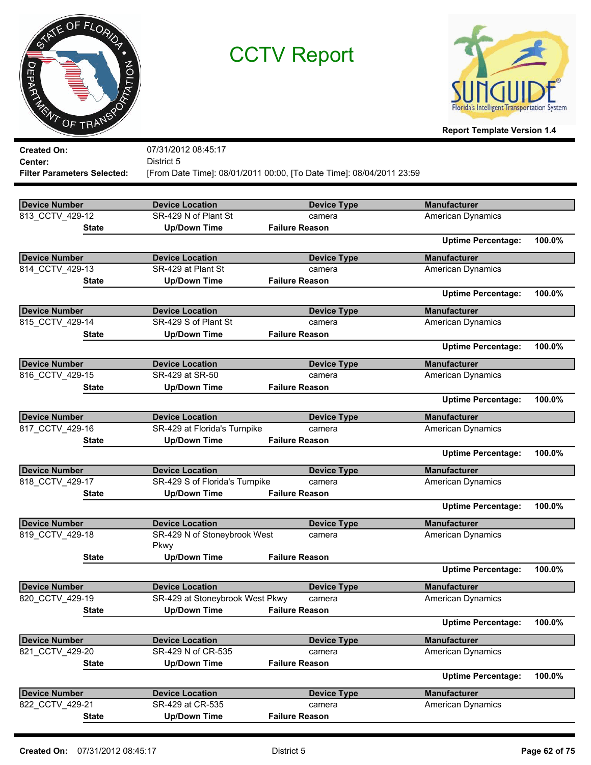# CCTV Report

**Report Template Version 1.4**

**Created On:** 07/31/2012 08:45:17
**Center:** District 5
**Filter Parameters Selected:** [From Date Time]: 08/01/2011 00:00, [To Date Time]: 08/04/2011 23:59

| Device Number | Device Location | Device Type | Manufacturer |
|---|---|---|---|
| 813_CCTV_429-12 | SR-429 N of Plant St | camera | American Dynamics |

| State | Up/Down Time | Failure Reason |
|---|---|---|

**Uptime Percentage:** 100.0%

| Device Number | Device Location | Device Type | Manufacturer |
|---|---|---|---|
| 814_CCTV_429-13 | SR-429 at Plant St | camera | American Dynamics |

| State | Up/Down Time | Failure Reason |
|---|---|---|

**Uptime Percentage:** 100.0%

| Device Number | Device Location | Device Type | Manufacturer |
|---|---|---|---|
| 815_CCTV_429-14 | SR-429 S of Plant St | camera | American Dynamics |

| State | Up/Down Time | Failure Reason |
|---|---|---|

**Uptime Percentage:** 100.0%

| Device Number | Device Location | Device Type | Manufacturer |
|---|---|---|---|
| 816_CCTV_429-15 | SR-429 at SR-50 | camera | American Dynamics |

| State | Up/Down Time | Failure Reason |
|---|---|---|

**Uptime Percentage:** 100.0%

| Device Number | Device Location | Device Type | Manufacturer |
|---|---|---|---|
| 817_CCTV_429-16 | SR-429 at Florida's Turnpike | camera | American Dynamics |

| State | Up/Down Time | Failure Reason |
|---|---|---|

**Uptime Percentage:** 100.0%

| Device Number | Device Location | Device Type | Manufacturer |
|---|---|---|---|
| 818_CCTV_429-17 | SR-429 S of Florida's Turnpike | camera | American Dynamics |

| State | Up/Down Time | Failure Reason |
|---|---|---|

**Uptime Percentage:** 100.0%

| Device Number | Device Location | Device Type | Manufacturer |
|---|---|---|---|
| 819_CCTV_429-18 | SR-429 N of Stoneybrook West Pkwy | camera | American Dynamics |

| State | Up/Down Time | Failure Reason |
|---|---|---|

**Uptime Percentage:** 100.0%

| Device Number | Device Location | Device Type | Manufacturer |
|---|---|---|---|
| 820_CCTV_429-19 | SR-429 at Stoneybrook West Pkwy | camera | American Dynamics |

| State | Up/Down Time | Failure Reason |
|---|---|---|

**Uptime Percentage:** 100.0%

| Device Number | Device Location | Device Type | Manufacturer |
|---|---|---|---|
| 821_CCTV_429-20 | SR-429 N of CR-535 | camera | American Dynamics |

| State | Up/Down Time | Failure Reason |
|---|---|---|

**Uptime Percentage:** 100.0%

| Device Number | Device Location | Device Type | Manufacturer |
|---|---|---|---|
| 822_CCTV_429-21 | SR-429 at CR-535 | camera | American Dynamics |

| State | Up/Down Time | Failure Reason |
|---|---|---|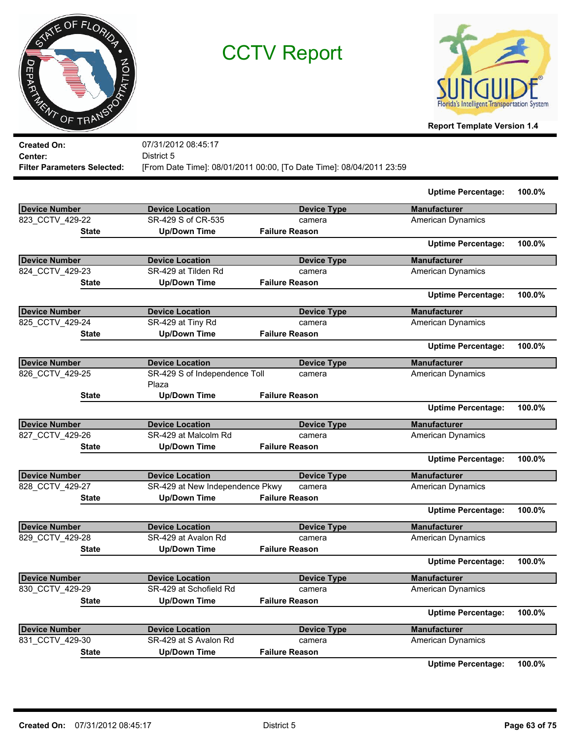# CCTV Report

**Report Template Version 1.4**

**Created On:** 07/31/2012 08:45:17
**Center:** District 5
**Filter Parameters Selected:** [From Date Time]: 08/01/2011 00:00, [To Date Time]: 08/04/2011 23:59

**Uptime Percentage:** 100.0%

| Device Number | Device Location | Device Type | Manufacturer |
|---|---|---|---|
| 823_CCTV_429-22 | SR-429 S of CR-535 | camera | American Dynamics |

| State | Up/Down Time | Failure Reason |
|---|---|---|

**Uptime Percentage:** 100.0%

| Device Number | Device Location | Device Type | Manufacturer |
|---|---|---|---|
| 824_CCTV_429-23 | SR-429 at Tilden Rd | camera | American Dynamics |

| State | Up/Down Time | Failure Reason |
|---|---|---|

**Uptime Percentage:** 100.0%

| Device Number | Device Location | Device Type | Manufacturer |
|---|---|---|---|
| 825_CCTV_429-24 | SR-429 at Tiny Rd | camera | American Dynamics |

| State | Up/Down Time | Failure Reason |
|---|---|---|

**Uptime Percentage:** 100.0%

| Device Number | Device Location | Device Type | Manufacturer |
|---|---|---|---|
| 826_CCTV_429-25 | SR-429 S of Independence Toll Plaza | camera | American Dynamics |

| State | Up/Down Time | Failure Reason |
|---|---|---|

**Uptime Percentage:** 100.0%

| Device Number | Device Location | Device Type | Manufacturer |
|---|---|---|---|
| 827_CCTV_429-26 | SR-429 at Malcolm Rd | camera | American Dynamics |

| State | Up/Down Time | Failure Reason |
|---|---|---|

**Uptime Percentage:** 100.0%

| Device Number | Device Location | Device Type | Manufacturer |
|---|---|---|---|
| 828_CCTV_429-27 | SR-429 at New Independence Pkwy | camera | American Dynamics |

| State | Up/Down Time | Failure Reason |
|---|---|---|

**Uptime Percentage:** 100.0%

| Device Number | Device Location | Device Type | Manufacturer |
|---|---|---|---|
| 829_CCTV_429-28 | SR-429 at Avalon Rd | camera | American Dynamics |

| State | Up/Down Time | Failure Reason |
|---|---|---|

**Uptime Percentage:** 100.0%

| Device Number | Device Location | Device Type | Manufacturer |
|---|---|---|---|
| 830_CCTV_429-29 | SR-429 at Schofield Rd | camera | American Dynamics |

| State | Up/Down Time | Failure Reason |
|---|---|---|

**Uptime Percentage:** 100.0%

| Device Number | Device Location | Device Type | Manufacturer |
|---|---|---|---|
| 831_CCTV_429-30 | SR-429 at S Avalon Rd | camera | American Dynamics |

| State | Up/Down Time | Failure Reason |
|---|---|---|

**Uptime Percentage:** 100.0%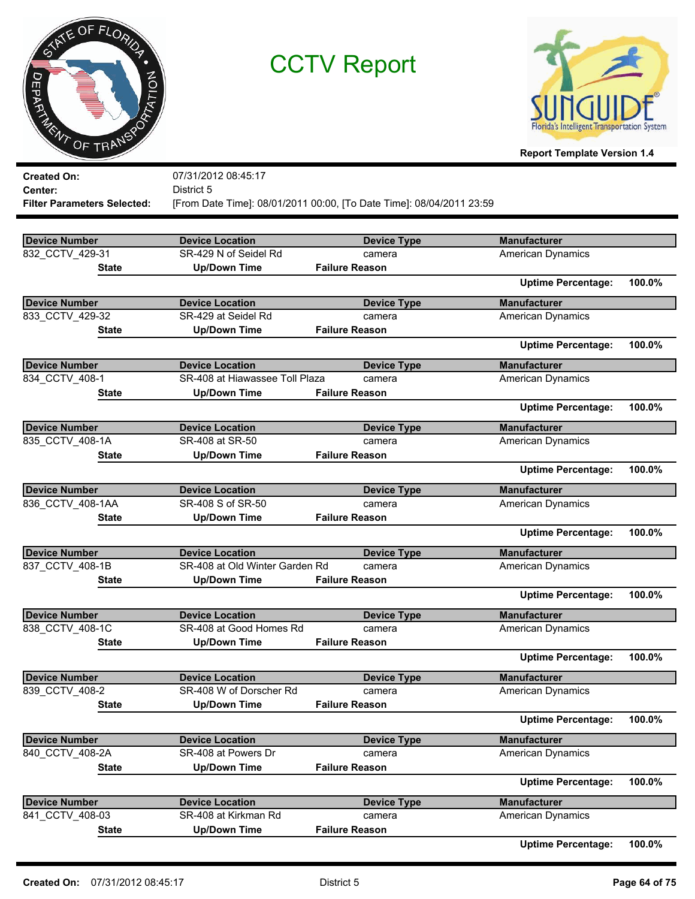# CCTV Report

Report Template Version 1.4

**Created On:** 07/31/2012 08:45:17
**Center:** District 5
**Filter Parameters Selected:** [From Date Time]: 08/01/2011 00:00, [To Date Time]: 08/04/2011 23:59

| Device Number | Device Location | Device Type | Manufacturer |
|---|---|---|---|
| 832_CCTV_429-31 | SR-429 N of Seidel Rd | camera | American Dynamics |

| State | Up/Down Time | Failure Reason |
|---|---|---|

**Uptime Percentage:** 100.0%

| Device Number | Device Location | Device Type | Manufacturer |
|---|---|---|---|
| 833_CCTV_429-32 | SR-429 at Seidel Rd | camera | American Dynamics |

| State | Up/Down Time | Failure Reason |
|---|---|---|

**Uptime Percentage:** 100.0%

| Device Number | Device Location | Device Type | Manufacturer |
|---|---|---|---|
| 834_CCTV_408-1 | SR-408 at Hiawassee Toll Plaza | camera | American Dynamics |

| State | Up/Down Time | Failure Reason |
|---|---|---|

**Uptime Percentage:** 100.0%

| Device Number | Device Location | Device Type | Manufacturer |
|---|---|---|---|
| 835_CCTV_408-1A | SR-408 at SR-50 | camera | American Dynamics |

| State | Up/Down Time | Failure Reason |
|---|---|---|

**Uptime Percentage:** 100.0%

| Device Number | Device Location | Device Type | Manufacturer |
|---|---|---|---|
| 836_CCTV_408-1AA | SR-408 S of SR-50 | camera | American Dynamics |

| State | Up/Down Time | Failure Reason |
|---|---|---|

**Uptime Percentage:** 100.0%

| Device Number | Device Location | Device Type | Manufacturer |
|---|---|---|---|
| 837_CCTV_408-1B | SR-408 at Old Winter Garden Rd | camera | American Dynamics |

| State | Up/Down Time | Failure Reason |
|---|---|---|

**Uptime Percentage:** 100.0%

| Device Number | Device Location | Device Type | Manufacturer |
|---|---|---|---|
| 838_CCTV_408-1C | SR-408 at Good Homes Rd | camera | American Dynamics |

| State | Up/Down Time | Failure Reason |
|---|---|---|

**Uptime Percentage:** 100.0%

| Device Number | Device Location | Device Type | Manufacturer |
|---|---|---|---|
| 839_CCTV_408-2 | SR-408 W of Dorscher Rd | camera | American Dynamics |

| State | Up/Down Time | Failure Reason |
|---|---|---|

**Uptime Percentage:** 100.0%

| Device Number | Device Location | Device Type | Manufacturer |
|---|---|---|---|
| 840_CCTV_408-2A | SR-408 at Powers Dr | camera | American Dynamics |

| State | Up/Down Time | Failure Reason |
|---|---|---|

**Uptime Percentage:** 100.0%

| Device Number | Device Location | Device Type | Manufacturer |
|---|---|---|---|
| 841_CCTV_408-03 | SR-408 at Kirkman Rd | camera | American Dynamics |

| State | Up/Down Time | Failure Reason |
|---|---|---|

**Uptime Percentage:** 100.0%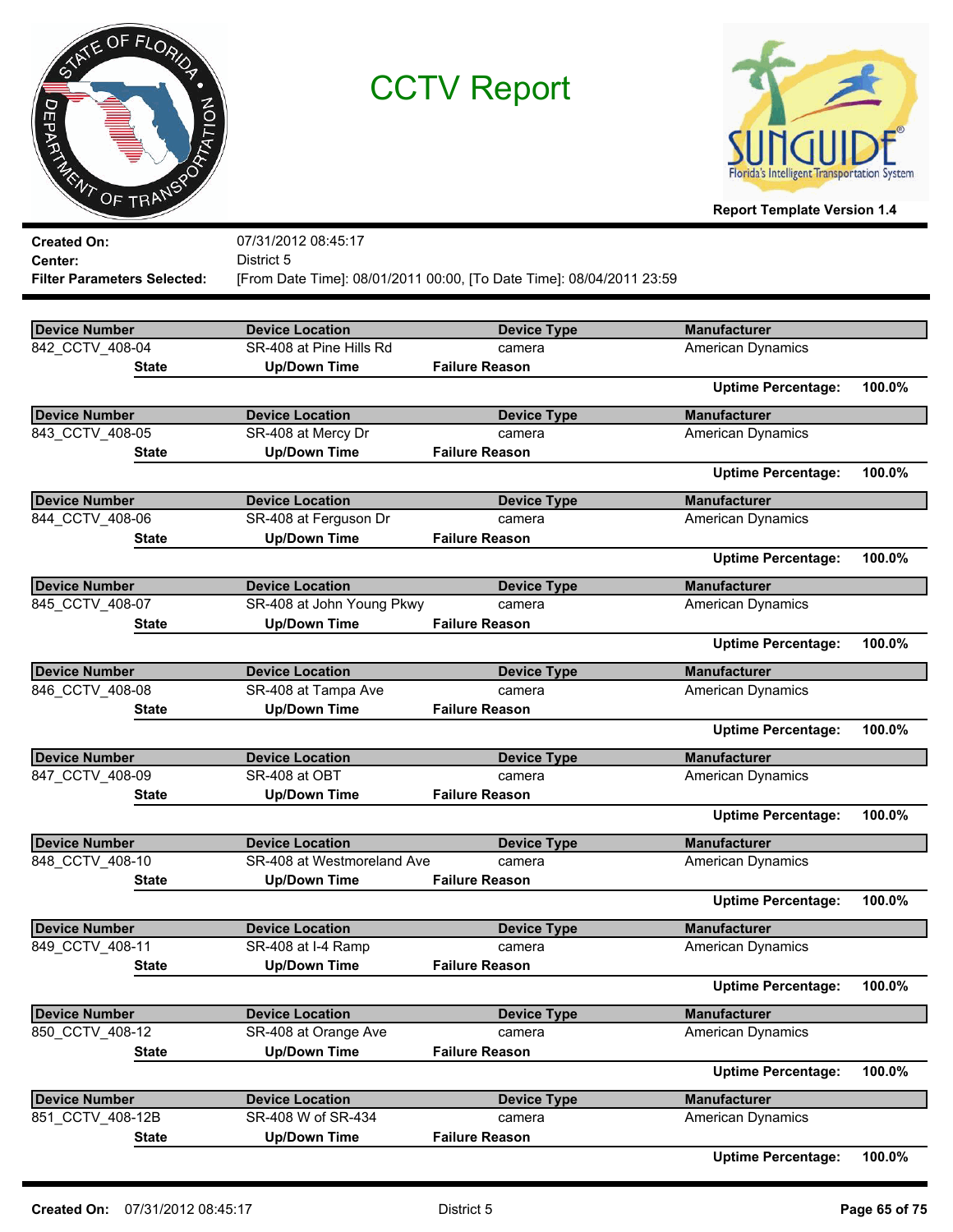# CCTV Report

Report Template Version 1.4

**Created On:** 07/31/2012 08:45:17
**Center:** District 5
**Filter Parameters Selected:** [From Date Time]: 08/01/2011 00:00, [To Date Time]: 08/04/2011 23:59

| Device Number | Device Location | Device Type | Manufacturer |
|---|---|---|---|
| 842_CCTV_408-04 | SR-408 at Pine Hills Rd | camera | American Dynamics |

| State | Up/Down Time | Failure Reason |
|---|---|---|

**Uptime Percentage:** 100.0%

| Device Number | Device Location | Device Type | Manufacturer |
|---|---|---|---|
| 843_CCTV_408-05 | SR-408 at Mercy Dr | camera | American Dynamics |

| State | Up/Down Time | Failure Reason |
|---|---|---|

**Uptime Percentage:** 100.0%

| Device Number | Device Location | Device Type | Manufacturer |
|---|---|---|---|
| 844_CCTV_408-06 | SR-408 at Ferguson Dr | camera | American Dynamics |

| State | Up/Down Time | Failure Reason |
|---|---|---|

**Uptime Percentage:** 100.0%

| Device Number | Device Location | Device Type | Manufacturer |
|---|---|---|---|
| 845_CCTV_408-07 | SR-408 at John Young Pkwy | camera | American Dynamics |

| State | Up/Down Time | Failure Reason |
|---|---|---|

**Uptime Percentage:** 100.0%

| Device Number | Device Location | Device Type | Manufacturer |
|---|---|---|---|
| 846_CCTV_408-08 | SR-408 at Tampa Ave | camera | American Dynamics |

| State | Up/Down Time | Failure Reason |
|---|---|---|

**Uptime Percentage:** 100.0%

| Device Number | Device Location | Device Type | Manufacturer |
|---|---|---|---|
| 847_CCTV_408-09 | SR-408 at OBT | camera | American Dynamics |

| State | Up/Down Time | Failure Reason |
|---|---|---|

**Uptime Percentage:** 100.0%

| Device Number | Device Location | Device Type | Manufacturer |
|---|---|---|---|
| 848_CCTV_408-10 | SR-408 at Westmoreland Ave | camera | American Dynamics |

| State | Up/Down Time | Failure Reason |
|---|---|---|

**Uptime Percentage:** 100.0%

| Device Number | Device Location | Device Type | Manufacturer |
|---|---|---|---|
| 849_CCTV_408-11 | SR-408 at I-4 Ramp | camera | American Dynamics |

| State | Up/Down Time | Failure Reason |
|---|---|---|

**Uptime Percentage:** 100.0%

| Device Number | Device Location | Device Type | Manufacturer |
|---|---|---|---|
| 850_CCTV_408-12 | SR-408 at Orange Ave | camera | American Dynamics |

| State | Up/Down Time | Failure Reason |
|---|---|---|

**Uptime Percentage:** 100.0%

| Device Number | Device Location | Device Type | Manufacturer |
|---|---|---|---|
| 851_CCTV_408-12B | SR-408 W of SR-434 | camera | American Dynamics |

| State | Up/Down Time | Failure Reason |
|---|---|---|

**Uptime Percentage:** 100.0%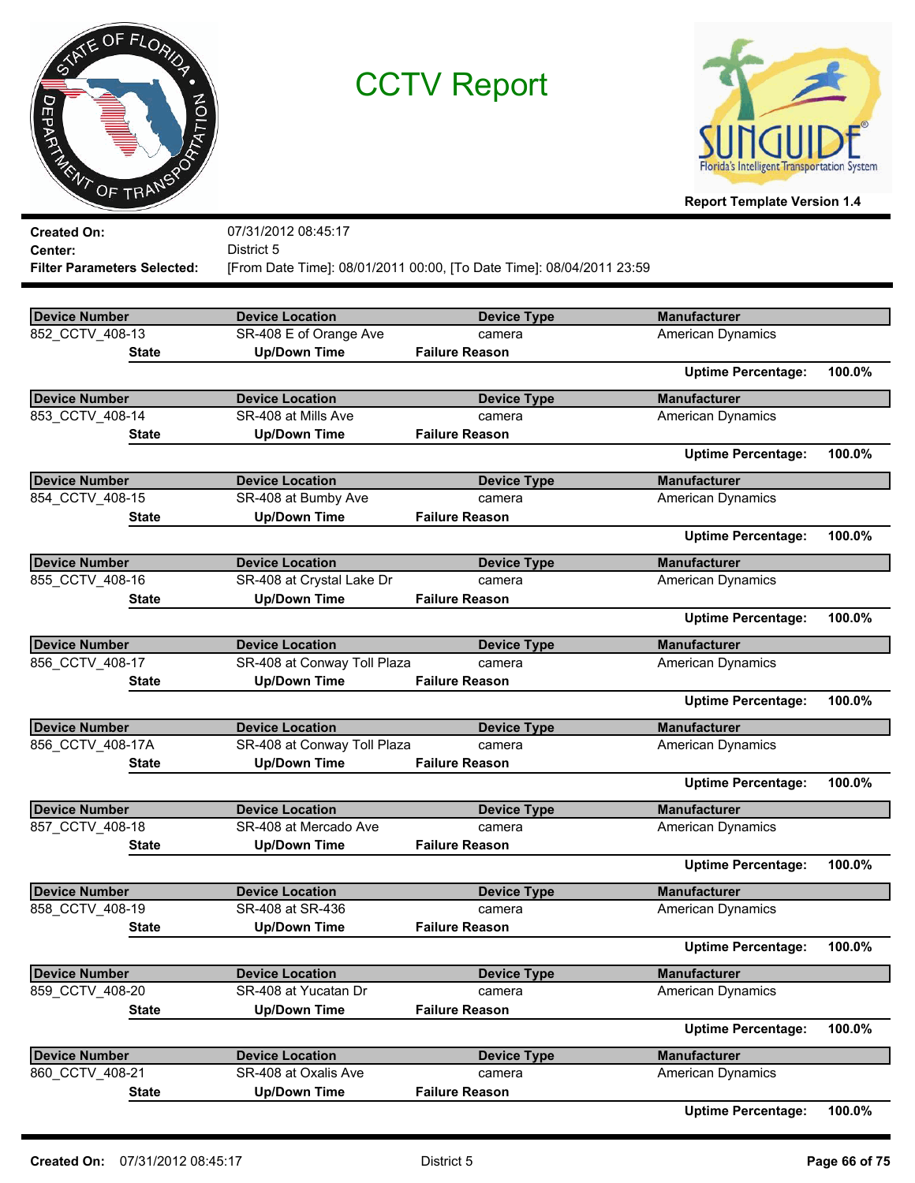# CCTV Report

**Report Template Version 1.4**

**Created On:** 07/31/2012 08:45:17
**Center:** District 5
**Filter Parameters Selected:** [From Date Time]: 08/01/2011 00:00, [To Date Time]: 08/04/2011 23:59

| Device Number | Device Location | Device Type | Manufacturer |
|---|---|---|---|
| 852_CCTV_408-13 | SR-408 E of Orange Ave | camera | American Dynamics |

| State | Up/Down Time | Failure Reason |
|---|---|---|

**Uptime Percentage:** 100.0%

| Device Number | Device Location | Device Type | Manufacturer |
|---|---|---|---|
| 853_CCTV_408-14 | SR-408 at Mills Ave | camera | American Dynamics |

| State | Up/Down Time | Failure Reason |
|---|---|---|

**Uptime Percentage:** 100.0%

| Device Number | Device Location | Device Type | Manufacturer |
|---|---|---|---|
| 854_CCTV_408-15 | SR-408 at Bumby Ave | camera | American Dynamics |

| State | Up/Down Time | Failure Reason |
|---|---|---|

**Uptime Percentage:** 100.0%

| Device Number | Device Location | Device Type | Manufacturer |
|---|---|---|---|
| 855_CCTV_408-16 | SR-408 at Crystal Lake Dr | camera | American Dynamics |

| State | Up/Down Time | Failure Reason |
|---|---|---|

**Uptime Percentage:** 100.0%

| Device Number | Device Location | Device Type | Manufacturer |
|---|---|---|---|
| 856_CCTV_408-17 | SR-408 at Conway Toll Plaza | camera | American Dynamics |

| State | Up/Down Time | Failure Reason |
|---|---|---|

**Uptime Percentage:** 100.0%

| Device Number | Device Location | Device Type | Manufacturer |
|---|---|---|---|
| 856_CCTV_408-17A | SR-408 at Conway Toll Plaza | camera | American Dynamics |

| State | Up/Down Time | Failure Reason |
|---|---|---|

**Uptime Percentage:** 100.0%

| Device Number | Device Location | Device Type | Manufacturer |
|---|---|---|---|
| 857_CCTV_408-18 | SR-408 at Mercado Ave | camera | American Dynamics |

| State | Up/Down Time | Failure Reason |
|---|---|---|

**Uptime Percentage:** 100.0%

| Device Number | Device Location | Device Type | Manufacturer |
|---|---|---|---|
| 858_CCTV_408-19 | SR-408 at SR-436 | camera | American Dynamics |

| State | Up/Down Time | Failure Reason |
|---|---|---|

**Uptime Percentage:** 100.0%

| Device Number | Device Location | Device Type | Manufacturer |
|---|---|---|---|
| 859_CCTV_408-20 | SR-408 at Yucatan Dr | camera | American Dynamics |

| State | Up/Down Time | Failure Reason |
|---|---|---|

**Uptime Percentage:** 100.0%

| Device Number | Device Location | Device Type | Manufacturer |
|---|---|---|---|
| 860_CCTV_408-21 | SR-408 at Oxalis Ave | camera | American Dynamics |

| State | Up/Down Time | Failure Reason |
|---|---|---|

**Uptime Percentage:** 100.0%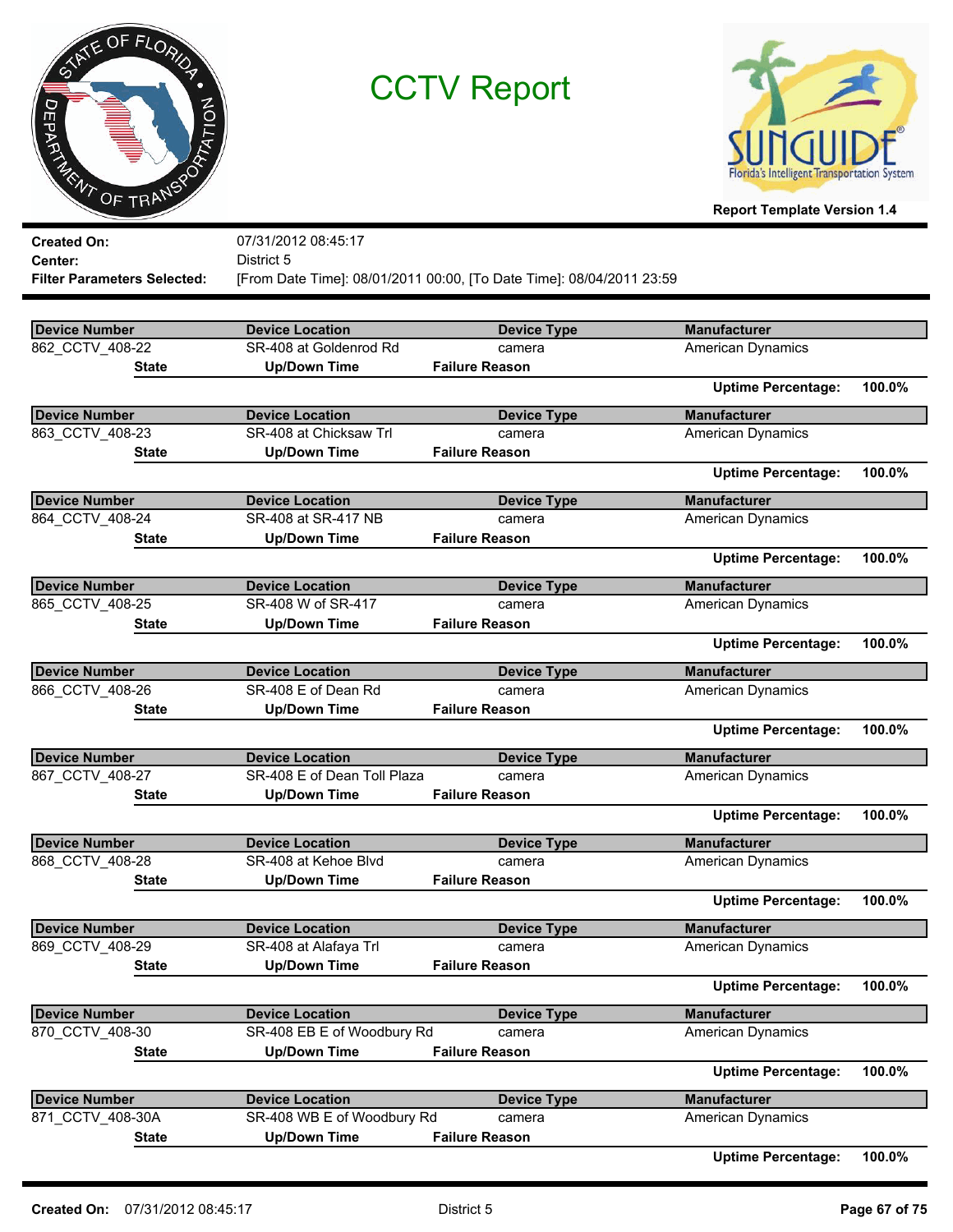# CCTV Report

**Report Template Version 1.4**

**Created On:** 07/31/2012 08:45:17
**Center:** District 5
**Filter Parameters Selected:** [From Date Time]: 08/01/2011 00:00, [To Date Time]: 08/04/2011 23:59

| Device Number | Device Location | Device Type | Manufacturer |
|---|---|---|---|
| 862_CCTV_408-22 | SR-408 at Goldenrod Rd | camera | American Dynamics |

| State | Up/Down Time | Failure Reason |
|---|---|---|

**Uptime Percentage:** 100.0%

| Device Number | Device Location | Device Type | Manufacturer |
|---|---|---|---|
| 863_CCTV_408-23 | SR-408 at Chicksaw Trl | camera | American Dynamics |

| State | Up/Down Time | Failure Reason |
|---|---|---|

**Uptime Percentage:** 100.0%

| Device Number | Device Location | Device Type | Manufacturer |
|---|---|---|---|
| 864_CCTV_408-24 | SR-408 at SR-417 NB | camera | American Dynamics |

| State | Up/Down Time | Failure Reason |
|---|---|---|

**Uptime Percentage:** 100.0%

| Device Number | Device Location | Device Type | Manufacturer |
|---|---|---|---|
| 865_CCTV_408-25 | SR-408 W of SR-417 | camera | American Dynamics |

| State | Up/Down Time | Failure Reason |
|---|---|---|

**Uptime Percentage:** 100.0%

| Device Number | Device Location | Device Type | Manufacturer |
|---|---|---|---|
| 866_CCTV_408-26 | SR-408 E of Dean Rd | camera | American Dynamics |

| State | Up/Down Time | Failure Reason |
|---|---|---|

**Uptime Percentage:** 100.0%

| Device Number | Device Location | Device Type | Manufacturer |
|---|---|---|---|
| 867_CCTV_408-27 | SR-408 E of Dean Toll Plaza | camera | American Dynamics |

| State | Up/Down Time | Failure Reason |
|---|---|---|

**Uptime Percentage:** 100.0%

| Device Number | Device Location | Device Type | Manufacturer |
|---|---|---|---|
| 868_CCTV_408-28 | SR-408 at Kehoe Blvd | camera | American Dynamics |

| State | Up/Down Time | Failure Reason |
|---|---|---|

**Uptime Percentage:** 100.0%

| Device Number | Device Location | Device Type | Manufacturer |
|---|---|---|---|
| 869_CCTV_408-29 | SR-408 at Alafaya Trl | camera | American Dynamics |

| State | Up/Down Time | Failure Reason |
|---|---|---|

**Uptime Percentage:** 100.0%

| Device Number | Device Location | Device Type | Manufacturer |
|---|---|---|---|
| 870_CCTV_408-30 | SR-408 EB E of Woodbury Rd | camera | American Dynamics |

| State | Up/Down Time | Failure Reason |
|---|---|---|

**Uptime Percentage:** 100.0%

| Device Number | Device Location | Device Type | Manufacturer |
|---|---|---|---|
| 871_CCTV_408-30A | SR-408 WB E of Woodbury Rd | camera | American Dynamics |

| State | Up/Down Time | Failure Reason |
|---|---|---|

**Uptime Percentage:** 100.0%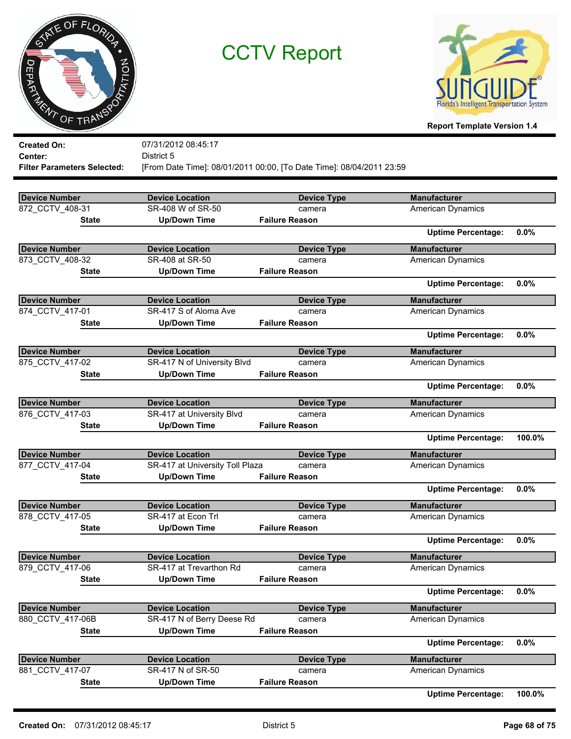# CCTV Report

**Report Template Version 1.4**

**Created On:** 07/31/2012 08:45:17
**Center:** District 5
**Filter Parameters Selected:** [From Date Time]: 08/01/2011 00:00, [To Date Time]: 08/04/2011 23:59

| Device Number | Device Location | Device Type | Manufacturer |
|---|---|---|---|
| 872_CCTV_408-31 | SR-408 W of SR-50 | camera | American Dynamics |

| State | Up/Down Time | Failure Reason |
|---|---|---|

**Uptime Percentage:** 0.0%

| Device Number | Device Location | Device Type | Manufacturer |
|---|---|---|---|
| 873_CCTV_408-32 | SR-408 at SR-50 | camera | American Dynamics |

| State | Up/Down Time | Failure Reason |
|---|---|---|

**Uptime Percentage:** 0.0%

| Device Number | Device Location | Device Type | Manufacturer |
|---|---|---|---|
| 874_CCTV_417-01 | SR-417 S of Aloma Ave | camera | American Dynamics |

| State | Up/Down Time | Failure Reason |
|---|---|---|

**Uptime Percentage:** 0.0%

| Device Number | Device Location | Device Type | Manufacturer |
|---|---|---|---|
| 875_CCTV_417-02 | SR-417 N of University Blvd | camera | American Dynamics |

| State | Up/Down Time | Failure Reason |
|---|---|---|

**Uptime Percentage:** 0.0%

| Device Number | Device Location | Device Type | Manufacturer |
|---|---|---|---|
| 876_CCTV_417-03 | SR-417 at University Blvd | camera | American Dynamics |

| State | Up/Down Time | Failure Reason |
|---|---|---|

**Uptime Percentage:** 100.0%

| Device Number | Device Location | Device Type | Manufacturer |
|---|---|---|---|
| 877_CCTV_417-04 | SR-417 at University Toll Plaza | camera | American Dynamics |

| State | Up/Down Time | Failure Reason |
|---|---|---|

**Uptime Percentage:** 0.0%

| Device Number | Device Location | Device Type | Manufacturer |
|---|---|---|---|
| 878_CCTV_417-05 | SR-417 at Econ Trl | camera | American Dynamics |

| State | Up/Down Time | Failure Reason |
|---|---|---|

**Uptime Percentage:** 0.0%

| Device Number | Device Location | Device Type | Manufacturer |
|---|---|---|---|
| 879_CCTV_417-06 | SR-417 at Trevarthon Rd | camera | American Dynamics |

| State | Up/Down Time | Failure Reason |
|---|---|---|

**Uptime Percentage:** 0.0%

| Device Number | Device Location | Device Type | Manufacturer |
|---|---|---|---|
| 880_CCTV_417-06B | SR-417 N of Berry Deese Rd | camera | American Dynamics |

| State | Up/Down Time | Failure Reason |
|---|---|---|

**Uptime Percentage:** 0.0%

| Device Number | Device Location | Device Type | Manufacturer |
|---|---|---|---|
| 881_CCTV_417-07 | SR-417 N of SR-50 | camera | American Dynamics |

| State | Up/Down Time | Failure Reason |
|---|---|---|

**Uptime Percentage:** 100.0%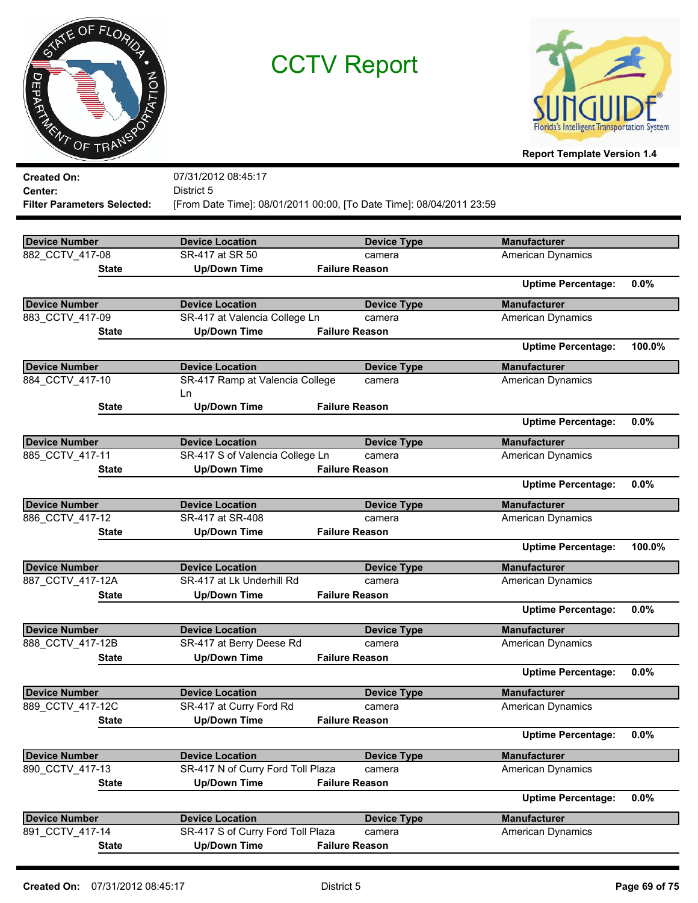# CCTV Report

**Report Template Version 1.4**

**Created On:** 07/31/2012 08:45:17
**Center:** District 5
**Filter Parameters Selected:** [From Date Time]: 08/01/2011 00:00, [To Date Time]: 08/04/2011 23:59

| Device Number | Device Location | Device Type | Manufacturer |
|---|---|---|---|
| 882_CCTV_417-08 | SR-417 at SR 50 | camera | American Dynamics |

| State | Up/Down Time | Failure Reason |
|---|---|---|

**Uptime Percentage:** 0.0%

| Device Number | Device Location | Device Type | Manufacturer |
|---|---|---|---|
| 883_CCTV_417-09 | SR-417 at Valencia College Ln | camera | American Dynamics |

| State | Up/Down Time | Failure Reason |
|---|---|---|

**Uptime Percentage:** 100.0%

| Device Number | Device Location | Device Type | Manufacturer |
|---|---|---|---|
| 884_CCTV_417-10 | SR-417 Ramp at Valencia College Ln | camera | American Dynamics |

| State | Up/Down Time | Failure Reason |
|---|---|---|

**Uptime Percentage:** 0.0%

| Device Number | Device Location | Device Type | Manufacturer |
|---|---|---|---|
| 885_CCTV_417-11 | SR-417 S of Valencia College Ln | camera | American Dynamics |

| State | Up/Down Time | Failure Reason |
|---|---|---|

**Uptime Percentage:** 0.0%

| Device Number | Device Location | Device Type | Manufacturer |
|---|---|---|---|
| 886_CCTV_417-12 | SR-417 at SR-408 | camera | American Dynamics |

| State | Up/Down Time | Failure Reason |
|---|---|---|

**Uptime Percentage:** 100.0%

| Device Number | Device Location | Device Type | Manufacturer |
|---|---|---|---|
| 887_CCTV_417-12A | SR-417 at Lk Underhill Rd | camera | American Dynamics |

| State | Up/Down Time | Failure Reason |
|---|---|---|

**Uptime Percentage:** 0.0%

| Device Number | Device Location | Device Type | Manufacturer |
|---|---|---|---|
| 888_CCTV_417-12B | SR-417 at Berry Deese Rd | camera | American Dynamics |

| State | Up/Down Time | Failure Reason |
|---|---|---|

**Uptime Percentage:** 0.0%

| Device Number | Device Location | Device Type | Manufacturer |
|---|---|---|---|
| 889_CCTV_417-12C | SR-417 at Curry Ford Rd | camera | American Dynamics |

| State | Up/Down Time | Failure Reason |
|---|---|---|

**Uptime Percentage:** 0.0%

| Device Number | Device Location | Device Type | Manufacturer |
|---|---|---|---|
| 890_CCTV_417-13 | SR-417 N of Curry Ford Toll Plaza | camera | American Dynamics |

| State | Up/Down Time | Failure Reason |
|---|---|---|

**Uptime Percentage:** 0.0%

| Device Number | Device Location | Device Type | Manufacturer |
|---|---|---|---|
| 891_CCTV_417-14 | SR-417 S of Curry Ford Toll Plaza | camera | American Dynamics |

| State | Up/Down Time | Failure Reason |
|---|---|---|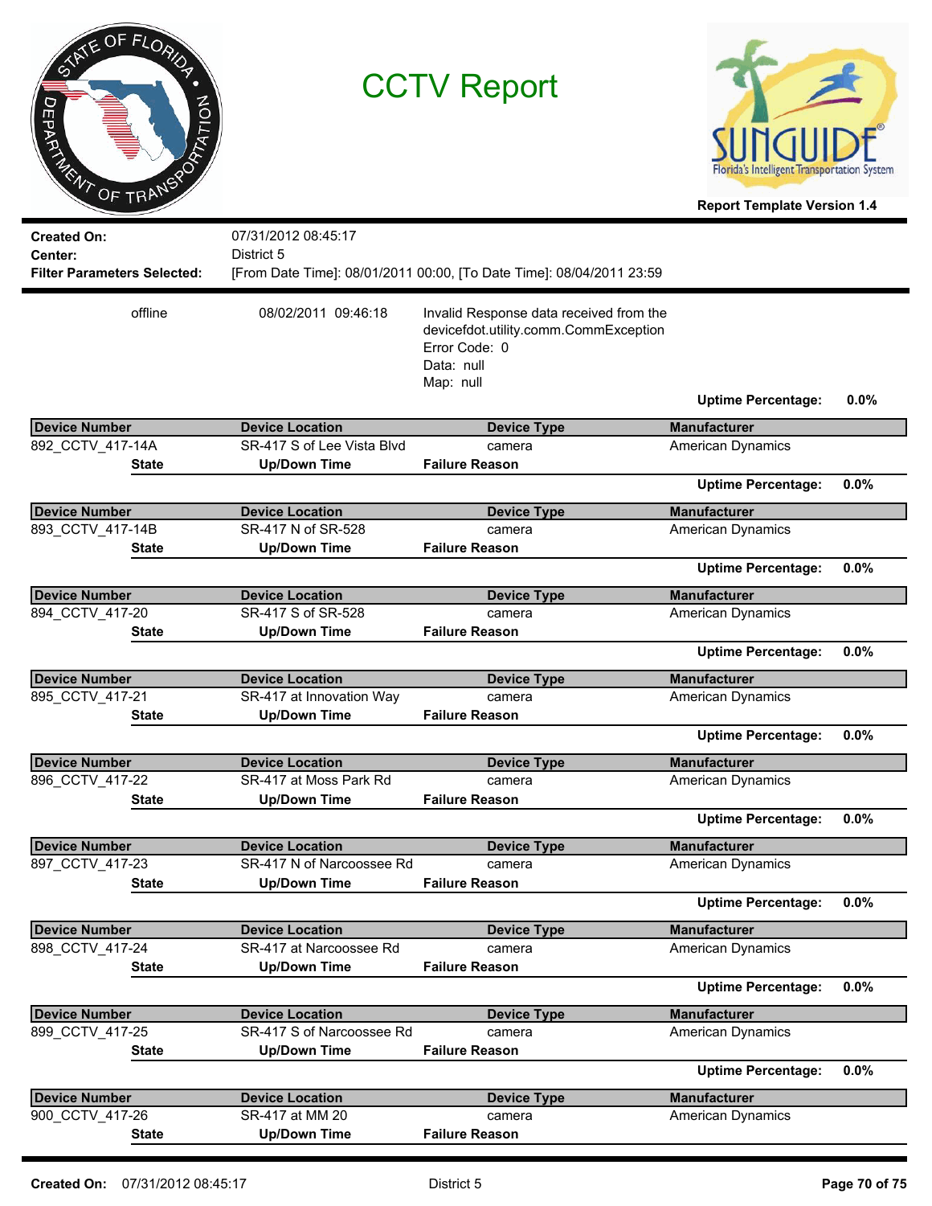# CCTV Report

Report Template Version 1.4

**Created On:** 07/31/2012 08:45:17
**Center:** District 5
**Filter Parameters Selected:** [From Date Time]: 08/01/2011 00:00, [To Date Time]: 08/04/2011 23:59

| State | Up/Down Time | Failure Reason |
|---|---|---|
| offline | 08/02/2011 09:46:18 | Invalid Response data received from the devicefdot.utility.comm.CommException Error Code: 0 Data: null Map: null |

**Uptime Percentage:** 0.0%

| Device Number | Device Location | Device Type | Manufacturer |
|---|---|---|---|
| 892_CCTV_417-14A | SR-417 S of Lee Vista Blvd | camera | American Dynamics |

| State | Up/Down Time | Failure Reason |
|---|---|---|

**Uptime Percentage:** 0.0%

| Device Number | Device Location | Device Type | Manufacturer |
|---|---|---|---|
| 893_CCTV_417-14B | SR-417 N of SR-528 | camera | American Dynamics |

| State | Up/Down Time | Failure Reason |
|---|---|---|

**Uptime Percentage:** 0.0%

| Device Number | Device Location | Device Type | Manufacturer |
|---|---|---|---|
| 894_CCTV_417-20 | SR-417 S of SR-528 | camera | American Dynamics |

| State | Up/Down Time | Failure Reason |
|---|---|---|

**Uptime Percentage:** 0.0%

| Device Number | Device Location | Device Type | Manufacturer |
|---|---|---|---|
| 895_CCTV_417-21 | SR-417 at Innovation Way | camera | American Dynamics |

| State | Up/Down Time | Failure Reason |
|---|---|---|

**Uptime Percentage:** 0.0%

| Device Number | Device Location | Device Type | Manufacturer |
|---|---|---|---|
| 896_CCTV_417-22 | SR-417 at Moss Park Rd | camera | American Dynamics |

| State | Up/Down Time | Failure Reason |
|---|---|---|

**Uptime Percentage:** 0.0%

| Device Number | Device Location | Device Type | Manufacturer |
|---|---|---|---|
| 897_CCTV_417-23 | SR-417 N of Narcoossee Rd | camera | American Dynamics |

| State | Up/Down Time | Failure Reason |
|---|---|---|

**Uptime Percentage:** 0.0%

| Device Number | Device Location | Device Type | Manufacturer |
|---|---|---|---|
| 898_CCTV_417-24 | SR-417 at Narcoossee Rd | camera | American Dynamics |

| State | Up/Down Time | Failure Reason |
|---|---|---|

**Uptime Percentage:** 0.0%

| Device Number | Device Location | Device Type | Manufacturer |
|---|---|---|---|
| 899_CCTV_417-25 | SR-417 S of Narcoossee Rd | camera | American Dynamics |

| State | Up/Down Time | Failure Reason |
|---|---|---|

**Uptime Percentage:** 0.0%

| Device Number | Device Location | Device Type | Manufacturer |
|---|---|---|---|
| 900_CCTV_417-26 | SR-417 at MM 20 | camera | American Dynamics |

| State | Up/Down Time | Failure Reason |
|---|---|---|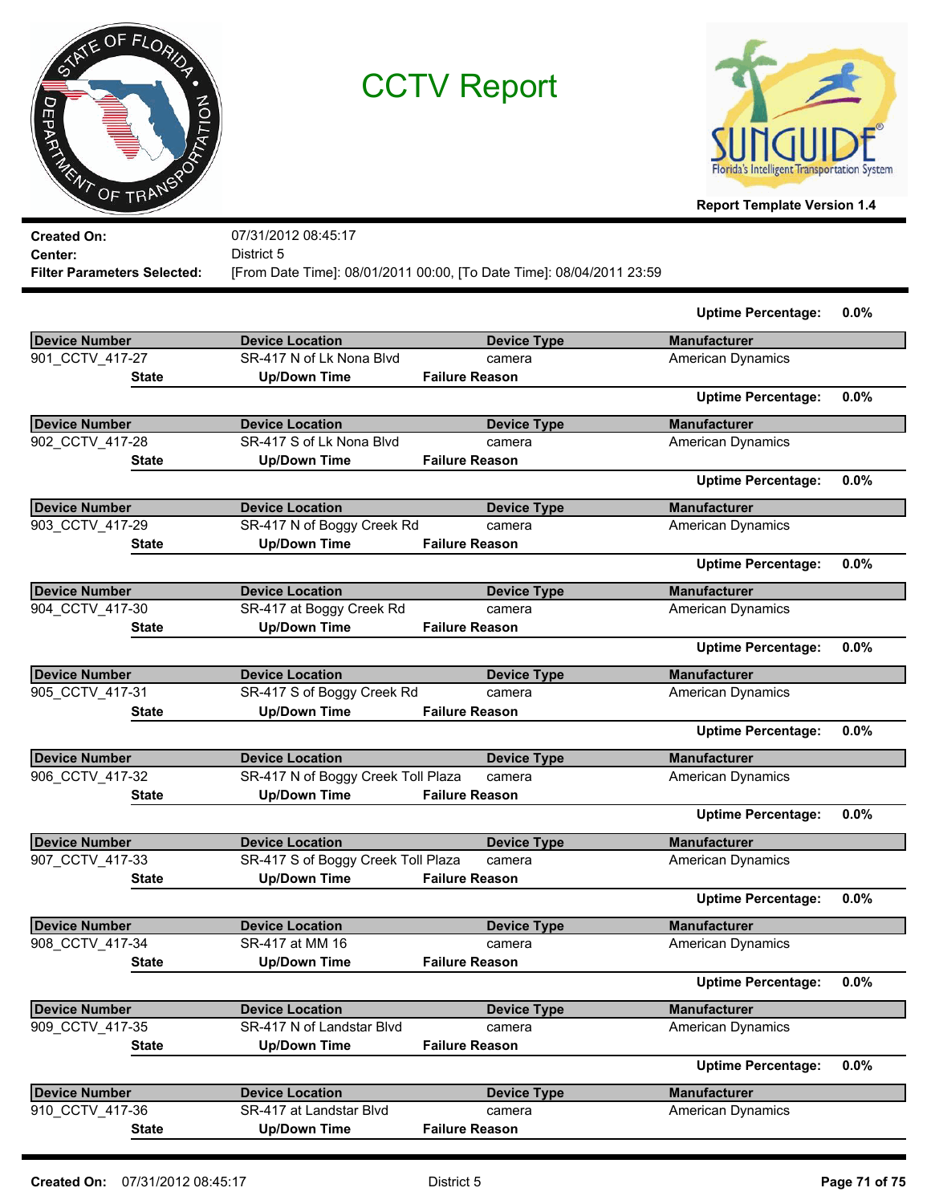# CCTV Report

**Report Template Version 1.4**

**Created On:** 07/31/2012 08:45:17
**Center:** District 5
**Filter Parameters Selected:** [From Date Time]: 08/01/2011 00:00, [To Date Time]: 08/04/2011 23:59

**Uptime Percentage:** 0.0%

| Device Number | Device Location | Device Type | Manufacturer |
|---|---|---|---|
| 901_CCTV_417-27 | SR-417 N of Lk Nona Blvd | camera | American Dynamics |

| State | Up/Down Time | Failure Reason |
|---|---|---|

**Uptime Percentage:** 0.0%

| Device Number | Device Location | Device Type | Manufacturer |
|---|---|---|---|
| 902_CCTV_417-28 | SR-417 S of Lk Nona Blvd | camera | American Dynamics |

| State | Up/Down Time | Failure Reason |
|---|---|---|

**Uptime Percentage:** 0.0%

| Device Number | Device Location | Device Type | Manufacturer |
|---|---|---|---|
| 903_CCTV_417-29 | SR-417 N of Boggy Creek Rd | camera | American Dynamics |

| State | Up/Down Time | Failure Reason |
|---|---|---|

**Uptime Percentage:** 0.0%

| Device Number | Device Location | Device Type | Manufacturer |
|---|---|---|---|
| 904_CCTV_417-30 | SR-417 at Boggy Creek Rd | camera | American Dynamics |

| State | Up/Down Time | Failure Reason |
|---|---|---|

**Uptime Percentage:** 0.0%

| Device Number | Device Location | Device Type | Manufacturer |
|---|---|---|---|
| 905_CCTV_417-31 | SR-417 S of Boggy Creek Rd | camera | American Dynamics |

| State | Up/Down Time | Failure Reason |
|---|---|---|

**Uptime Percentage:** 0.0%

| Device Number | Device Location | Device Type | Manufacturer |
|---|---|---|---|
| 906_CCTV_417-32 | SR-417 N of Boggy Creek Toll Plaza | camera | American Dynamics |

| State | Up/Down Time | Failure Reason |
|---|---|---|

**Uptime Percentage:** 0.0%

| Device Number | Device Location | Device Type | Manufacturer |
|---|---|---|---|
| 907_CCTV_417-33 | SR-417 S of Boggy Creek Toll Plaza | camera | American Dynamics |

| State | Up/Down Time | Failure Reason |
|---|---|---|

**Uptime Percentage:** 0.0%

| Device Number | Device Location | Device Type | Manufacturer |
|---|---|---|---|
| 908_CCTV_417-34 | SR-417 at MM 16 | camera | American Dynamics |

| State | Up/Down Time | Failure Reason |
|---|---|---|

**Uptime Percentage:** 0.0%

| Device Number | Device Location | Device Type | Manufacturer |
|---|---|---|---|
| 909_CCTV_417-35 | SR-417 N of Landstar Blvd | camera | American Dynamics |

| State | Up/Down Time | Failure Reason |
|---|---|---|

**Uptime Percentage:** 0.0%

| Device Number | Device Location | Device Type | Manufacturer |
|---|---|---|---|
| 910_CCTV_417-36 | SR-417 at Landstar Blvd | camera | American Dynamics |

| State | Up/Down Time | Failure Reason |
|---|---|---|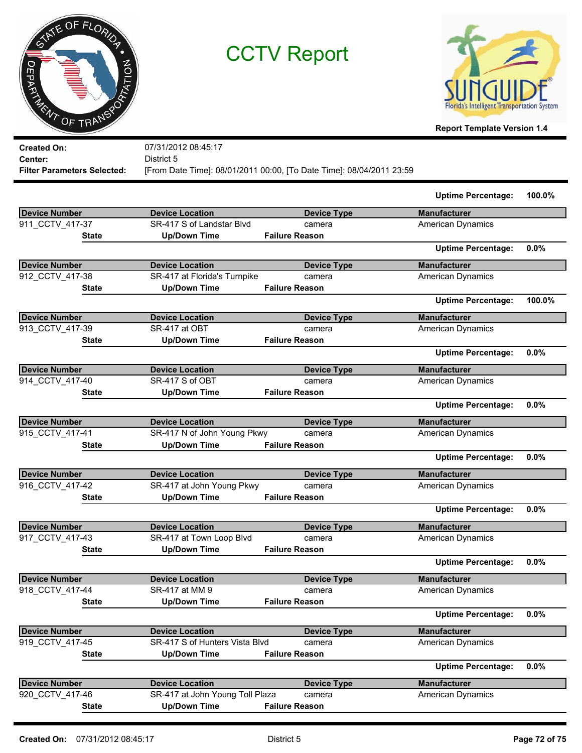# CCTV Report

**Report Template Version 1.4**

**Created On:** 07/31/2012 08:45:17
**Center:** District 5
**Filter Parameters Selected:** [From Date Time]: 08/01/2011 00:00, [To Date Time]: 08/04/2011 23:59

**Uptime Percentage:** 100.0%

| Device Number | Device Location | Device Type | Manufacturer |
|---|---|---|---|
| 911_CCTV_417-37 | SR-417 S of Landstar Blvd | camera | American Dynamics |

| State | Up/Down Time | Failure Reason |
|---|---|---|

**Uptime Percentage:** 0.0%

| Device Number | Device Location | Device Type | Manufacturer |
|---|---|---|---|
| 912_CCTV_417-38 | SR-417 at Florida's Turnpike | camera | American Dynamics |

| State | Up/Down Time | Failure Reason |
|---|---|---|

**Uptime Percentage:** 100.0%

| Device Number | Device Location | Device Type | Manufacturer |
|---|---|---|---|
| 913_CCTV_417-39 | SR-417 at OBT | camera | American Dynamics |

| State | Up/Down Time | Failure Reason |
|---|---|---|

**Uptime Percentage:** 0.0%

| Device Number | Device Location | Device Type | Manufacturer |
|---|---|---|---|
| 914_CCTV_417-40 | SR-417 S of OBT | camera | American Dynamics |

| State | Up/Down Time | Failure Reason |
|---|---|---|

**Uptime Percentage:** 0.0%

| Device Number | Device Location | Device Type | Manufacturer |
|---|---|---|---|
| 915_CCTV_417-41 | SR-417 N of John Young Pkwy | camera | American Dynamics |

| State | Up/Down Time | Failure Reason |
|---|---|---|

**Uptime Percentage:** 0.0%

| Device Number | Device Location | Device Type | Manufacturer |
|---|---|---|---|
| 916_CCTV_417-42 | SR-417 at John Young Pkwy | camera | American Dynamics |

| State | Up/Down Time | Failure Reason |
|---|---|---|

**Uptime Percentage:** 0.0%

| Device Number | Device Location | Device Type | Manufacturer |
|---|---|---|---|
| 917_CCTV_417-43 | SR-417 at Town Loop Blvd | camera | American Dynamics |

| State | Up/Down Time | Failure Reason |
|---|---|---|

**Uptime Percentage:** 0.0%

| Device Number | Device Location | Device Type | Manufacturer |
|---|---|---|---|
| 918_CCTV_417-44 | SR-417 at MM 9 | camera | American Dynamics |

| State | Up/Down Time | Failure Reason |
|---|---|---|

**Uptime Percentage:** 0.0%

| Device Number | Device Location | Device Type | Manufacturer |
|---|---|---|---|
| 919_CCTV_417-45 | SR-417 S of Hunters Vista Blvd | camera | American Dynamics |

| State | Up/Down Time | Failure Reason |
|---|---|---|

**Uptime Percentage:** 0.0%

| Device Number | Device Location | Device Type | Manufacturer |
|---|---|---|---|
| 920_CCTV_417-46 | SR-417 at John Young Toll Plaza | camera | American Dynamics |

| State | Up/Down Time | Failure Reason |
|---|---|---|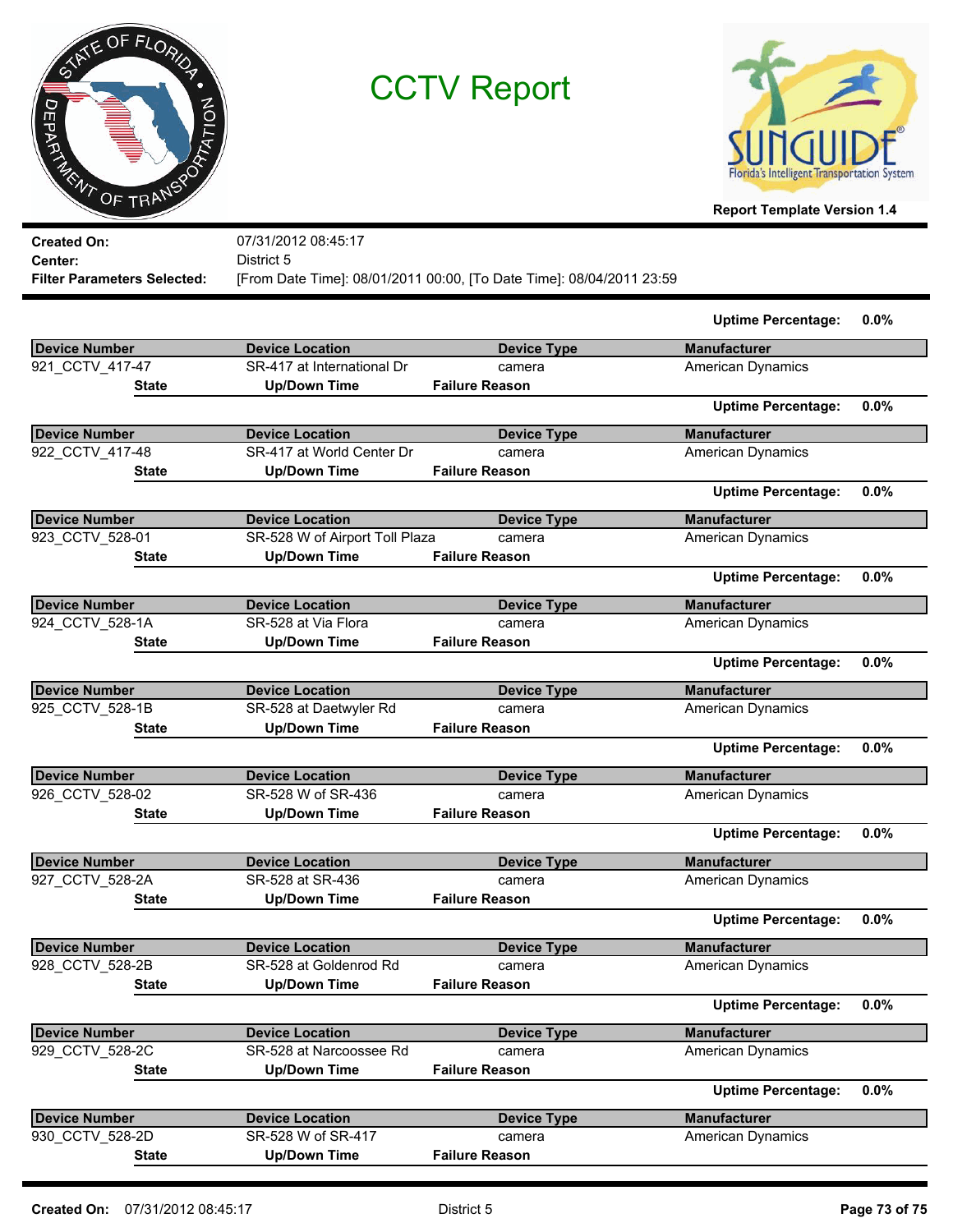# CCTV Report

**Report Template Version 1.4**

**Created On:** 07/31/2012 08:45:17
**Center:** District 5
**Filter Parameters Selected:** [From Date Time]: 08/01/2011 00:00, [To Date Time]: 08/04/2011 23:59

**Uptime Percentage:** 0.0%

| Device Number | Device Location | Device Type | Manufacturer |
|---|---|---|---|
| 921_CCTV_417-47 | SR-417 at International Dr | camera | American Dynamics |

| State | Up/Down Time | Failure Reason |
|---|---|---|

**Uptime Percentage:** 0.0%

| Device Number | Device Location | Device Type | Manufacturer |
|---|---|---|---|
| 922_CCTV_417-48 | SR-417 at World Center Dr | camera | American Dynamics |

| State | Up/Down Time | Failure Reason |
|---|---|---|

**Uptime Percentage:** 0.0%

| Device Number | Device Location | Device Type | Manufacturer |
|---|---|---|---|
| 923_CCTV_528-01 | SR-528 W of Airport Toll Plaza | camera | American Dynamics |

| State | Up/Down Time | Failure Reason |
|---|---|---|

**Uptime Percentage:** 0.0%

| Device Number | Device Location | Device Type | Manufacturer |
|---|---|---|---|
| 924_CCTV_528-1A | SR-528 at Via Flora | camera | American Dynamics |

| State | Up/Down Time | Failure Reason |
|---|---|---|

**Uptime Percentage:** 0.0%

| Device Number | Device Location | Device Type | Manufacturer |
|---|---|---|---|
| 925_CCTV_528-1B | SR-528 at Daetwyler Rd | camera | American Dynamics |

| State | Up/Down Time | Failure Reason |
|---|---|---|

**Uptime Percentage:** 0.0%

| Device Number | Device Location | Device Type | Manufacturer |
|---|---|---|---|
| 926_CCTV_528-02 | SR-528 W of SR-436 | camera | American Dynamics |

| State | Up/Down Time | Failure Reason |
|---|---|---|

**Uptime Percentage:** 0.0%

| Device Number | Device Location | Device Type | Manufacturer |
|---|---|---|---|
| 927_CCTV_528-2A | SR-528 at SR-436 | camera | American Dynamics |

| State | Up/Down Time | Failure Reason |
|---|---|---|

**Uptime Percentage:** 0.0%

| Device Number | Device Location | Device Type | Manufacturer |
|---|---|---|---|
| 928_CCTV_528-2B | SR-528 at Goldenrod Rd | camera | American Dynamics |

| State | Up/Down Time | Failure Reason |
|---|---|---|

**Uptime Percentage:** 0.0%

| Device Number | Device Location | Device Type | Manufacturer |
|---|---|---|---|
| 929_CCTV_528-2C | SR-528 at Narcoossee Rd | camera | American Dynamics |

| State | Up/Down Time | Failure Reason |
|---|---|---|

**Uptime Percentage:** 0.0%

| Device Number | Device Location | Device Type | Manufacturer |
|---|---|---|---|
| 930_CCTV_528-2D | SR-528 W of SR-417 | camera | American Dynamics |

| State | Up/Down Time | Failure Reason |
|---|---|---|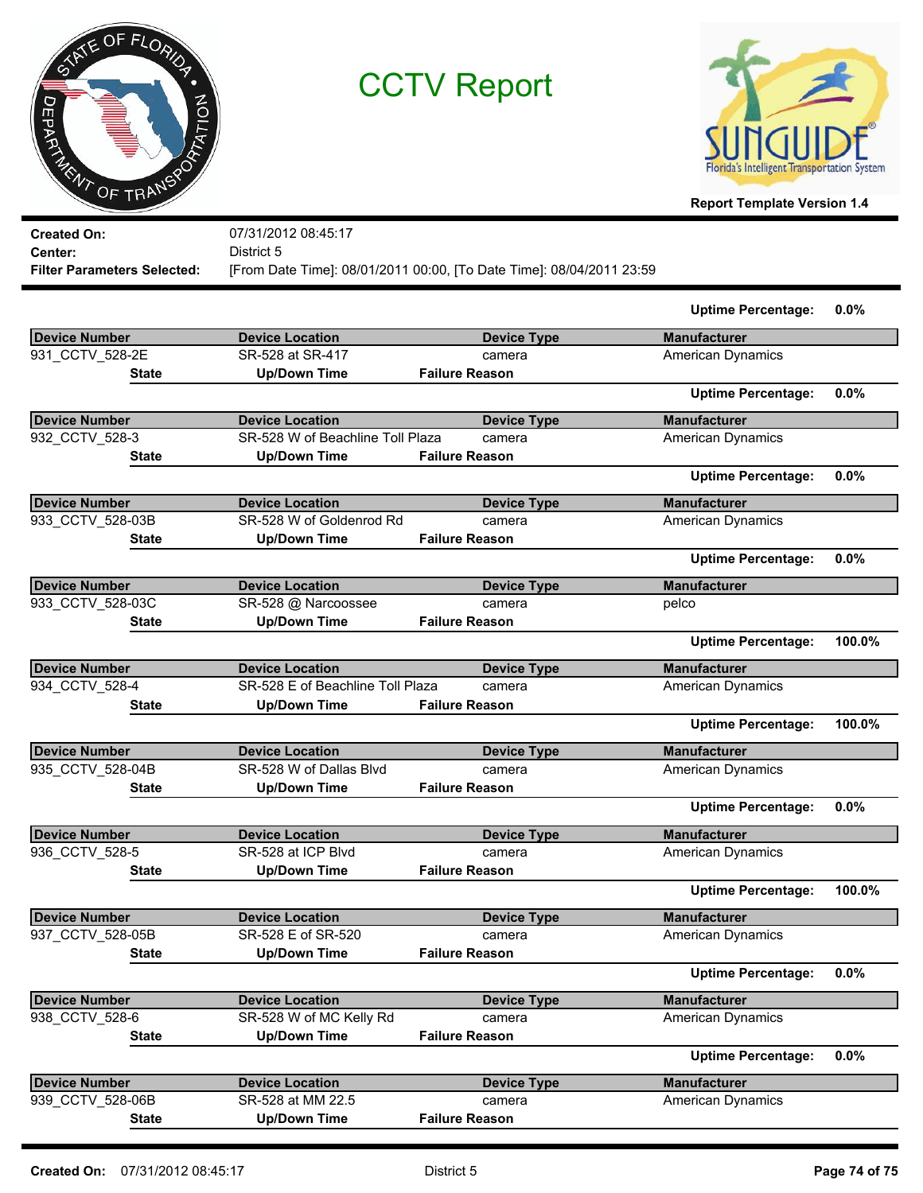# CCTV Report

**Report Template Version 1.4**

**Created On:** 07/31/2012 08:45:17
**Center:** District 5
**Filter Parameters Selected:** [From Date Time]: 08/01/2011 00:00, [To Date Time]: 08/04/2011 23:59

**Uptime Percentage:** 0.0%

| Device Number | Device Location | Device Type | Manufacturer |
|---|---|---|---|
| 931_CCTV_528-2E | SR-528 at SR-417 | camera | American Dynamics |

| State | Up/Down Time | Failure Reason |
|---|---|---|

**Uptime Percentage:** 0.0%

| Device Number | Device Location | Device Type | Manufacturer |
|---|---|---|---|
| 932_CCTV_528-3 | SR-528 W of Beachline Toll Plaza | camera | American Dynamics |

| State | Up/Down Time | Failure Reason |
|---|---|---|

**Uptime Percentage:** 0.0%

| Device Number | Device Location | Device Type | Manufacturer |
|---|---|---|---|
| 933_CCTV_528-03B | SR-528 W of Goldenrod Rd | camera | American Dynamics |

| State | Up/Down Time | Failure Reason |
|---|---|---|

**Uptime Percentage:** 0.0%

| Device Number | Device Location | Device Type | Manufacturer |
|---|---|---|---|
| 933_CCTV_528-03C | SR-528 @ Narcoossee | camera | pelco |

| State | Up/Down Time | Failure Reason |
|---|---|---|

**Uptime Percentage:** 100.0%

| Device Number | Device Location | Device Type | Manufacturer |
|---|---|---|---|
| 934_CCTV_528-4 | SR-528 E of Beachline Toll Plaza | camera | American Dynamics |

| State | Up/Down Time | Failure Reason |
|---|---|---|

**Uptime Percentage:** 100.0%

| Device Number | Device Location | Device Type | Manufacturer |
|---|---|---|---|
| 935_CCTV_528-04B | SR-528 W of Dallas Blvd | camera | American Dynamics |

| State | Up/Down Time | Failure Reason |
|---|---|---|

**Uptime Percentage:** 0.0%

| Device Number | Device Location | Device Type | Manufacturer |
|---|---|---|---|
| 936_CCTV_528-5 | SR-528 at ICP Blvd | camera | American Dynamics |

| State | Up/Down Time | Failure Reason |
|---|---|---|

**Uptime Percentage:** 100.0%

| Device Number | Device Location | Device Type | Manufacturer |
|---|---|---|---|
| 937_CCTV_528-05B | SR-528 E of SR-520 | camera | American Dynamics |

| State | Up/Down Time | Failure Reason |
|---|---|---|

**Uptime Percentage:** 0.0%

| Device Number | Device Location | Device Type | Manufacturer |
|---|---|---|---|
| 938_CCTV_528-6 | SR-528 W of MC Kelly Rd | camera | American Dynamics |

| State | Up/Down Time | Failure Reason |
|---|---|---|

**Uptime Percentage:** 0.0%

| Device Number | Device Location | Device Type | Manufacturer |
|---|---|---|---|
| 939_CCTV_528-06B | SR-528 at MM 22.5 | camera | American Dynamics |

| State | Up/Down Time | Failure Reason |
|---|---|---|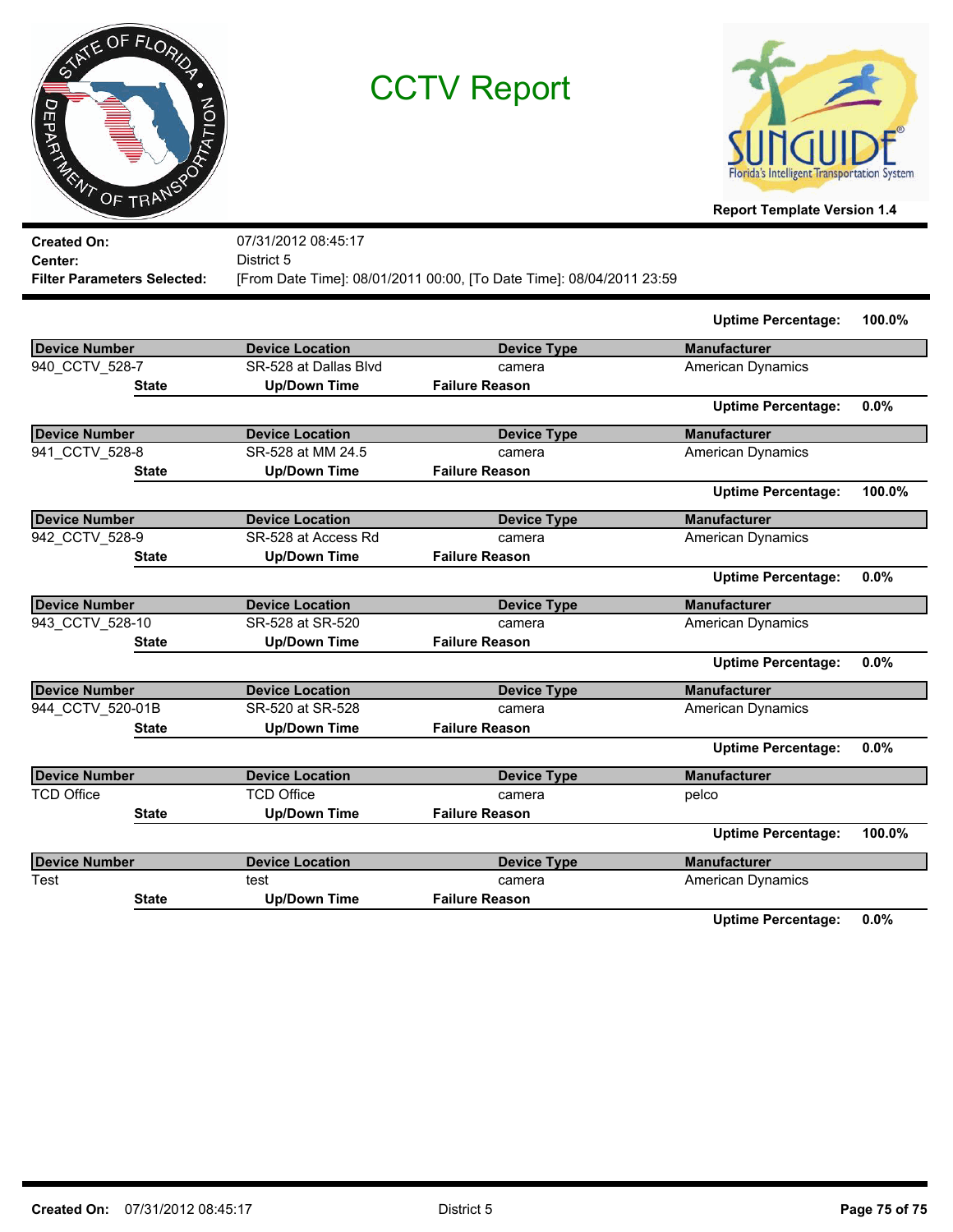# CCTV Report

Report Template Version 1.4

**Created On:** 07/31/2012 08:45:17
**Center:** District 5
**Filter Parameters Selected:** [From Date Time]: 08/01/2011 00:00, [To Date Time]: 08/04/2011 23:59

**Uptime Percentage:** 100.0%

| Device Number | Device Location | Device Type | Manufacturer |
|---|---|---|---|
| 940_CCTV_528-7 | SR-528 at Dallas Blvd | camera | American Dynamics |

| State | Up/Down Time | Failure Reason |
|---|---|---|

**Uptime Percentage:** 0.0%

| Device Number | Device Location | Device Type | Manufacturer |
|---|---|---|---|
| 941_CCTV_528-8 | SR-528 at MM 24.5 | camera | American Dynamics |

| State | Up/Down Time | Failure Reason |
|---|---|---|

**Uptime Percentage:** 100.0%

| Device Number | Device Location | Device Type | Manufacturer |
|---|---|---|---|
| 942_CCTV_528-9 | SR-528 at Access Rd | camera | American Dynamics |

| State | Up/Down Time | Failure Reason |
|---|---|---|

**Uptime Percentage:** 0.0%

| Device Number | Device Location | Device Type | Manufacturer |
|---|---|---|---|
| 943_CCTV_528-10 | SR-528 at SR-520 | camera | American Dynamics |

| State | Up/Down Time | Failure Reason |
|---|---|---|

**Uptime Percentage:** 0.0%

| Device Number | Device Location | Device Type | Manufacturer |
|---|---|---|---|
| 944_CCTV_520-01B | SR-520 at SR-528 | camera | American Dynamics |

| State | Up/Down Time | Failure Reason |
|---|---|---|

**Uptime Percentage:** 0.0%

| Device Number | Device Location | Device Type | Manufacturer |
|---|---|---|---|
| TCD Office | TCD Office | camera | pelco |

| State | Up/Down Time | Failure Reason |
|---|---|---|

**Uptime Percentage:** 100.0%

| Device Number | Device Location | Device Type | Manufacturer |
|---|---|---|---|
| Test | test | camera | American Dynamics |

| State | Up/Down Time | Failure Reason |
|---|---|---|

**Uptime Percentage:** 0.0%